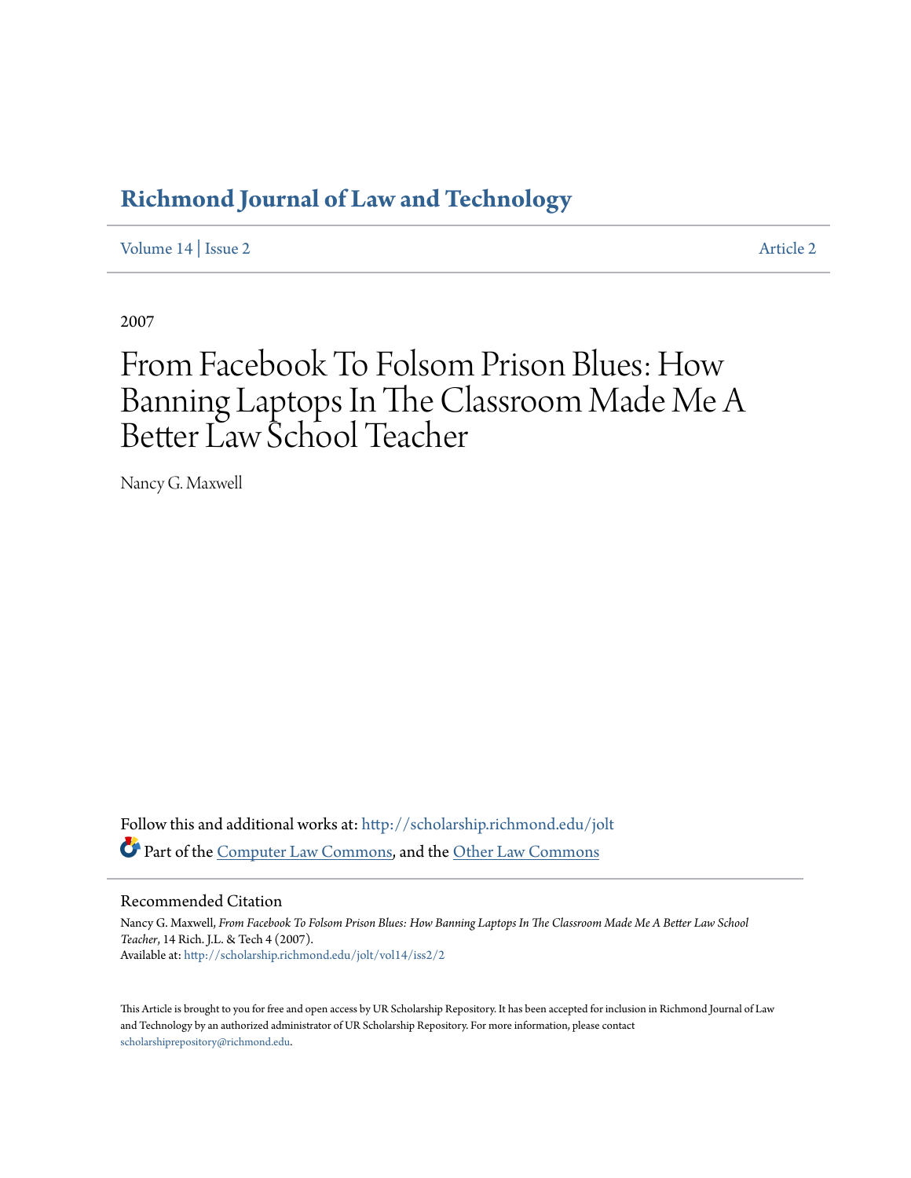# Richmond Journal of Law and Technology

Volume 14 | Issue 2 Article 2

2007

# From Facebook To Folsom Prison Blues: How Banning Laptops In The Classroom Made Me A Better Law School Teacher

Nancy G. Maxwell

Follow this and additional works at: http://scholarship.richmond.edu/jolt

Part of the Computer Law Commons, and the Other Law Commons

## Recommended Citation

Nancy G. Maxwell, *From Facebook To Folsom Prison Blues: How Banning Laptops In The Classroom Made Me A Better Law School Teacher*, 14 Rich. J.L. & Tech 4 (2007).
Available at: http://scholarship.richmond.edu/jolt/vol14/iss2/2

This Article is brought to you for free and open access by UR Scholarship Repository. It has been accepted for inclusion in Richmond Journal of Law and Technology by an authorized administrator of UR Scholarship Repository. For more information, please contact scholarshiprepository@richmond.edu.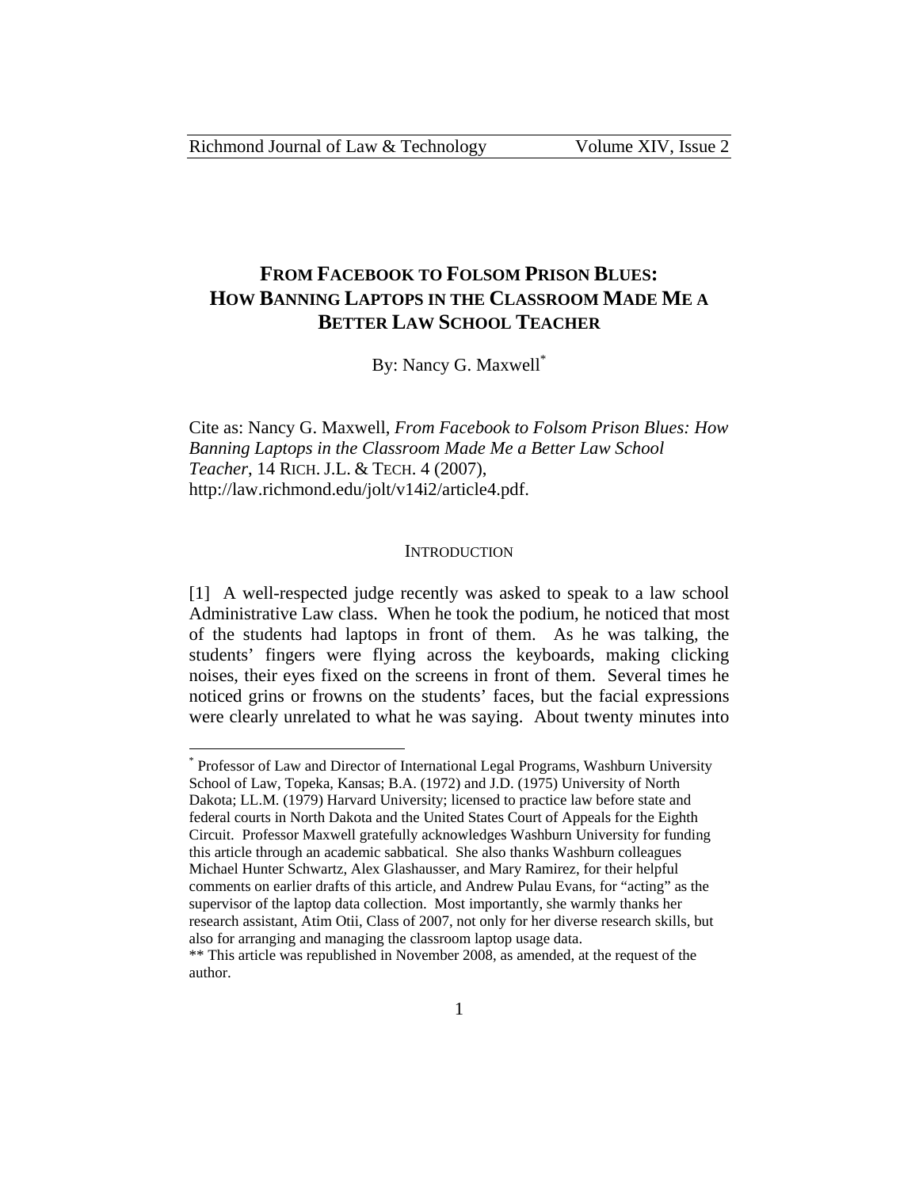# FROM FACEBOOK TO FOLSOM PRISON BLUES: HOW BANNING LAPTOPS IN THE CLASSROOM MADE ME A BETTER LAW SCHOOL TEACHER

By: Nancy G. Maxwell*

Cite as: Nancy G. Maxwell, *From Facebook to Folsom Prison Blues: How Banning Laptops in the Classroom Made Me a Better Law School Teacher*, 14 RICH. J.L. & TECH. 4 (2007), http://law.richmond.edu/jolt/v14i2/article4.pdf.

## INTRODUCTION

[1] A well-respected judge recently was asked to speak to a law school Administrative Law class. When he took the podium, he noticed that most of the students had laptops in front of them. As he was talking, the students' fingers were flying across the keyboards, making clicking noises, their eyes fixed on the screens in front of them. Several times he noticed grins or frowns on the students' faces, but the facial expressions were clearly unrelated to what he was saying. About twenty minutes into

---

* Professor of Law and Director of International Legal Programs, Washburn University School of Law, Topeka, Kansas; B.A. (1972) and J.D. (1975) University of North Dakota; LL.M. (1979) Harvard University; licensed to practice law before state and federal courts in North Dakota and the United States Court of Appeals for the Eighth Circuit. Professor Maxwell gratefully acknowledges Washburn University for funding this article through an academic sabbatical. She also thanks Washburn colleagues Michael Hunter Schwartz, Alex Glashausser, and Mary Ramirez, for their helpful comments on earlier drafts of this article, and Andrew Pulau Evans, for "acting" as the supervisor of the laptop data collection. Most importantly, she warmly thanks her research assistant, Atim Otii, Class of 2007, not only for her diverse research skills, but also for arranging and managing the classroom laptop usage data.

** This article was republished in November 2008, as amended, at the request of the author.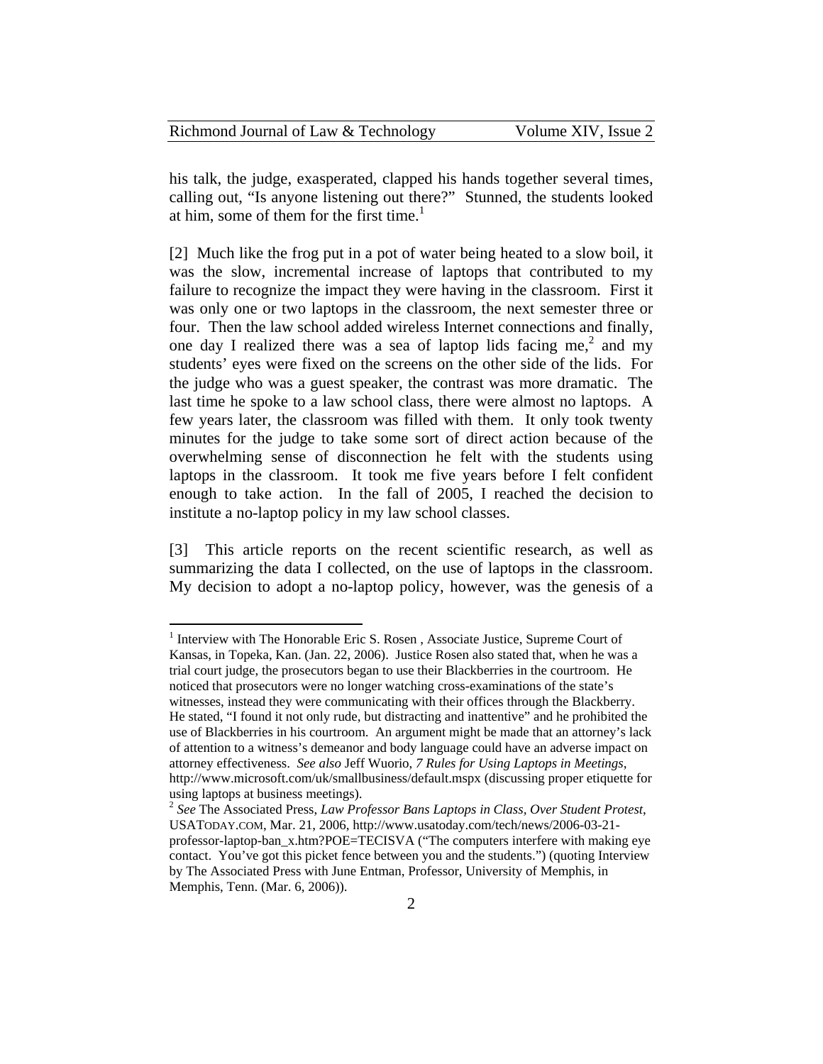his talk, the judge, exasperated, clapped his hands together several times, calling out, "Is anyone listening out there?" Stunned, the students looked at him, some of them for the first time.[1]

[2] Much like the frog put in a pot of water being heated to a slow boil, it was the slow, incremental increase of laptops that contributed to my failure to recognize the impact they were having in the classroom. First it was only one or two laptops in the classroom, the next semester three or four. Then the law school added wireless Internet connections and finally, one day I realized there was a sea of laptop lids facing me,[2] and my students' eyes were fixed on the screens on the other side of the lids. For the judge who was a guest speaker, the contrast was more dramatic. The last time he spoke to a law school class, there were almost no laptops. A few years later, the classroom was filled with them. It only took twenty minutes for the judge to take some sort of direct action because of the overwhelming sense of disconnection he felt with the students using laptops in the classroom. It took me five years before I felt confident enough to take action. In the fall of 2005, I reached the decision to institute a no-laptop policy in my law school classes.

[3] This article reports on the recent scientific research, as well as summarizing the data I collected, on the use of laptops in the classroom. My decision to adopt a no-laptop policy, however, was the genesis of a

---

[1] Interview with The Honorable Eric S. Rosen , Associate Justice, Supreme Court of Kansas, in Topeka, Kan. (Jan. 22, 2006). Justice Rosen also stated that, when he was a trial court judge, the prosecutors began to use their Blackberries in the courtroom. He noticed that prosecutors were no longer watching cross-examinations of the state's witnesses, instead they were communicating with their offices through the Blackberry. He stated, "I found it not only rude, but distracting and inattentive" and he prohibited the use of Blackberries in his courtroom. An argument might be made that an attorney's lack of attention to a witness's demeanor and body language could have an adverse impact on attorney effectiveness. *See also* Jeff Wuorio, *7 Rules for Using Laptops in Meetings*, http://www.microsoft.com/uk/smallbusiness/default.mspx (discussing proper etiquette for using laptops at business meetings).

[2] *See* The Associated Press, *Law Professor Bans Laptops in Class, Over Student Protest*, USATODAY.COM, Mar. 21, 2006, http://www.usatoday.com/tech/news/2006-03-21-professor-laptop-ban_x.htm?POE=TECISVA ("The computers interfere with making eye contact. You've got this picket fence between you and the students.") (quoting Interview by The Associated Press with June Entman, Professor, University of Memphis, in Memphis, Tenn. (Mar. 6, 2006)).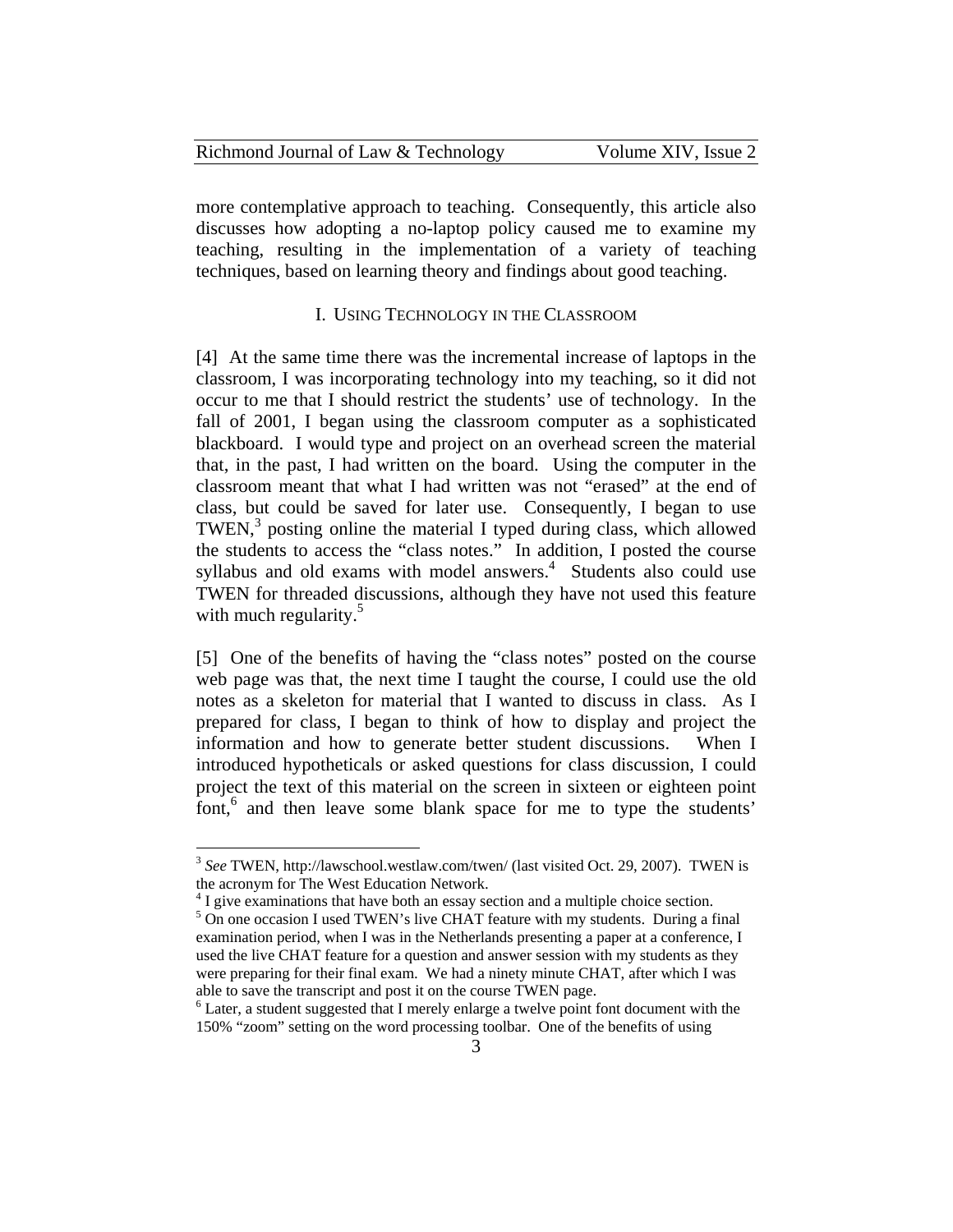more contemplative approach to teaching. Consequently, this article also discusses how adopting a no-laptop policy caused me to examine my teaching, resulting in the implementation of a variety of teaching techniques, based on learning theory and findings about good teaching.

## I. USING TECHNOLOGY IN THE CLASSROOM

[4] At the same time there was the incremental increase of laptops in the classroom, I was incorporating technology into my teaching, so it did not occur to me that I should restrict the students' use of technology. In the fall of 2001, I began using the classroom computer as a sophisticated blackboard. I would type and project on an overhead screen the material that, in the past, I had written on the board. Using the computer in the classroom meant that what I had written was not "erased" at the end of class, but could be saved for later use. Consequently, I began to use TWEN,[3] posting online the material I typed during class, which allowed the students to access the "class notes." In addition, I posted the course syllabus and old exams with model answers.[4] Students also could use TWEN for threaded discussions, although they have not used this feature with much regularity.[5]

[5] One of the benefits of having the "class notes" posted on the course web page was that, the next time I taught the course, I could use the old notes as a skeleton for material that I wanted to discuss in class. As I prepared for class, I began to think of how to display and project the information and how to generate better student discussions. When I introduced hypotheticals or asked questions for class discussion, I could project the text of this material on the screen in sixteen or eighteen point font,[6] and then leave some blank space for me to type the students'

---

[3] *See* TWEN, http://lawschool.westlaw.com/twen/ (last visited Oct. 29, 2007). TWEN is the acronym for The West Education Network.

[4] I give examinations that have both an essay section and a multiple choice section.

[5] On one occasion I used TWEN's live CHAT feature with my students. During a final examination period, when I was in the Netherlands presenting a paper at a conference, I used the live CHAT feature for a question and answer session with my students as they were preparing for their final exam. We had a ninety minute CHAT, after which I was able to save the transcript and post it on the course TWEN page.

[6] Later, a student suggested that I merely enlarge a twelve point font document with the 150% "zoom" setting on the word processing toolbar. One of the benefits of using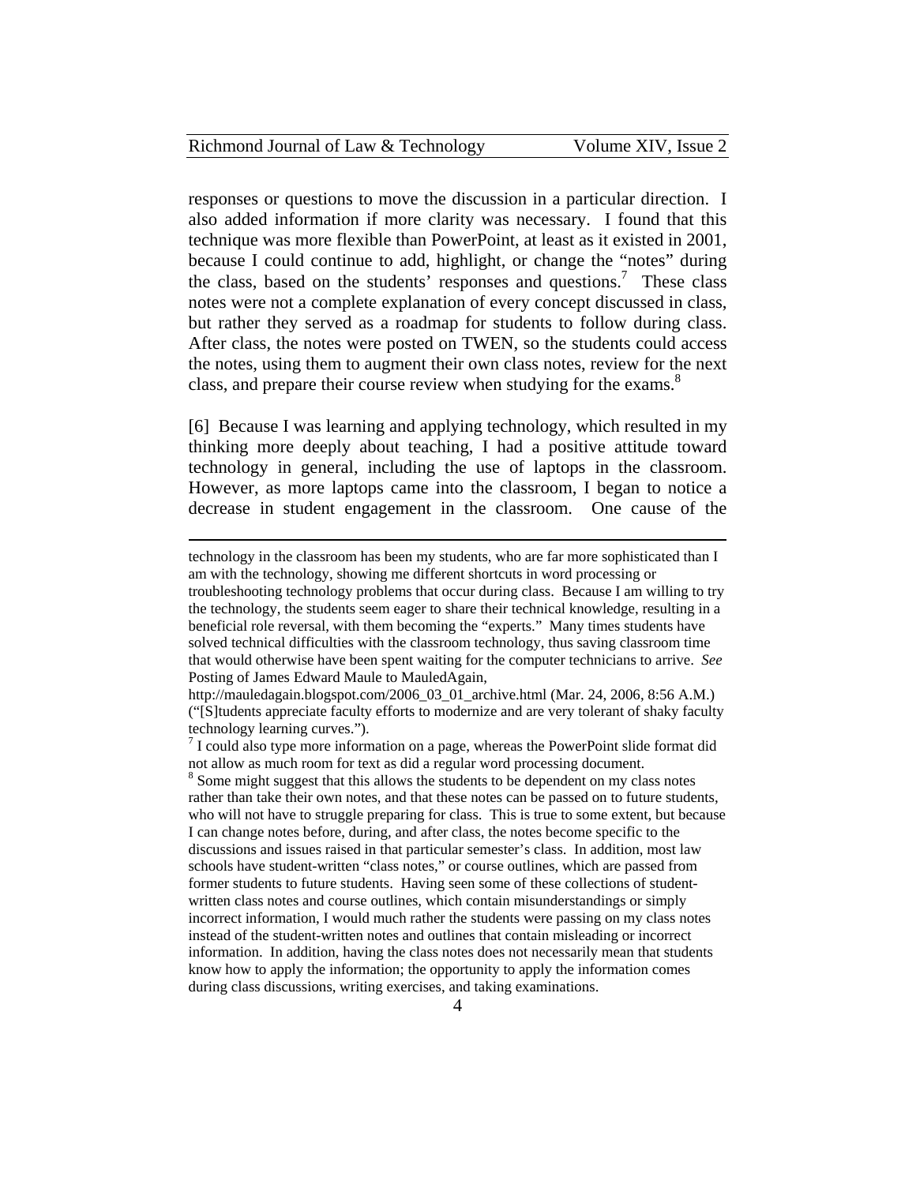responses or questions to move the discussion in a particular direction. I also added information if more clarity was necessary. I found that this technique was more flexible than PowerPoint, at least as it existed in 2001, because I could continue to add, highlight, or change the "notes" during the class, based on the students' responses and questions.[7] These class notes were not a complete explanation of every concept discussed in class, but rather they served as a roadmap for students to follow during class. After class, the notes were posted on TWEN, so the students could access the notes, using them to augment their own class notes, review for the next class, and prepare their course review when studying for the exams.[8]

[6] Because I was learning and applying technology, which resulted in my thinking more deeply about teaching, I had a positive attitude toward technology in general, including the use of laptops in the classroom. However, as more laptops came into the classroom, I began to notice a decrease in student engagement in the classroom. One cause of the

---

technology in the classroom has been my students, who are far more sophisticated than I am with the technology, showing me different shortcuts in word processing or troubleshooting technology problems that occur during class. Because I am willing to try the technology, the students seem eager to share their technical knowledge, resulting in a beneficial role reversal, with them becoming the "experts." Many times students have solved technical difficulties with the classroom technology, thus saving classroom time that would otherwise have been spent waiting for the computer technicians to arrive. *See* Posting of James Edward Maule to MauledAgain, http://mauledagain.blogspot.com/2006_03_01_archive.html (Mar. 24, 2006, 8:56 A.M.) ("[S]tudents appreciate faculty efforts to modernize and are very tolerant of shaky faculty technology learning curves.").

[7] I could also type more information on a page, whereas the PowerPoint slide format did not allow as much room for text as did a regular word processing document.

[8] Some might suggest that this allows the students to be dependent on my class notes rather than take their own notes, and that these notes can be passed on to future students, who will not have to struggle preparing for class. This is true to some extent, but because I can change notes before, during, and after class, the notes become specific to the discussions and issues raised in that particular semester's class. In addition, most law schools have student-written "class notes," or course outlines, which are passed from former students to future students. Having seen some of these collections of student-written class notes and course outlines, which contain misunderstandings or simply incorrect information, I would much rather the students were passing on my class notes instead of the student-written notes and outlines that contain misleading or incorrect information. In addition, having the class notes does not necessarily mean that students know how to apply the information; the opportunity to apply the information comes during class discussions, writing exercises, and taking examinations.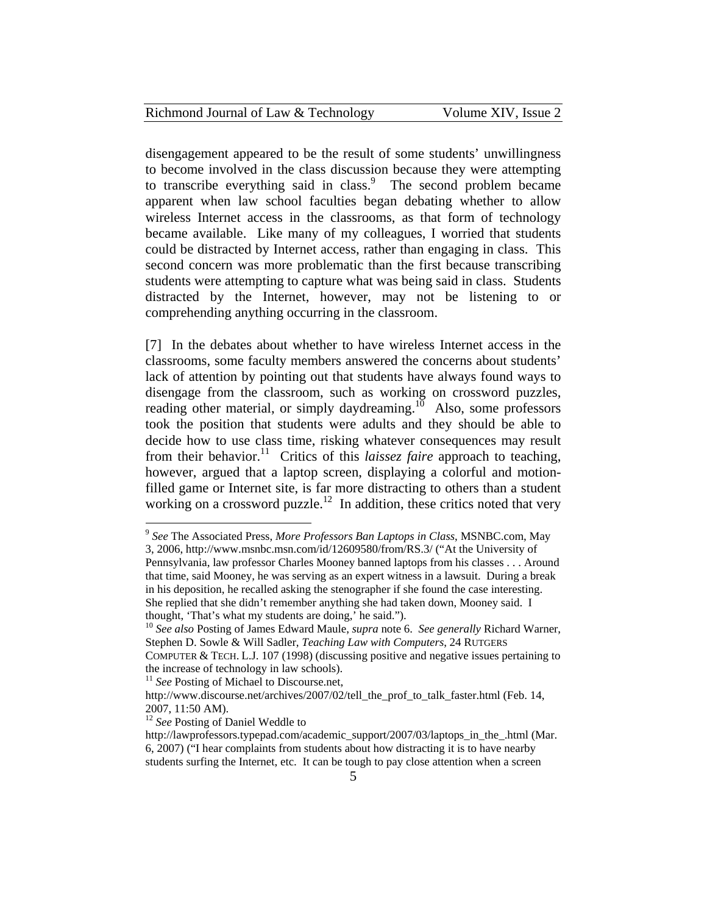disengagement appeared to be the result of some students' unwillingness to become involved in the class discussion because they were attempting to transcribe everything said in class.[9] The second problem became apparent when law school faculties began debating whether to allow wireless Internet access in the classrooms, as that form of technology became available. Like many of my colleagues, I worried that students could be distracted by Internet access, rather than engaging in class. This second concern was more problematic than the first because transcribing students were attempting to capture what was being said in class. Students distracted by the Internet, however, may not be listening to or comprehending anything occurring in the classroom.

[7] In the debates about whether to have wireless Internet access in the classrooms, some faculty members answered the concerns about students' lack of attention by pointing out that students have always found ways to disengage from the classroom, such as working on crossword puzzles, reading other material, or simply daydreaming.[10] Also, some professors took the position that students were adults and they should be able to decide how to use class time, risking whatever consequences may result from their behavior.[11] Critics of this *laissez faire* approach to teaching, however, argued that a laptop screen, displaying a colorful and motion-filled game or Internet site, is far more distracting to others than a student working on a crossword puzzle.[12] In addition, these critics noted that very

---

[9] *See* The Associated Press, *More Professors Ban Laptops in Class*, MSNBC.com, May 3, 2006, http://www.msnbc.msn.com/id/12609580/from/RS.3/ ("At the University of Pennsylvania, law professor Charles Mooney banned laptops from his classes . . . Around that time, said Mooney, he was serving as an expert witness in a lawsuit. During a break in his deposition, he recalled asking the stenographer if she found the case interesting. She replied that she didn't remember anything she had taken down, Mooney said. I thought, 'That's what my students are doing,' he said.").

[10] *See also* Posting of James Edward Maule, *supra* note 6. *See generally* Richard Warner, Stephen D. Sowle & Will Sadler, *Teaching Law with Computers*, 24 RUTGERS COMPUTER & TECH. L.J. 107 (1998) (discussing positive and negative issues pertaining to the increase of technology in law schools).

[11] *See* Posting of Michael to Discourse.net, http://www.discourse.net/archives/2007/02/tell_the_prof_to_talk_faster.html (Feb. 14, 2007, 11:50 AM).

[12] *See* Posting of Daniel Weddle to http://lawprofessors.typepad.com/academic_support/2007/03/laptops_in_the_.html (Mar. 6, 2007) ("I hear complaints from students about how distracting it is to have nearby students surfing the Internet, etc. It can be tough to pay close attention when a screen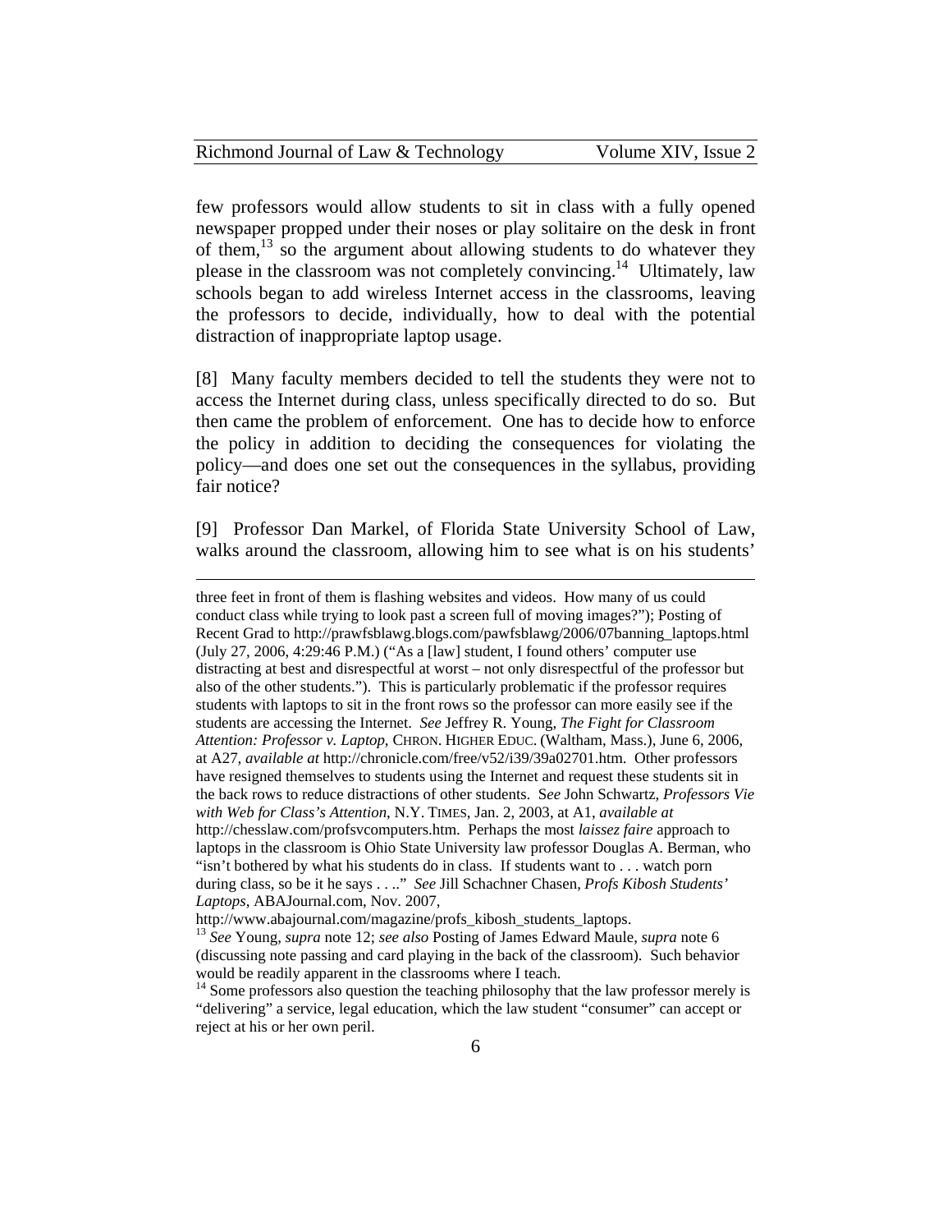few professors would allow students to sit in class with a fully opened newspaper propped under their noses or play solitaire on the desk in front of them,[13] so the argument about allowing students to do whatever they please in the classroom was not completely convincing.[14] Ultimately, law schools began to add wireless Internet access in the classrooms, leaving the professors to decide, individually, how to deal with the potential distraction of inappropriate laptop usage.

[8] Many faculty members decided to tell the students they were not to access the Internet during class, unless specifically directed to do so. But then came the problem of enforcement. One has to decide how to enforce the policy in addition to deciding the consequences for violating the policy—and does one set out the consequences in the syllabus, providing fair notice?

[9] Professor Dan Markel, of Florida State University School of Law, walks around the classroom, allowing him to see what is on his students'

---

three feet in front of them is flashing websites and videos. How many of us could conduct class while trying to look past a screen full of moving images?"); Posting of Recent Grad to http://prawfsblawg.blogs.com/pawfsblawg/2006/07banning_laptops.html (July 27, 2006, 4:29:46 P.M.) ("As a [law] student, I found others' computer use distracting at best and disrespectful at worst – not only disrespectful of the professor but also of the other students."). This is particularly problematic if the professor requires students with laptops to sit in the front rows so the professor can more easily see if the students are accessing the Internet. *See* Jeffrey R. Young, *The Fight for Classroom Attention: Professor v. Laptop*, CHRON. HIGHER EDUC. (Waltham, Mass.), June 6, 2006, at A27, *available at* http://chronicle.com/free/v52/i39/39a02701.htm. Other professors have resigned themselves to students using the Internet and request these students sit in the back rows to reduce distractions of other students. S*ee* John Schwartz, *Professors Vie with Web for Class's Attention*, N.Y. TIMES, Jan. 2, 2003, at A1, *available at* http://chesslaw.com/profsvcomputers.htm. Perhaps the most *laissez faire* approach to laptops in the classroom is Ohio State University law professor Douglas A. Berman, who "isn't bothered by what his students do in class. If students want to . . . watch porn during class, so be it he says . . .." *See* Jill Schachner Chasen, *Profs Kibosh Students' Laptops*, ABAJournal.com, Nov. 2007, http://www.abajournal.com/magazine/profs_kibosh_students_laptops.

[13] *See* Young, *supra* note 12; *see also* Posting of James Edward Maule, *supra* note 6 (discussing note passing and card playing in the back of the classroom). Such behavior would be readily apparent in the classrooms where I teach.

[14] Some professors also question the teaching philosophy that the law professor merely is "delivering" a service, legal education, which the law student "consumer" can accept or reject at his or her own peril.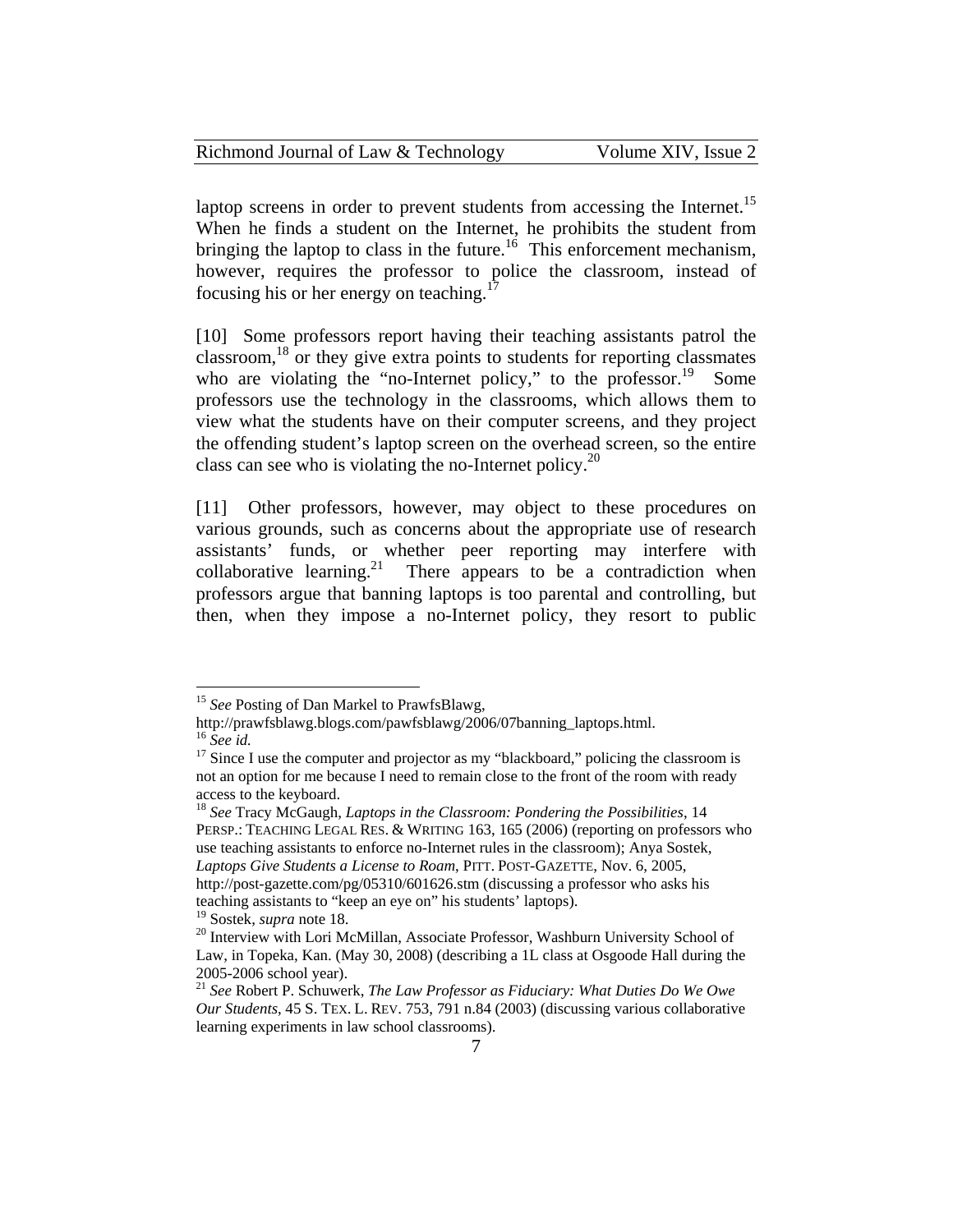laptop screens in order to prevent students from accessing the Internet.[15] When he finds a student on the Internet, he prohibits the student from bringing the laptop to class in the future.[16] This enforcement mechanism, however, requires the professor to police the classroom, instead of focusing his or her energy on teaching.[17]

[10] Some professors report having their teaching assistants patrol the classroom,[18] or they give extra points to students for reporting classmates who are violating the "no-Internet policy," to the professor.[19] Some professors use the technology in the classrooms, which allows them to view what the students have on their computer screens, and they project the offending student's laptop screen on the overhead screen, so the entire class can see who is violating the no-Internet policy.[20]

[11] Other professors, however, may object to these procedures on various grounds, such as concerns about the appropriate use of research assistants' funds, or whether peer reporting may interfere with collaborative learning.[21] There appears to be a contradiction when professors argue that banning laptops is too parental and controlling, but then, when they impose a no-Internet policy, they resort to public

---

[15] *See* Posting of Dan Markel to PrawfsBlawg, http://prawfsblawg.blogs.com/pawfsblawg/2006/07banning_laptops.html.

[16] *See id.*

[17] Since I use the computer and projector as my "blackboard," policing the classroom is not an option for me because I need to remain close to the front of the room with ready access to the keyboard.

[18] *See* Tracy McGaugh, *Laptops in the Classroom: Pondering the Possibilities*, 14 PERSP.: TEACHING LEGAL RES. & WRITING 163, 165 (2006) (reporting on professors who use teaching assistants to enforce no-Internet rules in the classroom); Anya Sostek, *Laptops Give Students a License to Roam*, PITT. POST-GAZETTE, Nov. 6, 2005, http://post-gazette.com/pg/05310/601626.stm (discussing a professor who asks his teaching assistants to "keep an eye on" his students' laptops).

[19] Sostek, *supra* note 18.

[20] Interview with Lori McMillan, Associate Professor, Washburn University School of Law, in Topeka, Kan. (May 30, 2008) (describing a 1L class at Osgoode Hall during the 2005-2006 school year).

[21] *See* Robert P. Schuwerk, *The Law Professor as Fiduciary: What Duties Do We Owe Our Students*, 45 S. TEX. L. REV. 753, 791 n.84 (2003) (discussing various collaborative learning experiments in law school classrooms).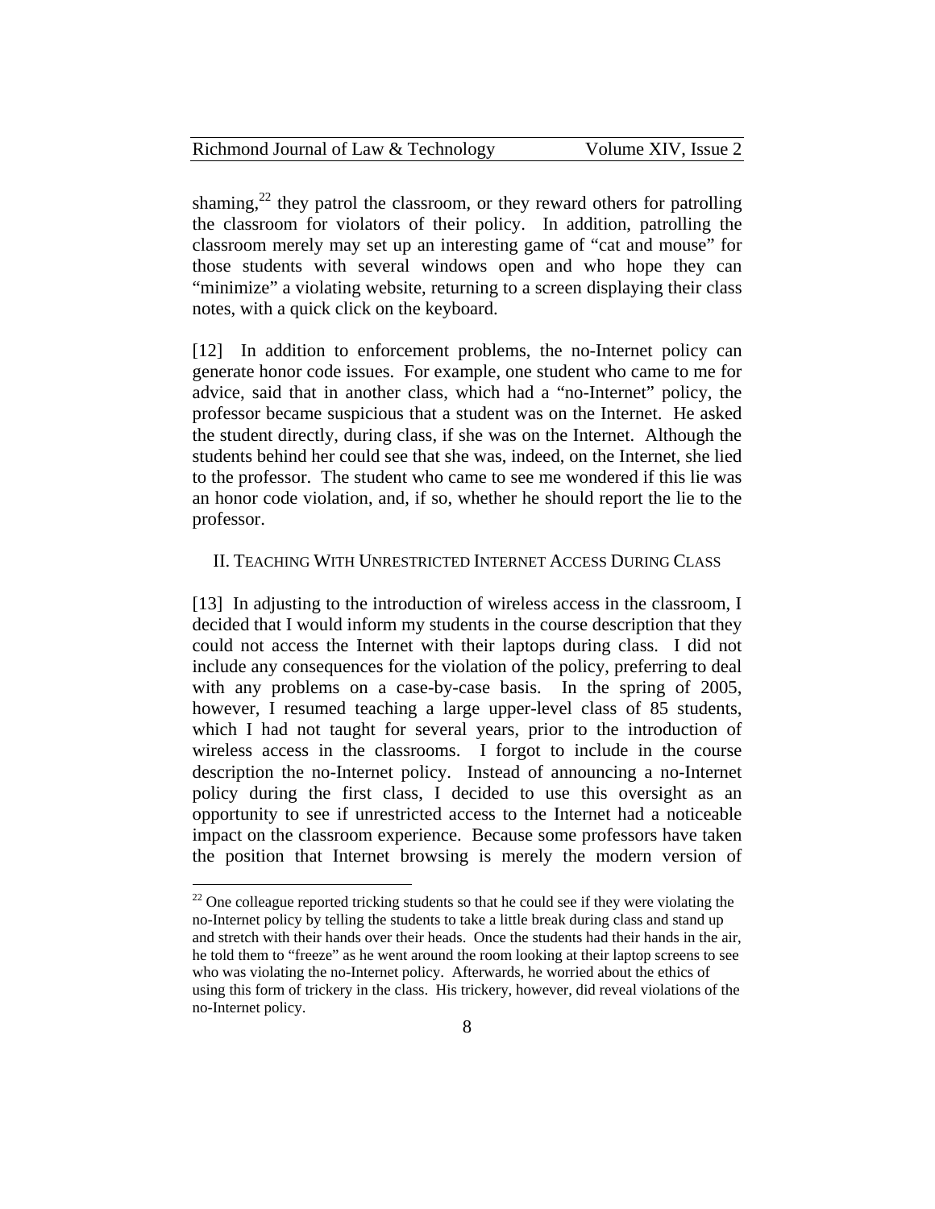shaming,[22] they patrol the classroom, or they reward others for patrolling the classroom for violators of their policy. In addition, patrolling the classroom merely may set up an interesting game of "cat and mouse" for those students with several windows open and who hope they can "minimize" a violating website, returning to a screen displaying their class notes, with a quick click on the keyboard.

[12] In addition to enforcement problems, the no-Internet policy can generate honor code issues. For example, one student who came to me for advice, said that in another class, which had a "no-Internet" policy, the professor became suspicious that a student was on the Internet. He asked the student directly, during class, if she was on the Internet. Although the students behind her could see that she was, indeed, on the Internet, she lied to the professor. The student who came to see me wondered if this lie was an honor code violation, and, if so, whether he should report the lie to the professor.

## II. Teaching With Unrestricted Internet Access During Class

[13] In adjusting to the introduction of wireless access in the classroom, I decided that I would inform my students in the course description that they could not access the Internet with their laptops during class. I did not include any consequences for the violation of the policy, preferring to deal with any problems on a case-by-case basis. In the spring of 2005, however, I resumed teaching a large upper-level class of 85 students, which I had not taught for several years, prior to the introduction of wireless access in the classrooms. I forgot to include in the course description the no-Internet policy. Instead of announcing a no-Internet policy during the first class, I decided to use this oversight as an opportunity to see if unrestricted access to the Internet had a noticeable impact on the classroom experience. Because some professors have taken the position that Internet browsing is merely the modern version of

[22] One colleague reported tricking students so that he could see if they were violating the no-Internet policy by telling the students to take a little break during class and stand up and stretch with their hands over their heads. Once the students had their hands in the air, he told them to "freeze" as he went around the room looking at their laptop screens to see who was violating the no-Internet policy. Afterwards, he worried about the ethics of using this form of trickery in the class. His trickery, however, did reveal violations of the no-Internet policy.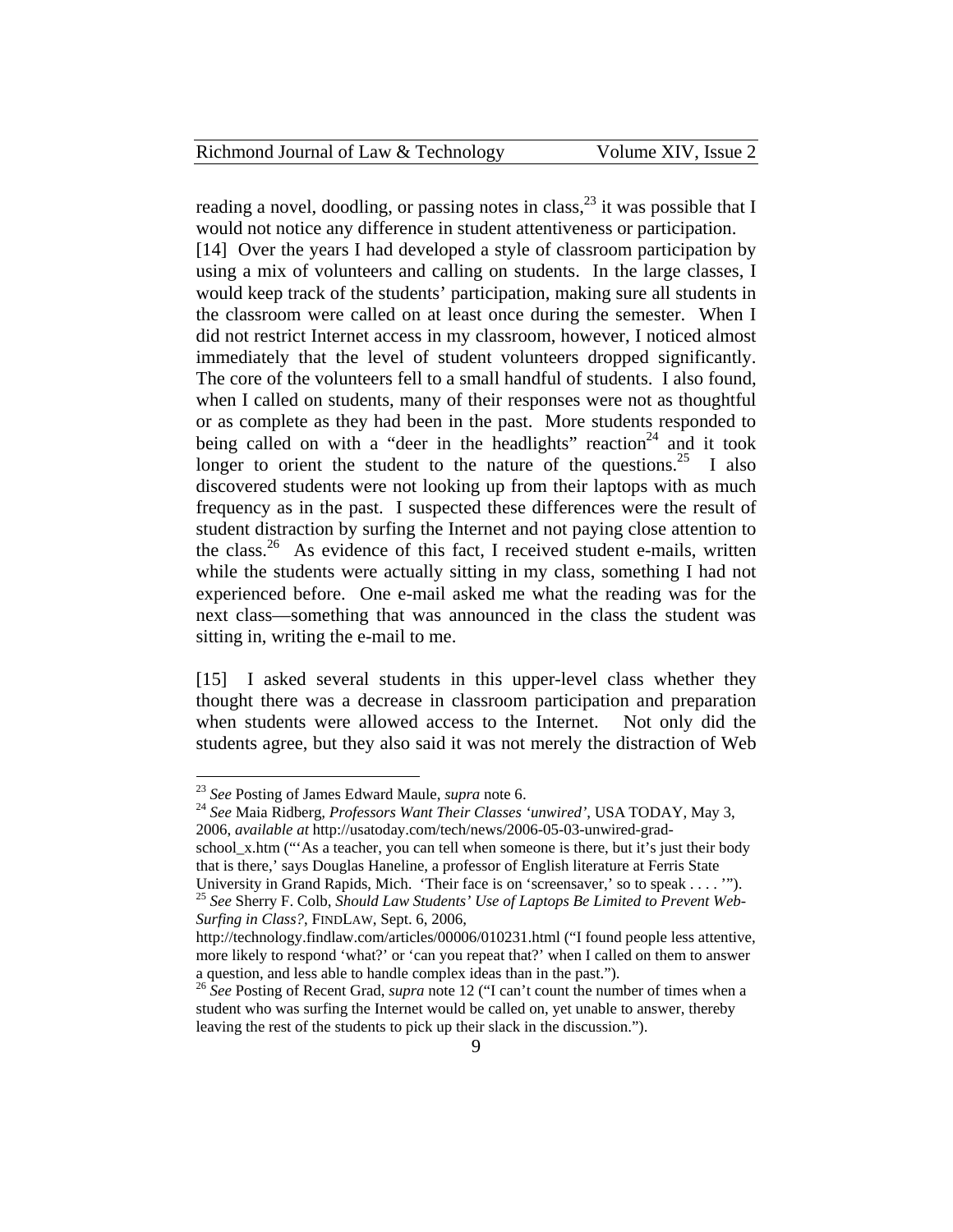reading a novel, doodling, or passing notes in class,[23] it was possible that I would not notice any difference in student attentiveness or participation.

[14] Over the years I had developed a style of classroom participation by using a mix of volunteers and calling on students. In the large classes, I would keep track of the students' participation, making sure all students in the classroom were called on at least once during the semester. When I did not restrict Internet access in my classroom, however, I noticed almost immediately that the level of student volunteers dropped significantly. The core of the volunteers fell to a small handful of students. I also found, when I called on students, many of their responses were not as thoughtful or as complete as they had been in the past. More students responded to being called on with a "deer in the headlights" reaction[24] and it took longer to orient the student to the nature of the questions.[25] I also discovered students were not looking up from their laptops with as much frequency as in the past. I suspected these differences were the result of student distraction by surfing the Internet and not paying close attention to the class.[26] As evidence of this fact, I received student e-mails, written while the students were actually sitting in my class, something I had not experienced before. One e-mail asked me what the reading was for the next class—something that was announced in the class the student was sitting in, writing the e-mail to me.

[15] I asked several students in this upper-level class whether they thought there was a decrease in classroom participation and preparation when students were allowed access to the Internet. Not only did the students agree, but they also said it was not merely the distraction of Web

---

[23] *See* Posting of James Edward Maule, *supra* note 6.

[24] *See* Maia Ridberg, *Professors Want Their Classes 'unwired'*, USA TODAY, May 3, 2006, *available at* http://usatoday.com/tech/news/2006-05-03-unwired-grad-school_x.htm ("'As a teacher, you can tell when someone is there, but it's just their body that is there,' says Douglas Haneline, a professor of English literature at Ferris State University in Grand Rapids, Mich. 'Their face is on 'screensaver,' so to speak . . . . '").

[25] *See* Sherry F. Colb, *Should Law Students' Use of Laptops Be Limited to Prevent Web-Surfing in Class?*, FINDLAW, Sept. 6, 2006, http://technology.findlaw.com/articles/00006/010231.html ("I found people less attentive, more likely to respond 'what?' or 'can you repeat that?' when I called on them to answer a question, and less able to handle complex ideas than in the past.").

[26] *See* Posting of Recent Grad, *supra* note 12 ("I can't count the number of times when a student who was surfing the Internet would be called on, yet unable to answer, thereby leaving the rest of the students to pick up their slack in the discussion.").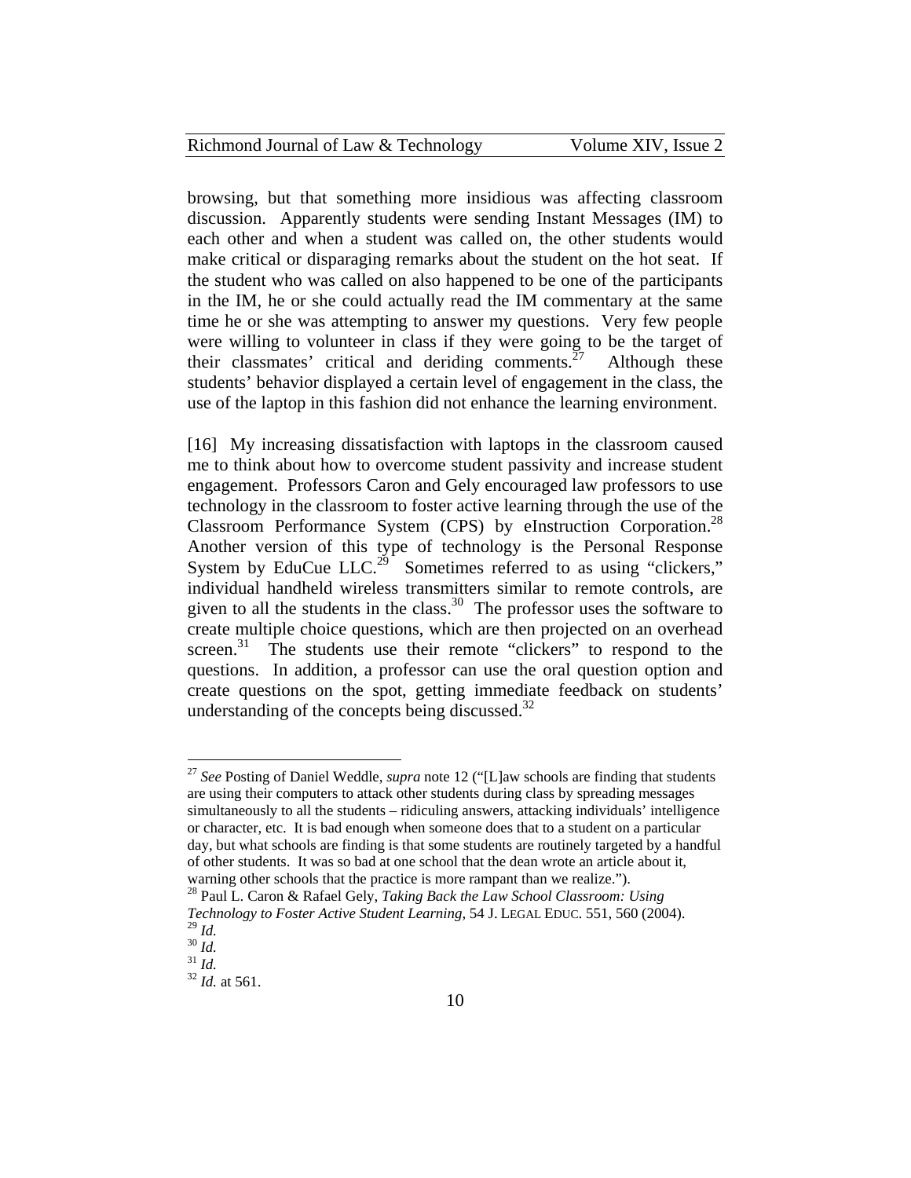browsing, but that something more insidious was affecting classroom discussion. Apparently students were sending Instant Messages (IM) to each other and when a student was called on, the other students would make critical or disparaging remarks about the student on the hot seat. If the student who was called on also happened to be one of the participants in the IM, he or she could actually read the IM commentary at the same time he or she was attempting to answer my questions. Very few people were willing to volunteer in class if they were going to be the target of their classmates' critical and deriding comments.[27] Although these students' behavior displayed a certain level of engagement in the class, the use of the laptop in this fashion did not enhance the learning environment.

[16] My increasing dissatisfaction with laptops in the classroom caused me to think about how to overcome student passivity and increase student engagement. Professors Caron and Gely encouraged law professors to use technology in the classroom to foster active learning through the use of the Classroom Performance System (CPS) by eInstruction Corporation.[28] Another version of this type of technology is the Personal Response System by EduCue LLC.[29] Sometimes referred to as using "clickers," individual handheld wireless transmitters similar to remote controls, are given to all the students in the class.[30] The professor uses the software to create multiple choice questions, which are then projected on an overhead screen.[31] The students use their remote "clickers" to respond to the questions. In addition, a professor can use the oral question option and create questions on the spot, getting immediate feedback on students' understanding of the concepts being discussed.[32]

---

[27] *See* Posting of Daniel Weddle, *supra* note 12 ("[L]aw schools are finding that students are using their computers to attack other students during class by spreading messages simultaneously to all the students – ridiculing answers, attacking individuals' intelligence or character, etc. It is bad enough when someone does that to a student on a particular day, but what schools are finding is that some students are routinely targeted by a handful of other students. It was so bad at one school that the dean wrote an article about it, warning other schools that the practice is more rampant than we realize.").

[28] Paul L. Caron & Rafael Gely, *Taking Back the Law School Classroom: Using Technology to Foster Active Student Learning*, 54 J. LEGAL EDUC. 551, 560 (2004).

[29] *Id.*

[30] *Id.*

[31] *Id.*

[32] *Id.* at 561.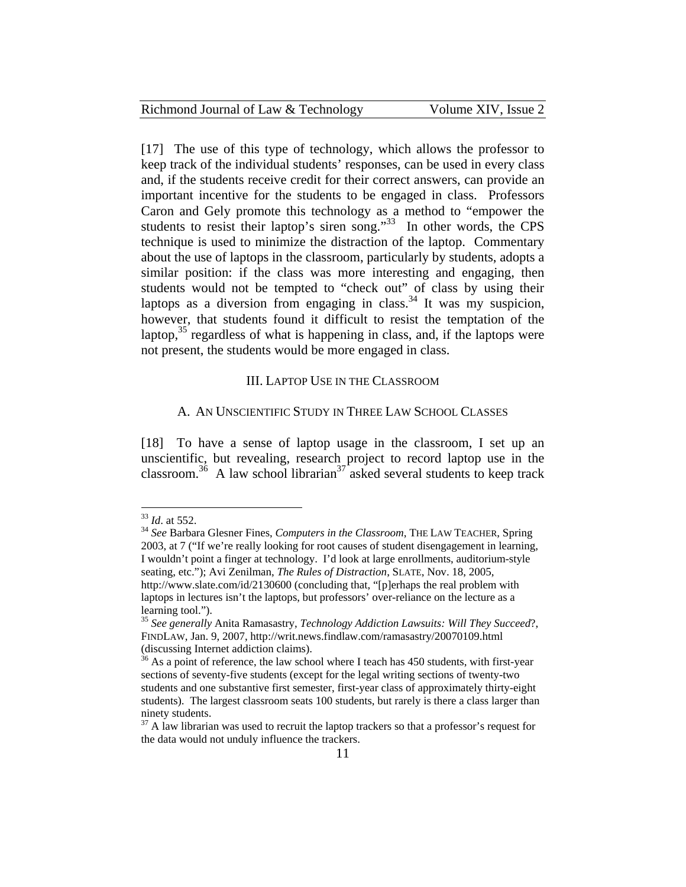[17] The use of this type of technology, which allows the professor to keep track of the individual students' responses, can be used in every class and, if the students receive credit for their correct answers, can provide an important incentive for the students to be engaged in class. Professors Caron and Gely promote this technology as a method to "empower the students to resist their laptop's siren song."[33] In other words, the CPS technique is used to minimize the distraction of the laptop. Commentary about the use of laptops in the classroom, particularly by students, adopts a similar position: if the class was more interesting and engaging, then students would not be tempted to "check out" of class by using their laptops as a diversion from engaging in class.[34] It was my suspicion, however, that students found it difficult to resist the temptation of the laptop,[35] regardless of what is happening in class, and, if the laptops were not present, the students would be more engaged in class.

## III. Laptop Use in the Classroom

### A. An Unscientific Study in Three Law School Classes

[18] To have a sense of laptop usage in the classroom, I set up an unscientific, but revealing, research project to record laptop use in the classroom.[36] A law school librarian[37] asked several students to keep track

---

[33] *Id*. at 552.

[34] *See* Barbara Glesner Fines, *Computers in the Classroom*, THE LAW TEACHER, Spring 2003, at 7 ("If we're really looking for root causes of student disengagement in learning, I wouldn't point a finger at technology. I'd look at large enrollments, auditorium-style seating, etc."); Avi Zenilman, *The Rules of Distraction*, SLATE, Nov. 18, 2005, http://www.slate.com/id/2130600 (concluding that, "[p]erhaps the real problem with laptops in lectures isn't the laptops, but professors' over-reliance on the lecture as a learning tool.").

[35] *See generally* Anita Ramasastry, *Technology Addiction Lawsuits: Will They Succeed*?, FINDLAW, Jan. 9, 2007, http://writ.news.findlaw.com/ramasastry/20070109.html (discussing Internet addiction claims).

[36] As a point of reference, the law school where I teach has 450 students, with first-year sections of seventy-five students (except for the legal writing sections of twenty-two students and one substantive first semester, first-year class of approximately thirty-eight students). The largest classroom seats 100 students, but rarely is there a class larger than ninety students.

[37] A law librarian was used to recruit the laptop trackers so that a professor's request for the data would not unduly influence the trackers.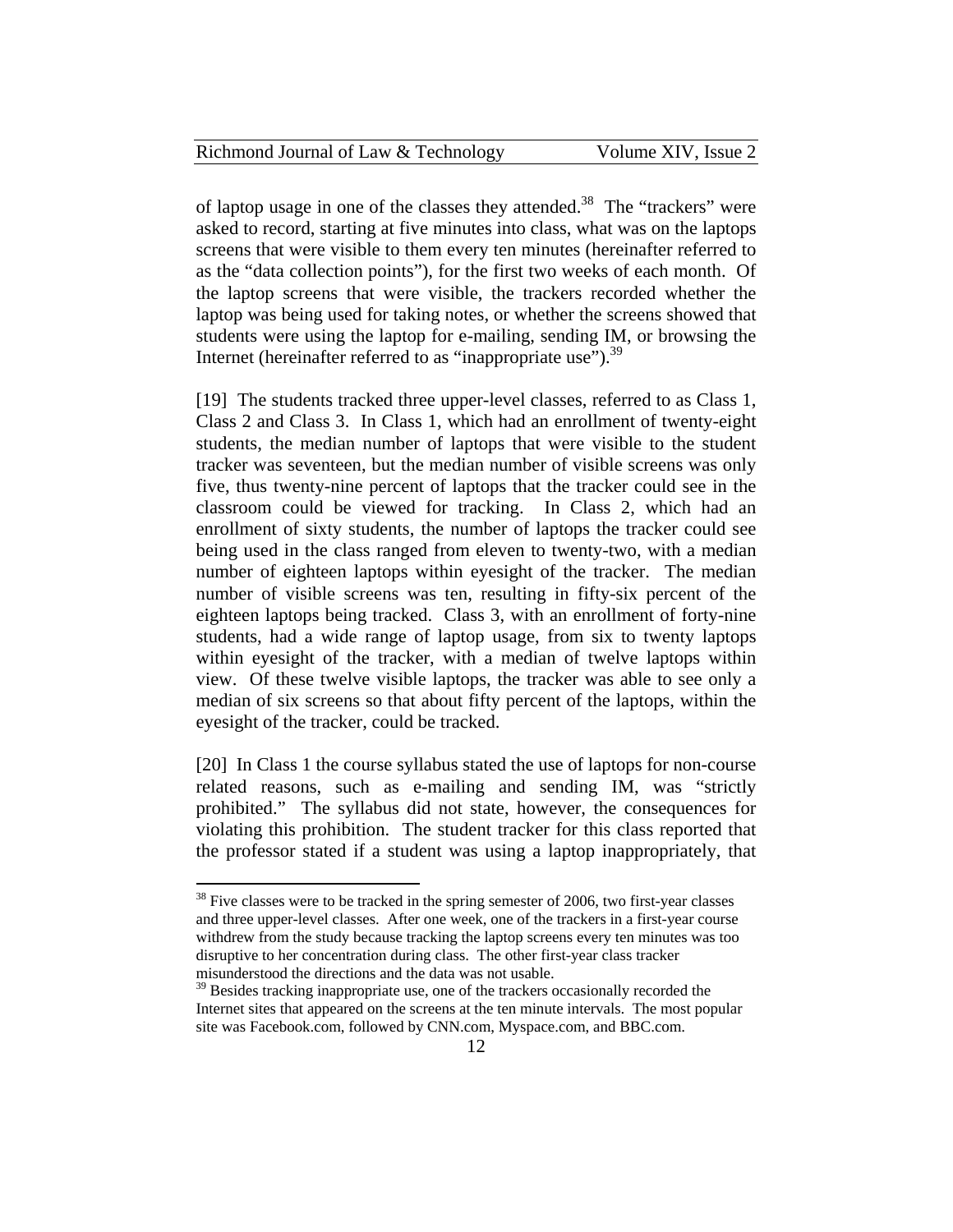of laptop usage in one of the classes they attended.[38] The "trackers" were asked to record, starting at five minutes into class, what was on the laptops screens that were visible to them every ten minutes (hereinafter referred to as the "data collection points"), for the first two weeks of each month. Of the laptop screens that were visible, the trackers recorded whether the laptop was being used for taking notes, or whether the screens showed that students were using the laptop for e-mailing, sending IM, or browsing the Internet (hereinafter referred to as "inappropriate use").[39]

[19] The students tracked three upper-level classes, referred to as Class 1, Class 2 and Class 3. In Class 1, which had an enrollment of twenty-eight students, the median number of laptops that were visible to the student tracker was seventeen, but the median number of visible screens was only five, thus twenty-nine percent of laptops that the tracker could see in the classroom could be viewed for tracking. In Class 2, which had an enrollment of sixty students, the number of laptops the tracker could see being used in the class ranged from eleven to twenty-two, with a median number of eighteen laptops within eyesight of the tracker. The median number of visible screens was ten, resulting in fifty-six percent of the eighteen laptops being tracked. Class 3, with an enrollment of forty-nine students, had a wide range of laptop usage, from six to twenty laptops within eyesight of the tracker, with a median of twelve laptops within view. Of these twelve visible laptops, the tracker was able to see only a median of six screens so that about fifty percent of the laptops, within the eyesight of the tracker, could be tracked.

[20] In Class 1 the course syllabus stated the use of laptops for non-course related reasons, such as e-mailing and sending IM, was "strictly prohibited." The syllabus did not state, however, the consequences for violating this prohibition. The student tracker for this class reported that the professor stated if a student was using a laptop inappropriately, that

---

[38] Five classes were to be tracked in the spring semester of 2006, two first-year classes and three upper-level classes. After one week, one of the trackers in a first-year course withdrew from the study because tracking the laptop screens every ten minutes was too disruptive to her concentration during class. The other first-year class tracker misunderstood the directions and the data was not usable.

[39] Besides tracking inappropriate use, one of the trackers occasionally recorded the Internet sites that appeared on the screens at the ten minute intervals. The most popular site was Facebook.com, followed by CNN.com, Myspace.com, and BBC.com.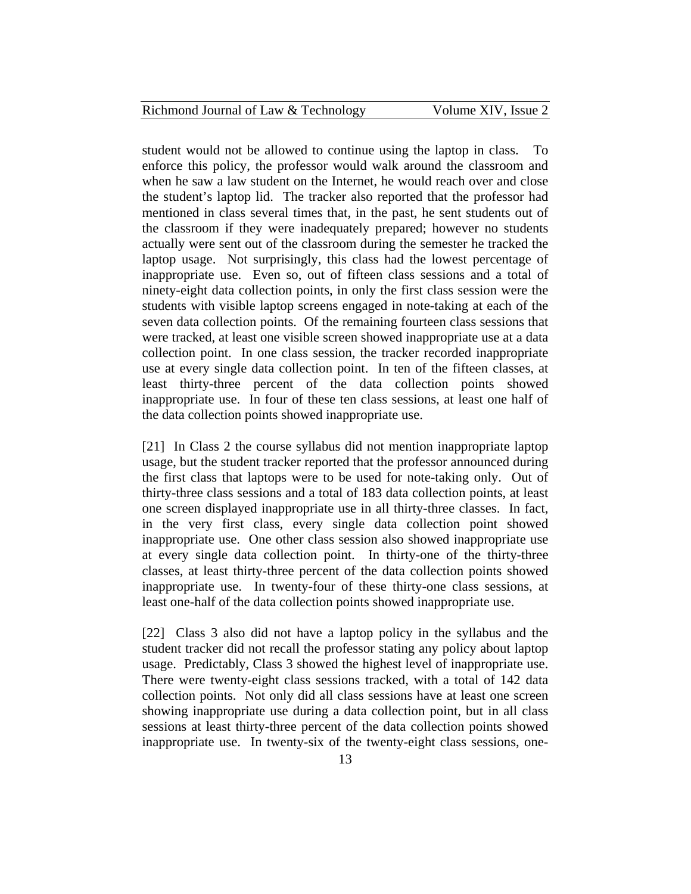student would not be allowed to continue using the laptop in class. To enforce this policy, the professor would walk around the classroom and when he saw a law student on the Internet, he would reach over and close the student's laptop lid. The tracker also reported that the professor had mentioned in class several times that, in the past, he sent students out of the classroom if they were inadequately prepared; however no students actually were sent out of the classroom during the semester he tracked the laptop usage. Not surprisingly, this class had the lowest percentage of inappropriate use. Even so, out of fifteen class sessions and a total of ninety-eight data collection points, in only the first class session were the students with visible laptop screens engaged in note-taking at each of the seven data collection points. Of the remaining fourteen class sessions that were tracked, at least one visible screen showed inappropriate use at a data collection point. In one class session, the tracker recorded inappropriate use at every single data collection point. In ten of the fifteen classes, at least thirty-three percent of the data collection points showed inappropriate use. In four of these ten class sessions, at least one half of the data collection points showed inappropriate use.

[21] In Class 2 the course syllabus did not mention inappropriate laptop usage, but the student tracker reported that the professor announced during the first class that laptops were to be used for note-taking only. Out of thirty-three class sessions and a total of 183 data collection points, at least one screen displayed inappropriate use in all thirty-three classes. In fact, in the very first class, every single data collection point showed inappropriate use. One other class session also showed inappropriate use at every single data collection point. In thirty-one of the thirty-three classes, at least thirty-three percent of the data collection points showed inappropriate use. In twenty-four of these thirty-one class sessions, at least one-half of the data collection points showed inappropriate use.

[22] Class 3 also did not have a laptop policy in the syllabus and the student tracker did not recall the professor stating any policy about laptop usage. Predictably, Class 3 showed the highest level of inappropriate use. There were twenty-eight class sessions tracked, with a total of 142 data collection points. Not only did all class sessions have at least one screen showing inappropriate use during a data collection point, but in all class sessions at least thirty-three percent of the data collection points showed inappropriate use. In twenty-six of the twenty-eight class sessions, one-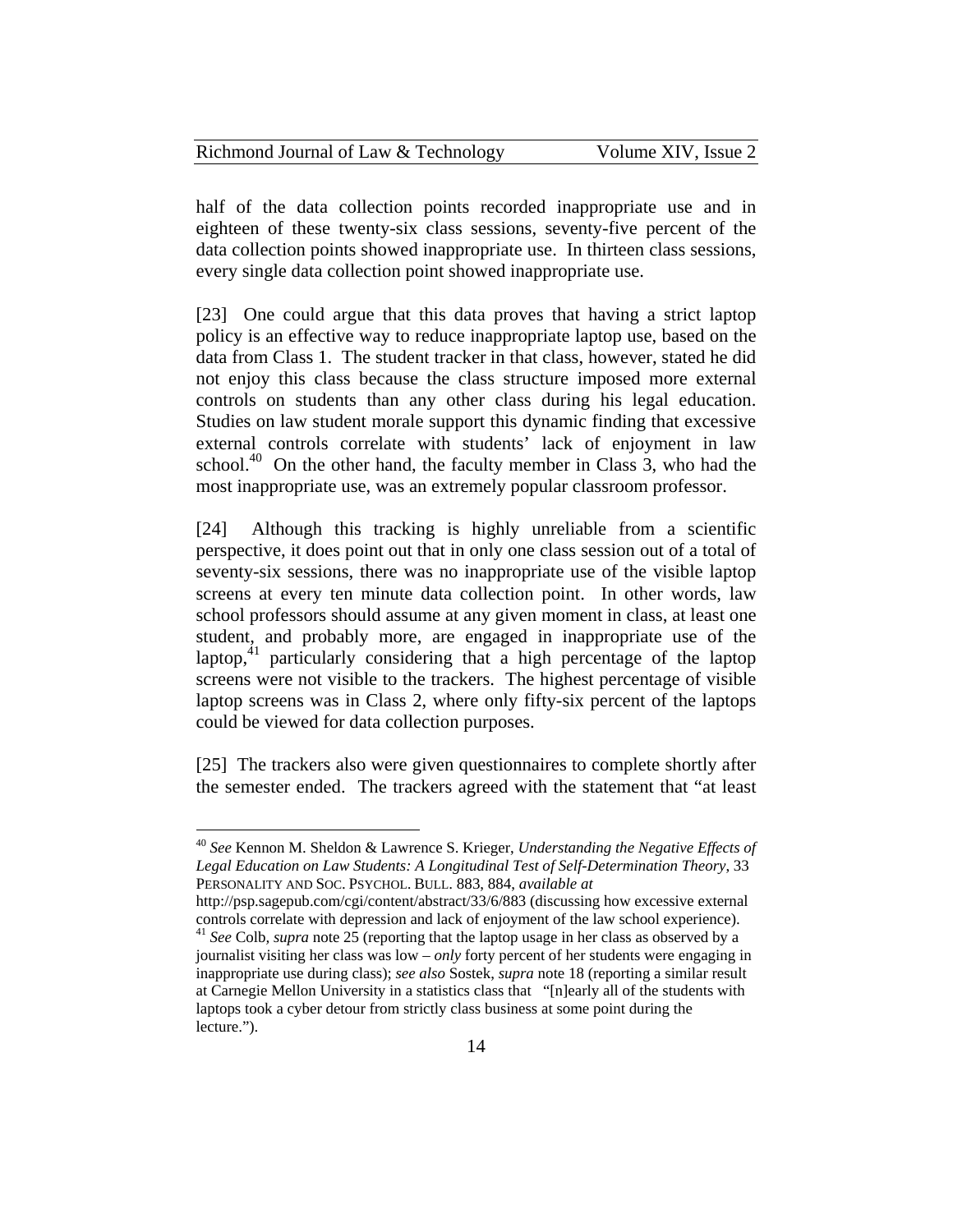half of the data collection points recorded inappropriate use and in eighteen of these twenty-six class sessions, seventy-five percent of the data collection points showed inappropriate use. In thirteen class sessions, every single data collection point showed inappropriate use.

[23] One could argue that this data proves that having a strict laptop policy is an effective way to reduce inappropriate laptop use, based on the data from Class 1. The student tracker in that class, however, stated he did not enjoy this class because the class structure imposed more external controls on students than any other class during his legal education. Studies on law student morale support this dynamic finding that excessive external controls correlate with students' lack of enjoyment in law school.[40] On the other hand, the faculty member in Class 3, who had the most inappropriate use, was an extremely popular classroom professor.

[24] Although this tracking is highly unreliable from a scientific perspective, it does point out that in only one class session out of a total of seventy-six sessions, there was no inappropriate use of the visible laptop screens at every ten minute data collection point. In other words, law school professors should assume at any given moment in class, at least one student, and probably more, are engaged in inappropriate use of the laptop,[41] particularly considering that a high percentage of the laptop screens were not visible to the trackers. The highest percentage of visible laptop screens was in Class 2, where only fifty-six percent of the laptops could be viewed for data collection purposes.

[25] The trackers also were given questionnaires to complete shortly after the semester ended. The trackers agreed with the statement that "at least

---

[40] *See* Kennon M. Sheldon & Lawrence S. Krieger, *Understanding the Negative Effects of Legal Education on Law Students: A Longitudinal Test of Self-Determination Theory*, 33 PERSONALITY AND SOC. PSYCHOL. BULL. 883, 884, *available at* http://psp.sagepub.com/cgi/content/abstract/33/6/883 (discussing how excessive external controls correlate with depression and lack of enjoyment of the law school experience).

[41] *See* Colb, *supra* note 25 (reporting that the laptop usage in her class as observed by a journalist visiting her class was low – *only* forty percent of her students were engaging in inappropriate use during class); *see also* Sostek, *supra* note 18 (reporting a similar result at Carnegie Mellon University in a statistics class that "[n]early all of the students with laptops took a cyber detour from strictly class business at some point during the lecture.").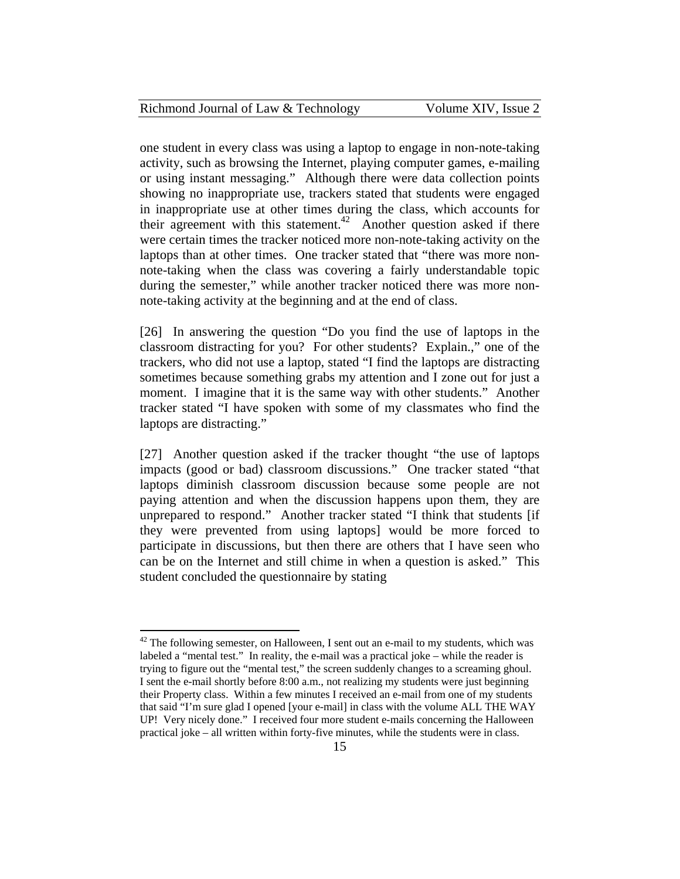one student in every class was using a laptop to engage in non-note-taking activity, such as browsing the Internet, playing computer games, e-mailing or using instant messaging." Although there were data collection points showing no inappropriate use, trackers stated that students were engaged in inappropriate use at other times during the class, which accounts for their agreement with this statement.[42] Another question asked if there were certain times the tracker noticed more non-note-taking activity on the laptops than at other times. One tracker stated that "there was more non-note-taking when the class was covering a fairly understandable topic during the semester," while another tracker noticed there was more non-note-taking activity at the beginning and at the end of class.

[26] In answering the question "Do you find the use of laptops in the classroom distracting for you? For other students? Explain.," one of the trackers, who did not use a laptop, stated "I find the laptops are distracting sometimes because something grabs my attention and I zone out for just a moment. I imagine that it is the same way with other students." Another tracker stated "I have spoken with some of my classmates who find the laptops are distracting."

[27] Another question asked if the tracker thought "the use of laptops impacts (good or bad) classroom discussions." One tracker stated "that laptops diminish classroom discussion because some people are not paying attention and when the discussion happens upon them, they are unprepared to respond." Another tracker stated "I think that students [if they were prevented from using laptops] would be more forced to participate in discussions, but then there are others that I have seen who can be on the Internet and still chime in when a question is asked." This student concluded the questionnaire by stating

[42] The following semester, on Halloween, I sent out an e-mail to my students, which was labeled a "mental test." In reality, the e-mail was a practical joke – while the reader is trying to figure out the "mental test," the screen suddenly changes to a screaming ghoul. I sent the e-mail shortly before 8:00 a.m., not realizing my students were just beginning their Property class. Within a few minutes I received an e-mail from one of my students that said "I'm sure glad I opened [your e-mail] in class with the volume ALL THE WAY UP! Very nicely done." I received four more student e-mails concerning the Halloween practical joke – all written within forty-five minutes, while the students were in class.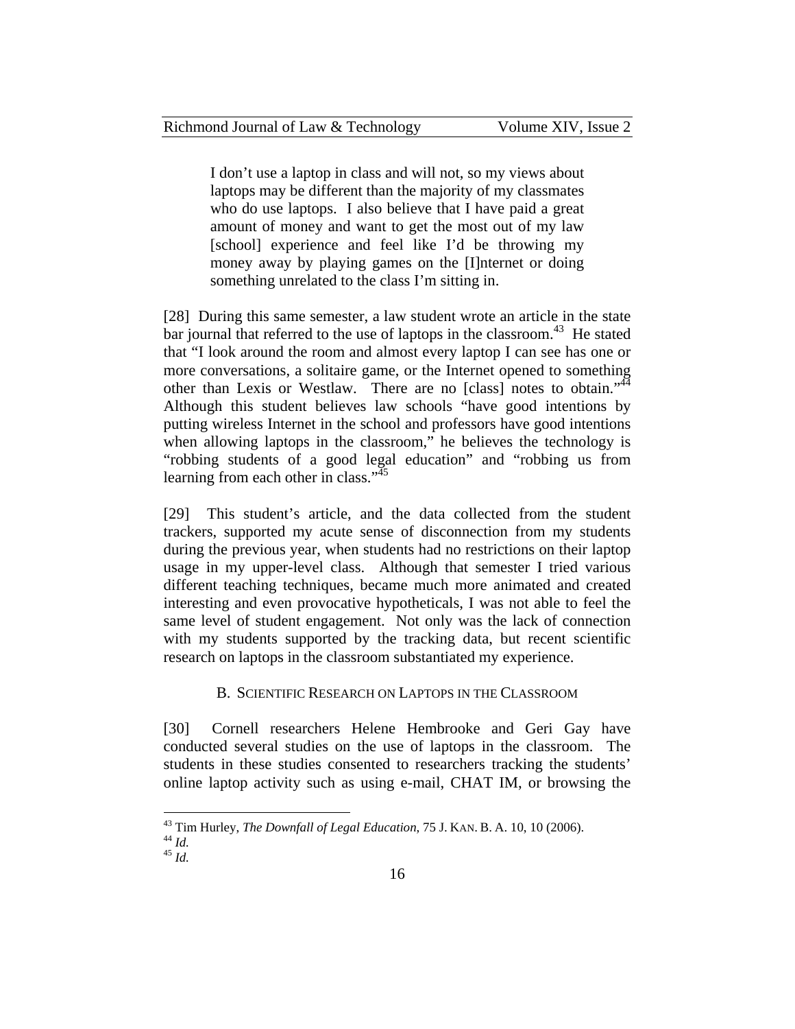> I don't use a laptop in class and will not, so my views about laptops may be different than the majority of my classmates who do use laptops. I also believe that I have paid a great amount of money and want to get the most out of my law [school] experience and feel like I'd be throwing my money away by playing games on the [I]nternet or doing something unrelated to the class I'm sitting in.

[28] During this same semester, a law student wrote an article in the state bar journal that referred to the use of laptops in the classroom.[43] He stated that "I look around the room and almost every laptop I can see has one or more conversations, a solitaire game, or the Internet opened to something other than Lexis or Westlaw. There are no [class] notes to obtain."[44] Although this student believes law schools "have good intentions by putting wireless Internet in the school and professors have good intentions when allowing laptops in the classroom," he believes the technology is "robbing students of a good legal education" and "robbing us from learning from each other in class."[45]

[29] This student's article, and the data collected from the student trackers, supported my acute sense of disconnection from my students during the previous year, when students had no restrictions on their laptop usage in my upper-level class. Although that semester I tried various different teaching techniques, became much more animated and created interesting and even provocative hypotheticals, I was not able to feel the same level of student engagement. Not only was the lack of connection with my students supported by the tracking data, but recent scientific research on laptops in the classroom substantiated my experience.

### B. Scientific Research on Laptops in the Classroom

[30] Cornell researchers Helene Hembrooke and Geri Gay have conducted several studies on the use of laptops in the classroom. The students in these studies consented to researchers tracking the students' online laptop activity such as using e-mail, CHAT IM, or browsing the

---

[43] Tim Hurley, *The Downfall of Legal Education*, 75 J. Kan. B. A. 10, 10 (2006).

[44] *Id.*

[45] *Id.*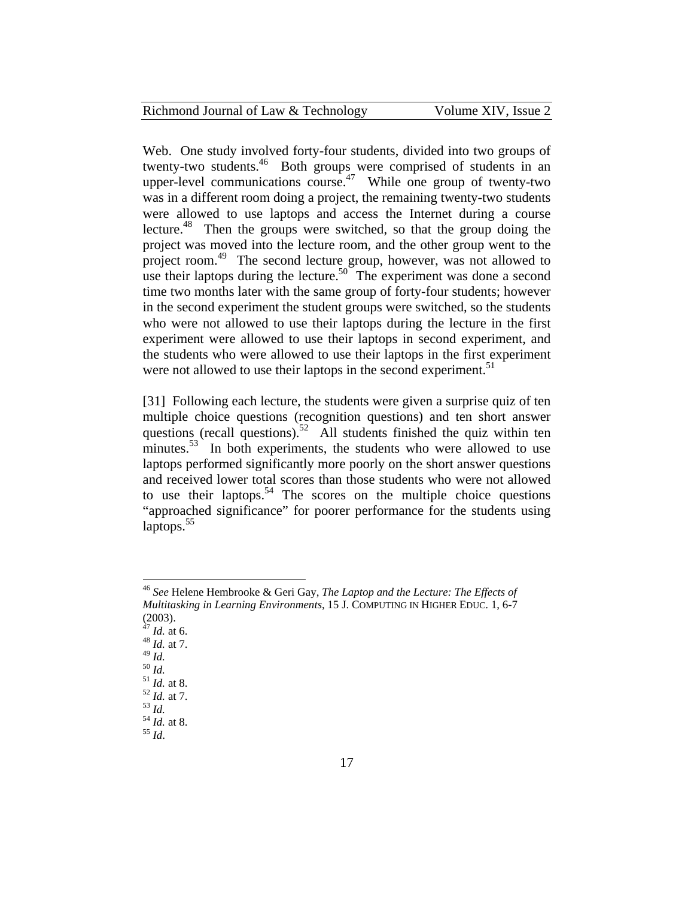Web. One study involved forty-four students, divided into two groups of twenty-two students.[46] Both groups were comprised of students in an upper-level communications course.[47] While one group of twenty-two was in a different room doing a project, the remaining twenty-two students were allowed to use laptops and access the Internet during a course lecture.[48] Then the groups were switched, so that the group doing the project was moved into the lecture room, and the other group went to the project room.[49] The second lecture group, however, was not allowed to use their laptops during the lecture.[50] The experiment was done a second time two months later with the same group of forty-four students; however in the second experiment the student groups were switched, so the students who were not allowed to use their laptops during the lecture in the first experiment were allowed to use their laptops in second experiment, and the students who were allowed to use their laptops in the first experiment were not allowed to use their laptops in the second experiment.[51]

[31] Following each lecture, the students were given a surprise quiz of ten multiple choice questions (recognition questions) and ten short answer questions (recall questions).[52] All students finished the quiz within ten minutes.[53] In both experiments, the students who were allowed to use laptops performed significantly more poorly on the short answer questions and received lower total scores than those students who were not allowed to use their laptops.[54] The scores on the multiple choice questions "approached significance" for poorer performance for the students using laptops.[55]

---

[46] *See* Helene Hembrooke & Geri Gay, *The Laptop and the Lecture: The Effects of Multitasking in Learning Environments*, 15 J. COMPUTING IN HIGHER EDUC. 1, 6-7 (2003).
[47] *Id.* at 6.
[48] *Id.* at 7.
[49] *Id.*
[50] *Id.*
[51] *Id.* at 8.
[52] *Id.* at 7.
[53] *Id.*
[54] *Id.* at 8.
[55] *Id*.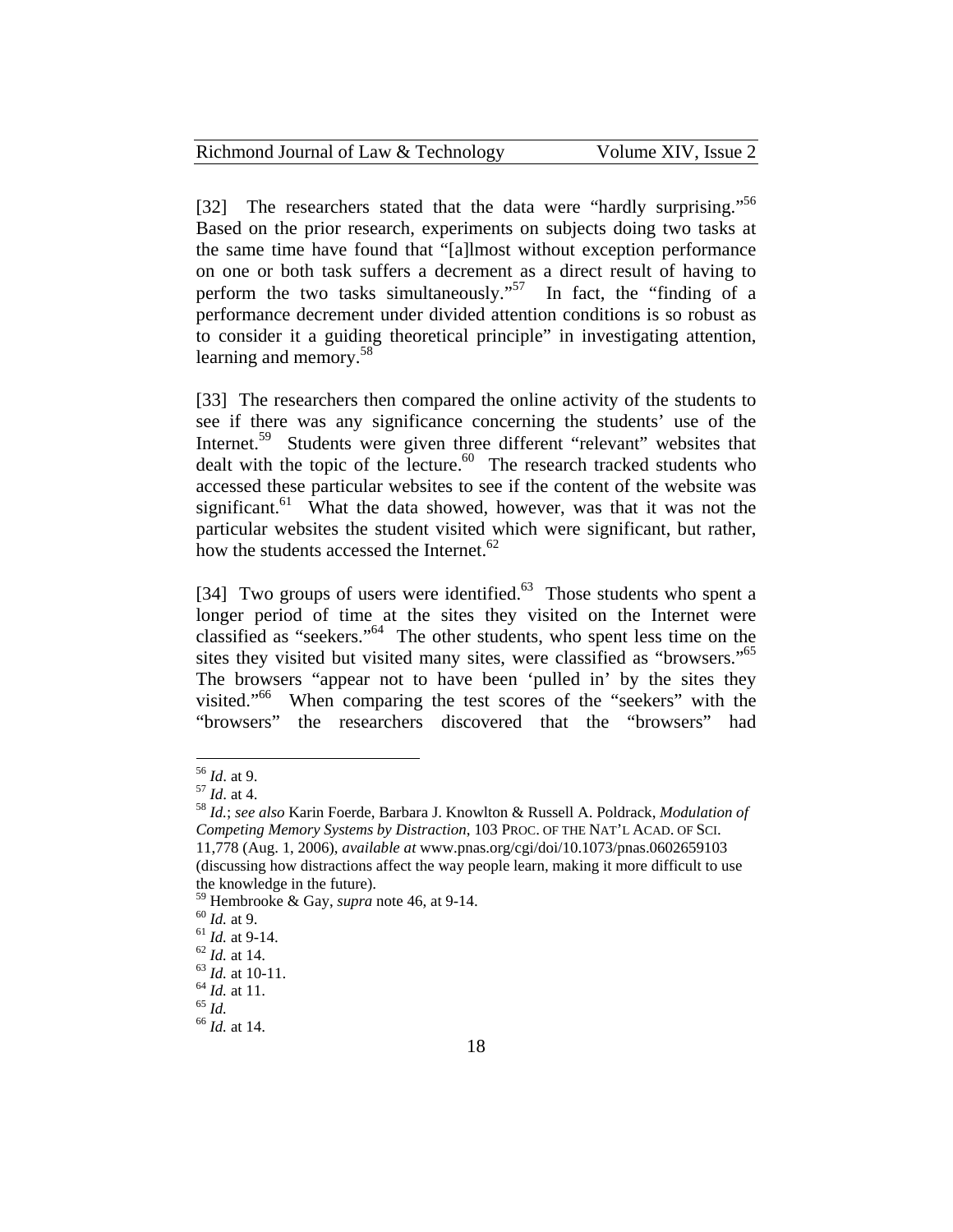[32] The researchers stated that the data were "hardly surprising."[56] Based on the prior research, experiments on subjects doing two tasks at the same time have found that "[a]lmost without exception performance on one or both task suffers a decrement as a direct result of having to perform the two tasks simultaneously."[57] In fact, the "finding of a performance decrement under divided attention conditions is so robust as to consider it a guiding theoretical principle" in investigating attention, learning and memory.[58]

[33] The researchers then compared the online activity of the students to see if there was any significance concerning the students' use of the Internet.[59] Students were given three different "relevant" websites that dealt with the topic of the lecture.[60] The research tracked students who accessed these particular websites to see if the content of the website was significant.[61] What the data showed, however, was that it was not the particular websites the student visited which were significant, but rather, how the students accessed the Internet.[62]

[34] Two groups of users were identified.[63] Those students who spent a longer period of time at the sites they visited on the Internet were classified as "seekers."[64] The other students, who spent less time on the sites they visited but visited many sites, were classified as "browsers."[65] The browsers "appear not to have been 'pulled in' by the sites they visited."[66] When comparing the test scores of the "seekers" with the "browsers" the researchers discovered that the "browsers" had

---

[56] *Id*. at 9.

[57] *Id*. at 4.

[58] *Id.*; *see also* Karin Foerde, Barbara J. Knowlton & Russell A. Poldrack, *Modulation of Competing Memory Systems by Distraction*, 103 PROC. OF THE NAT'L ACAD. OF SCI. 11,778 (Aug. 1, 2006), *available at* www.pnas.org/cgi/doi/10.1073/pnas.0602659103 (discussing how distractions affect the way people learn, making it more difficult to use the knowledge in the future).

[59] Hembrooke & Gay, *supra* note 46, at 9-14.

[60] *Id.* at 9.

[61] *Id.* at 9-14.

[62] *Id.* at 14.

[63] *Id.* at 10-11.

[64] *Id.* at 11.

[65] *Id.*

[66] *Id.* at 14.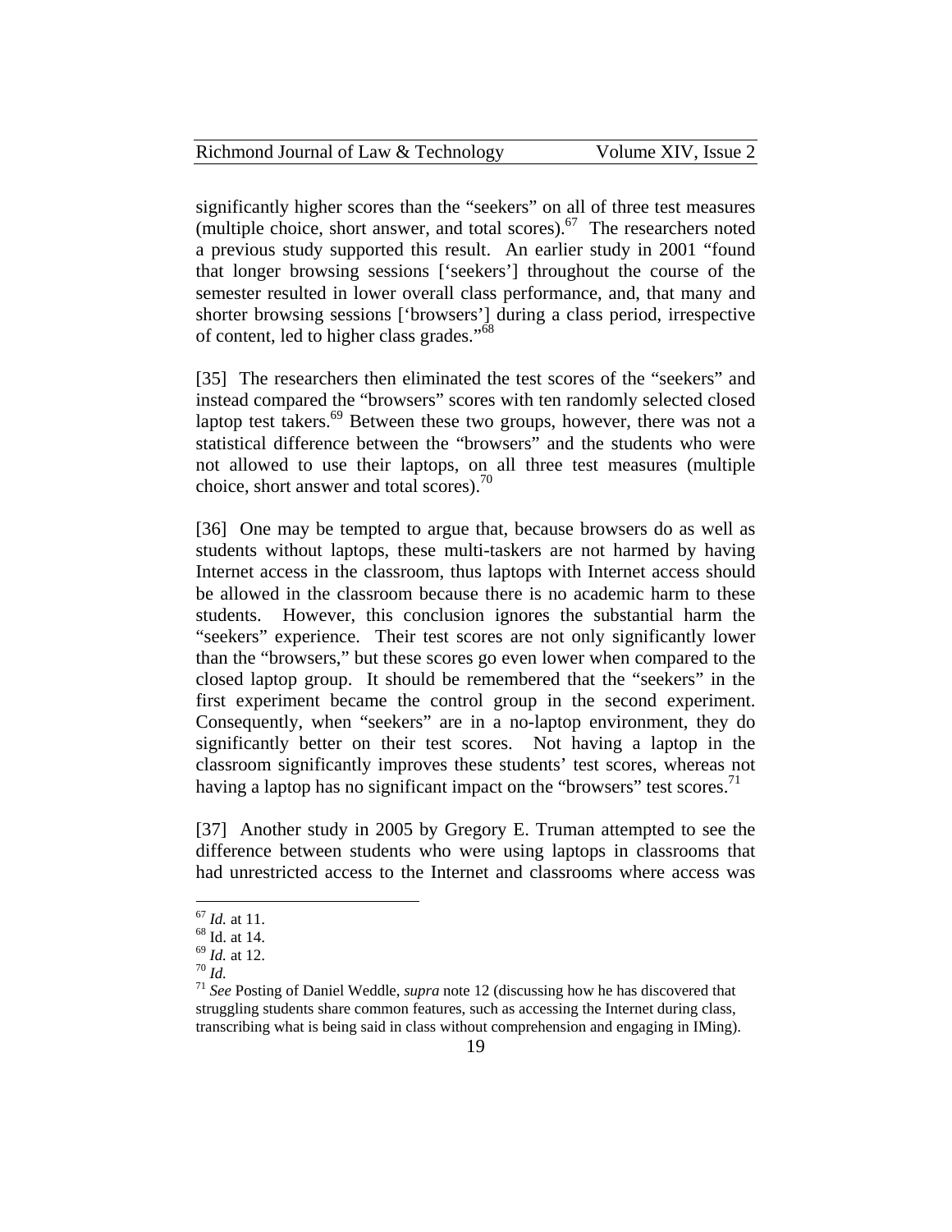significantly higher scores than the "seekers" on all of three test measures (multiple choice, short answer, and total scores).[67] The researchers noted a previous study supported this result. An earlier study in 2001 "found that longer browsing sessions ['seekers'] throughout the course of the semester resulted in lower overall class performance, and, that many and shorter browsing sessions ['browsers'] during a class period, irrespective of content, led to higher class grades."[68]

[35] The researchers then eliminated the test scores of the "seekers" and instead compared the "browsers" scores with ten randomly selected closed laptop test takers.[69] Between these two groups, however, there was not a statistical difference between the "browsers" and the students who were not allowed to use their laptops, on all three test measures (multiple choice, short answer and total scores).[70]

[36] One may be tempted to argue that, because browsers do as well as students without laptops, these multi-taskers are not harmed by having Internet access in the classroom, thus laptops with Internet access should be allowed in the classroom because there is no academic harm to these students. However, this conclusion ignores the substantial harm the "seekers" experience. Their test scores are not only significantly lower than the "browsers," but these scores go even lower when compared to the closed laptop group. It should be remembered that the "seekers" in the first experiment became the control group in the second experiment. Consequently, when "seekers" are in a no-laptop environment, they do significantly better on their test scores. Not having a laptop in the classroom significantly improves these students' test scores, whereas not having a laptop has no significant impact on the "browsers" test scores.[71]

[37] Another study in 2005 by Gregory E. Truman attempted to see the difference between students who were using laptops in classrooms that had unrestricted access to the Internet and classrooms where access was

---

[67] *Id.* at 11.

[68] Id. at 14.

[69] *Id.* at 12.

[70] *Id.*

[71] *See* Posting of Daniel Weddle, *supra* note 12 (discussing how he has discovered that struggling students share common features, such as accessing the Internet during class, transcribing what is being said in class without comprehension and engaging in IMing).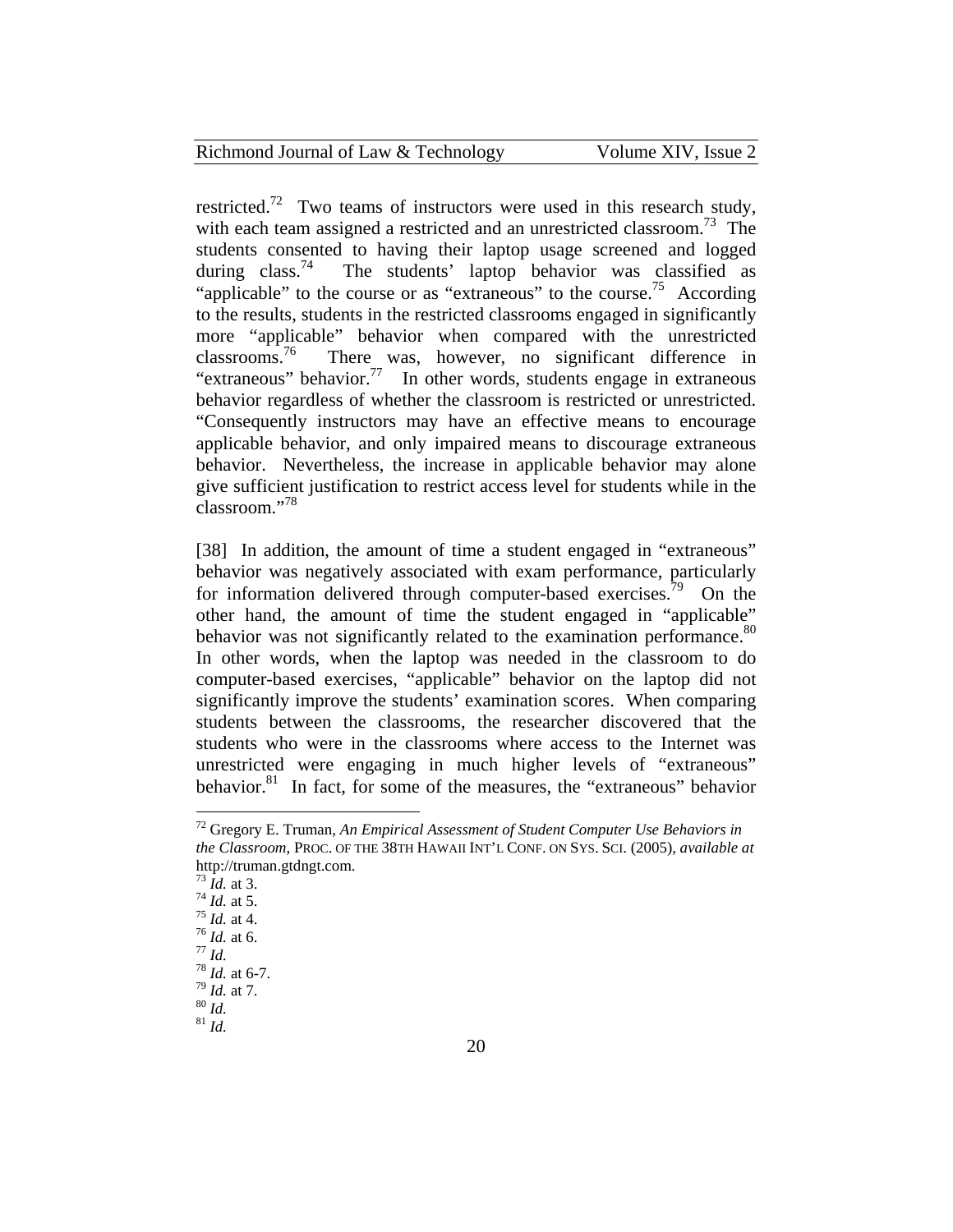restricted.[72] Two teams of instructors were used in this research study, with each team assigned a restricted and an unrestricted classroom.[73] The students consented to having their laptop usage screened and logged during class.[74] The students' laptop behavior was classified as "applicable" to the course or as "extraneous" to the course.[75] According to the results, students in the restricted classrooms engaged in significantly more "applicable" behavior when compared with the unrestricted classrooms.[76] There was, however, no significant difference in "extraneous" behavior.[77] In other words, students engage in extraneous behavior regardless of whether the classroom is restricted or unrestricted. "Consequently instructors may have an effective means to encourage applicable behavior, and only impaired means to discourage extraneous behavior. Nevertheless, the increase in applicable behavior may alone give sufficient justification to restrict access level for students while in the classroom."[78]

[38] In addition, the amount of time a student engaged in "extraneous" behavior was negatively associated with exam performance, particularly for information delivered through computer-based exercises.[79] On the other hand, the amount of time the student engaged in "applicable" behavior was not significantly related to the examination performance.[80] In other words, when the laptop was needed in the classroom to do computer-based exercises, "applicable" behavior on the laptop did not significantly improve the students' examination scores. When comparing students between the classrooms, the researcher discovered that the students who were in the classrooms where access to the Internet was unrestricted were engaging in much higher levels of "extraneous" behavior.[81] In fact, for some of the measures, the "extraneous" behavior

---

[72] Gregory E. Truman, *An Empirical Assessment of Student Computer Use Behaviors in the Classroom*, PROC. OF THE 38TH HAWAII INT'L CONF. ON SYS. SCI. (2005), *available at* http://truman.gtdngt.com.
[73] *Id.* at 3.
[74] *Id.* at 5.
[75] *Id.* at 4.
[76] *Id.* at 6.
[77] *Id.*
[78] *Id.* at 6-7.
[79] *Id.* at 7.
[80] *Id.*
[81] *Id.*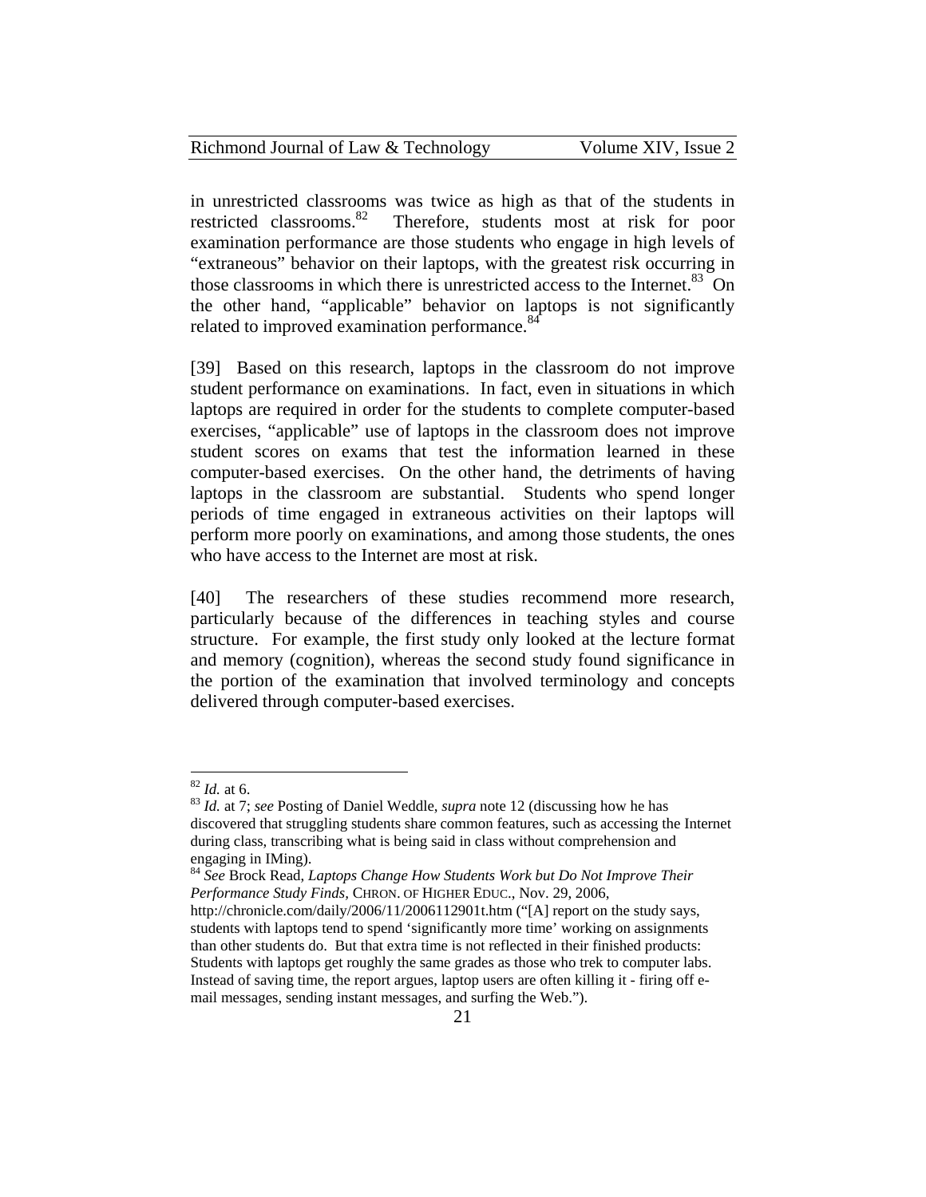in unrestricted classrooms was twice as high as that of the students in restricted classrooms.[82] Therefore, students most at risk for poor examination performance are those students who engage in high levels of "extraneous" behavior on their laptops, with the greatest risk occurring in those classrooms in which there is unrestricted access to the Internet.[83] On the other hand, "applicable" behavior on laptops is not significantly related to improved examination performance.[84]

[39] Based on this research, laptops in the classroom do not improve student performance on examinations. In fact, even in situations in which laptops are required in order for the students to complete computer-based exercises, "applicable" use of laptops in the classroom does not improve student scores on exams that test the information learned in these computer-based exercises. On the other hand, the detriments of having laptops in the classroom are substantial. Students who spend longer periods of time engaged in extraneous activities on their laptops will perform more poorly on examinations, and among those students, the ones who have access to the Internet are most at risk.

[40] The researchers of these studies recommend more research, particularly because of the differences in teaching styles and course structure. For example, the first study only looked at the lecture format and memory (cognition), whereas the second study found significance in the portion of the examination that involved terminology and concepts delivered through computer-based exercises.

---

[82] *Id.* at 6.

[83] *Id.* at 7; *see* Posting of Daniel Weddle, *supra* note 12 (discussing how he has discovered that struggling students share common features, such as accessing the Internet during class, transcribing what is being said in class without comprehension and engaging in IMing).

[84] *See* Brock Read, *Laptops Change How Students Work but Do Not Improve Their Performance Study Finds*, CHRON. OF HIGHER EDUC., Nov. 29, 2006, http://chronicle.com/daily/2006/11/2006112901t.htm ("[A] report on the study says, students with laptops tend to spend 'significantly more time' working on assignments than other students do. But that extra time is not reflected in their finished products: Students with laptops get roughly the same grades as those who trek to computer labs. Instead of saving time, the report argues, laptop users are often killing it - firing off e-mail messages, sending instant messages, and surfing the Web.").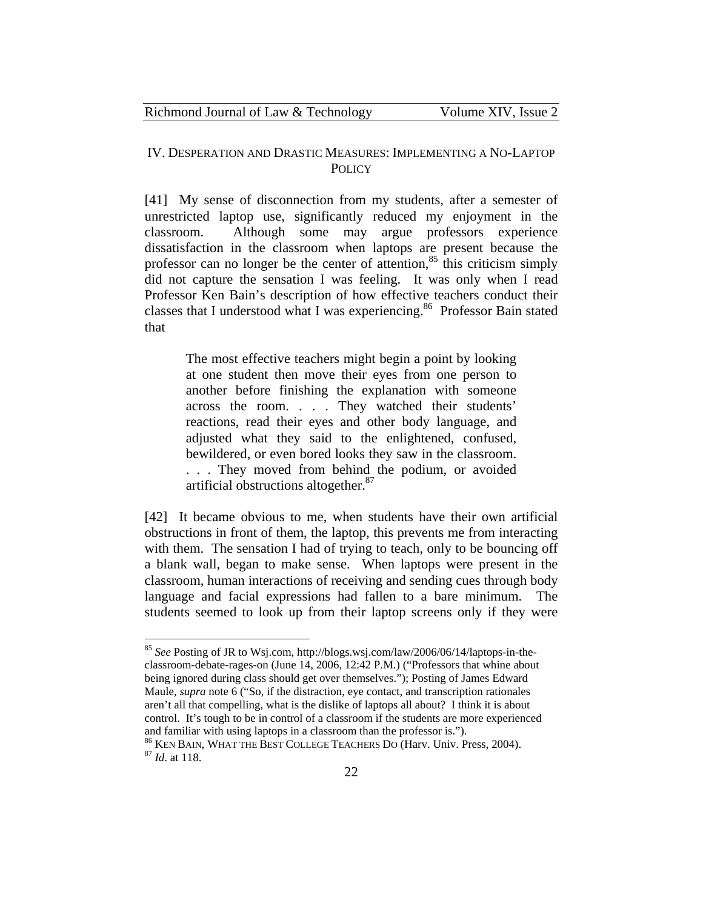## IV. Desperation and Drastic Measures: Implementing a No-Laptop Policy

[41] My sense of disconnection from my students, after a semester of unrestricted laptop use, significantly reduced my enjoyment in the classroom. Although some may argue professors experience dissatisfaction in the classroom when laptops are present because the professor can no longer be the center of attention,[85] this criticism simply did not capture the sensation I was feeling. It was only when I read Professor Ken Bain's description of how effective teachers conduct their classes that I understood what I was experiencing.[86] Professor Bain stated that

> The most effective teachers might begin a point by looking at one student then move their eyes from one person to another before finishing the explanation with someone across the room. . . . They watched their students' reactions, read their eyes and other body language, and adjusted what they said to the enlightened, confused, bewildered, or even bored looks they saw in the classroom. . . . They moved from behind the podium, or avoided artificial obstructions altogether.[87]

[42] It became obvious to me, when students have their own artificial obstructions in front of them, the laptop, this prevents me from interacting with them. The sensation I had of trying to teach, only to be bouncing off a blank wall, began to make sense. When laptops were present in the classroom, human interactions of receiving and sending cues through body language and facial expressions had fallen to a bare minimum. The students seemed to look up from their laptop screens only if they were

---

[85] *See* Posting of JR to Wsj.com, http://blogs.wsj.com/law/2006/06/14/laptops-in-the-classroom-debate-rages-on (June 14, 2006, 12:42 P.M.) ("Professors that whine about being ignored during class should get over themselves."); Posting of James Edward Maule, *supra* note 6 ("So, if the distraction, eye contact, and transcription rationales aren't all that compelling, what is the dislike of laptops all about? I think it is about control. It's tough to be in control of a classroom if the students are more experienced and familiar with using laptops in a classroom than the professor is.").

[86] Ken Bain, What the Best College Teachers Do (Harv. Univ. Press, 2004).

[87] *Id*. at 118.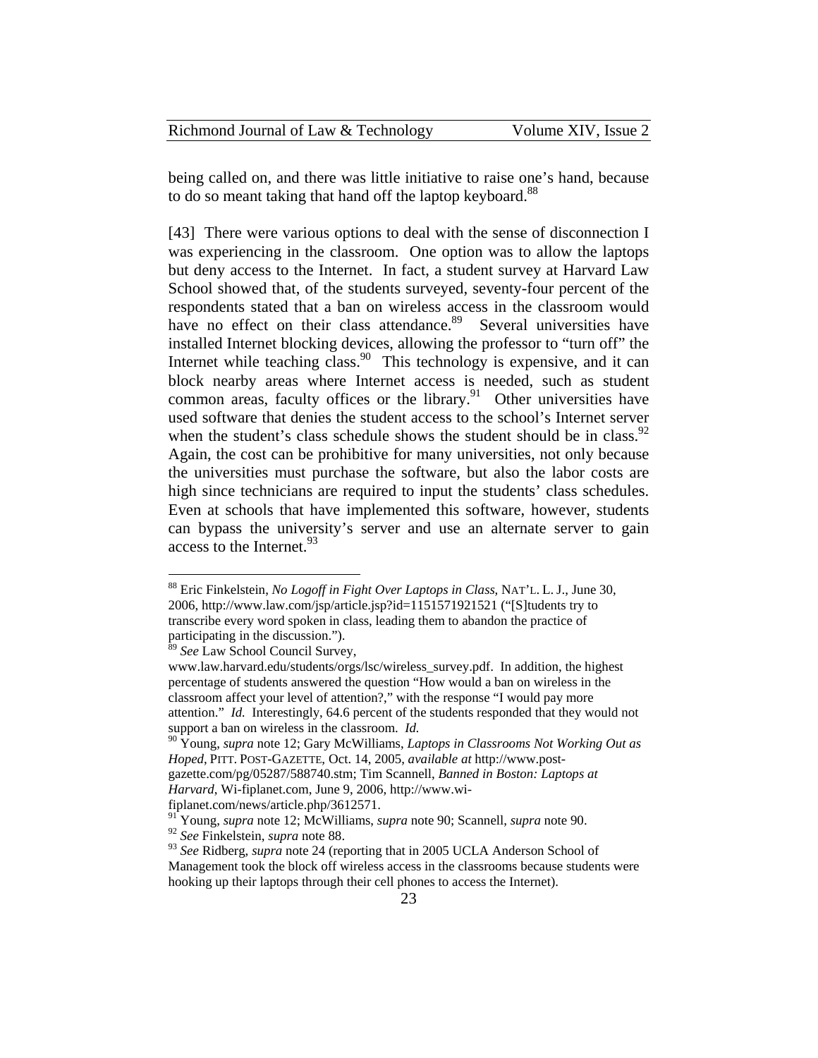being called on, and there was little initiative to raise one's hand, because to do so meant taking that hand off the laptop keyboard.[88]

[43] There were various options to deal with the sense of disconnection I was experiencing in the classroom. One option was to allow the laptops but deny access to the Internet. In fact, a student survey at Harvard Law School showed that, of the students surveyed, seventy-four percent of the respondents stated that a ban on wireless access in the classroom would have no effect on their class attendance.[89] Several universities have installed Internet blocking devices, allowing the professor to "turn off" the Internet while teaching class.[90] This technology is expensive, and it can block nearby areas where Internet access is needed, such as student common areas, faculty offices or the library.[91] Other universities have used software that denies the student access to the school's Internet server when the student's class schedule shows the student should be in class.[92] Again, the cost can be prohibitive for many universities, not only because the universities must purchase the software, but also the labor costs are high since technicians are required to input the students' class schedules. Even at schools that have implemented this software, however, students can bypass the university's server and use an alternate server to gain access to the Internet.[93]

---

[88] Eric Finkelstein, *No Logoff in Fight Over Laptops in Class*, NAT'L. L. J., June 30, 2006, http://www.law.com/jsp/article.jsp?id=1151571921521 ("[S]tudents try to transcribe every word spoken in class, leading them to abandon the practice of participating in the discussion.").

[89] *See* Law School Council Survey, www.law.harvard.edu/students/orgs/lsc/wireless_survey.pdf. In addition, the highest percentage of students answered the question "How would a ban on wireless in the classroom affect your level of attention?," with the response "I would pay more attention." *Id.* Interestingly, 64.6 percent of the students responded that they would not support a ban on wireless in the classroom. *Id.*

[90] Young, *supra* note 12; Gary McWilliams, *Laptops in Classrooms Not Working Out as Hoped*, PITT. POST-GAZETTE, Oct. 14, 2005, *available at* http://www.post-gazette.com/pg/05287/588740.stm; Tim Scannell, *Banned in Boston: Laptops at Harvard*, Wi-fiplanet.com, June 9, 2006, http://www.wi-fiplanet.com/news/article.php/3612571.

[91] Young, *supra* note 12; McWilliams, *supra* note 90; Scannell, *supra* note 90.

[92] *See* Finkelstein, *supra* note 88.

[93] *See* Ridberg, *supra* note 24 (reporting that in 2005 UCLA Anderson School of Management took the block off wireless access in the classrooms because students were hooking up their laptops through their cell phones to access the Internet).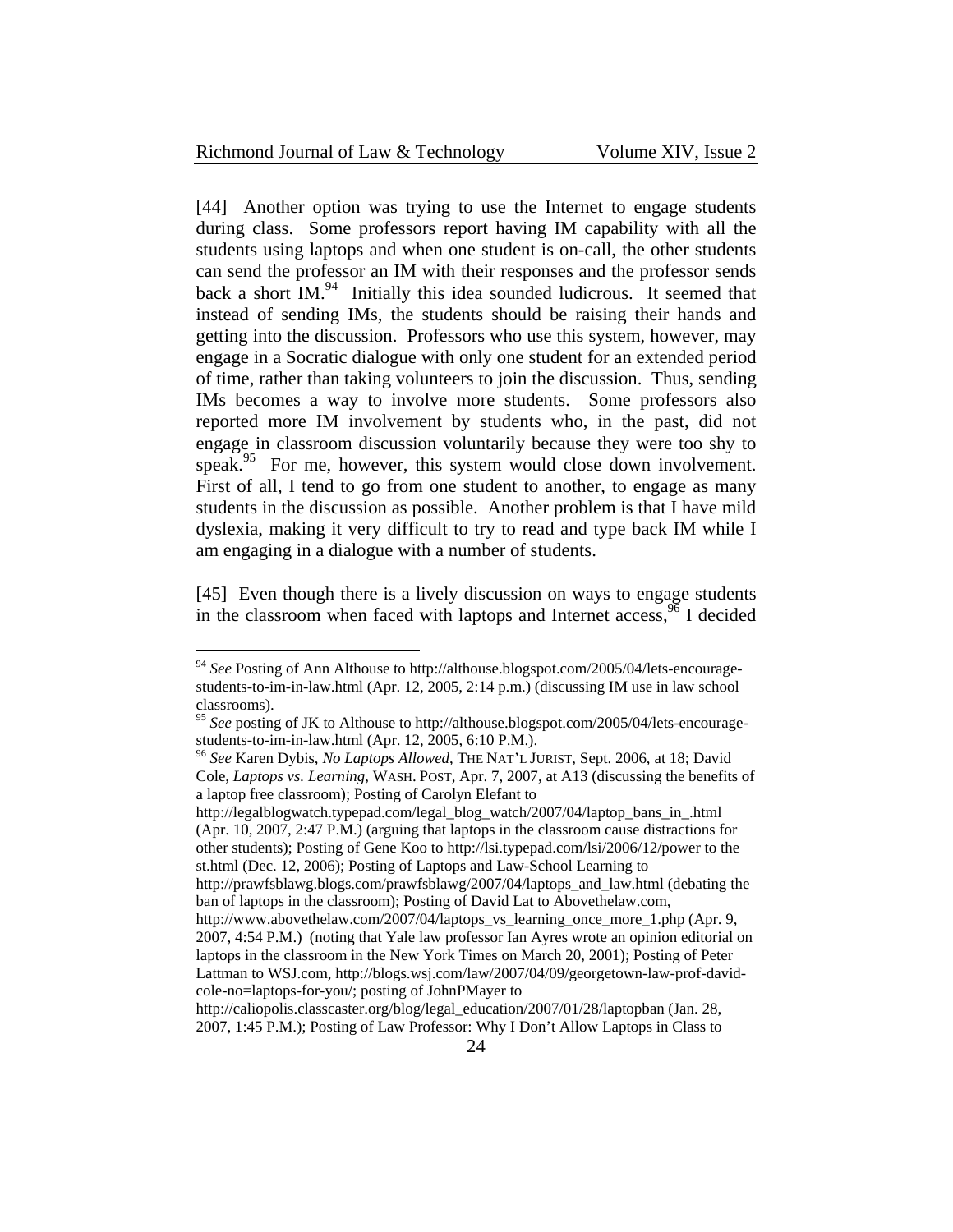[44] Another option was trying to use the Internet to engage students during class. Some professors report having IM capability with all the students using laptops and when one student is on-call, the other students can send the professor an IM with their responses and the professor sends back a short IM.[94] Initially this idea sounded ludicrous. It seemed that instead of sending IMs, the students should be raising their hands and getting into the discussion. Professors who use this system, however, may engage in a Socratic dialogue with only one student for an extended period of time, rather than taking volunteers to join the discussion. Thus, sending IMs becomes a way to involve more students. Some professors also reported more IM involvement by students who, in the past, did not engage in classroom discussion voluntarily because they were too shy to speak.[95] For me, however, this system would close down involvement. First of all, I tend to go from one student to another, to engage as many students in the discussion as possible. Another problem is that I have mild dyslexia, making it very difficult to try to read and type back IM while I am engaging in a dialogue with a number of students.

[45] Even though there is a lively discussion on ways to engage students in the classroom when faced with laptops and Internet access,[96] I decided

---

[94] *See* Posting of Ann Althouse to http://althouse.blogspot.com/2005/04/lets-encourage-students-to-im-in-law.html (Apr. 12, 2005, 2:14 p.m.) (discussing IM use in law school classrooms).

[95] *See* posting of JK to Althouse to http://althouse.blogspot.com/2005/04/lets-encourage-students-to-im-in-law.html (Apr. 12, 2005, 6:10 P.M.).

[96] *See* Karen Dybis, *No Laptops Allowed*, THE NAT'L JURIST, Sept. 2006, at 18; David Cole, *Laptops vs. Learning*, WASH. POST, Apr. 7, 2007, at A13 (discussing the benefits of a laptop free classroom); Posting of Carolyn Elefant to http://legalblogwatch.typepad.com/legal_blog_watch/2007/04/laptop_bans_in_.html (Apr. 10, 2007, 2:47 P.M.) (arguing that laptops in the classroom cause distractions for other students); Posting of Gene Koo to http://lsi.typepad.com/lsi/2006/12/power to the st.html (Dec. 12, 2006); Posting of Laptops and Law-School Learning to http://prawfsblawg.blogs.com/prawfsblawg/2007/04/laptops_and_law.html (debating the ban of laptops in the classroom); Posting of David Lat to Abovethelaw.com, http://www.abovethelaw.com/2007/04/laptops_vs_learning_once_more_1.php (Apr. 9, 2007, 4:54 P.M.) (noting that Yale law professor Ian Ayres wrote an opinion editorial on laptops in the classroom in the New York Times on March 20, 2001); Posting of Peter Lattman to WSJ.com, http://blogs.wsj.com/law/2007/04/09/georgetown-law-prof-david-cole-no=laptops-for-you/; posting of JohnPMayer to http://caliopolis.classcaster.org/blog/legal_education/2007/01/28/laptopban (Jan. 28, 2007, 1:45 P.M.); Posting of Law Professor: Why I Don't Allow Laptops in Class to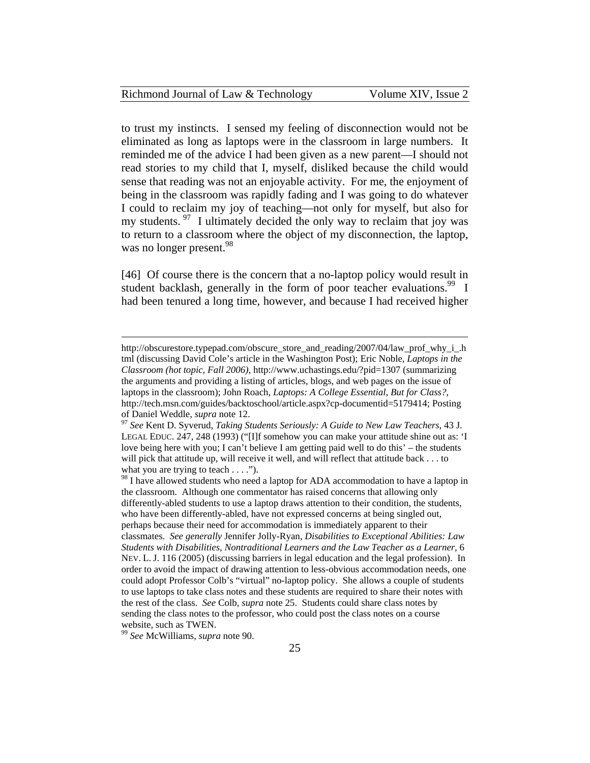to trust my instincts. I sensed my feeling of disconnection would not be eliminated as long as laptops were in the classroom in large numbers. It reminded me of the advice I had been given as a new parent—I should not read stories to my child that I, myself, disliked because the child would sense that reading was not an enjoyable activity. For me, the enjoyment of being in the classroom was rapidly fading and I was going to do whatever I could to reclaim my joy of teaching—not only for myself, but also for my students.[97] I ultimately decided the only way to reclaim that joy was to return to a classroom where the object of my disconnection, the laptop, was no longer present.[98]

[46] Of course there is the concern that a no-laptop policy would result in student backlash, generally in the form of poor teacher evaluations.[99] I had been tenured a long time, however, and because I had received higher

---

http://obscurestore.typepad.com/obscure_store_and_reading/2007/04/law_prof_why_i_.html (discussing David Cole's article in the Washington Post); Eric Noble, *Laptops in the Classroom (hot topic, Fall 2006)*, http://www.uchastings.edu/?pid=1307 (summarizing the arguments and providing a listing of articles, blogs, and web pages on the issue of laptops in the classroom); John Roach, *Laptops: A College Essential, But for Class?*, http://tech.msn.com/guides/backtoschool/article.aspx?cp-documentid=5179414; Posting of Daniel Weddle, *supra* note 12.

[97] *See* Kent D. Syverud, *Taking Students Seriously: A Guide to New Law Teachers*, 43 J. LEGAL EDUC. 247, 248 (1993) ("[I]f somehow you can make your attitude shine out as: 'I love being here with you; I can't believe I am getting paid well to do this' – the students will pick that attitude up, will receive it well, and will reflect that attitude back . . . to what you are trying to teach . . . .").

[98] I have allowed students who need a laptop for ADA accommodation to have a laptop in the classroom. Although one commentator has raised concerns that allowing only differently-abled students to use a laptop draws attention to their condition, the students, who have been differently-abled, have not expressed concerns at being singled out, perhaps because their need for accommodation is immediately apparent to their classmates. *See generally* Jennifer Jolly-Ryan, *Disabilities to Exceptional Abilities: Law Students with Disabilities, Nontraditional Learners and the Law Teacher as a Learner*, 6 NEV. L. J. 116 (2005) (discussing barriers in legal education and the legal profession). In order to avoid the impact of drawing attention to less-obvious accommodation needs, one could adopt Professor Colb's "virtual" no-laptop policy. She allows a couple of students to use laptops to take class notes and these students are required to share their notes with the rest of the class. *See* Colb, *supra* note 25. Students could share class notes by sending the class notes to the professor, who could post the class notes on a course website, such as TWEN.

[99] *See* McWilliams, *supra* note 90.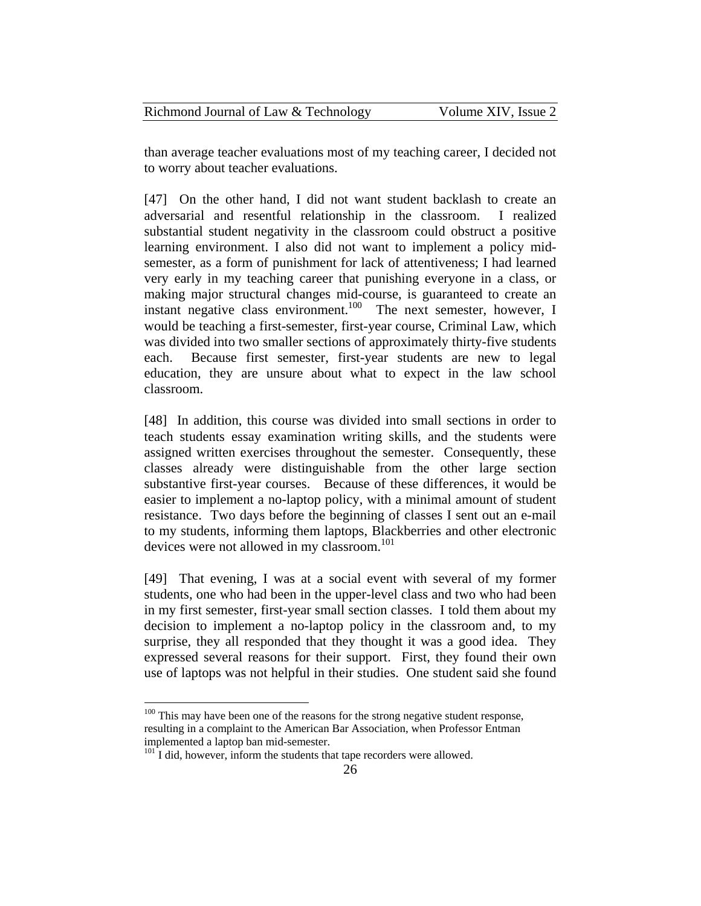than average teacher evaluations most of my teaching career, I decided not to worry about teacher evaluations.

[47] On the other hand, I did not want student backlash to create an adversarial and resentful relationship in the classroom. I realized substantial student negativity in the classroom could obstruct a positive learning environment. I also did not want to implement a policy mid-semester, as a form of punishment for lack of attentiveness; I had learned very early in my teaching career that punishing everyone in a class, or making major structural changes mid-course, is guaranteed to create an instant negative class environment.[100] The next semester, however, I would be teaching a first-semester, first-year course, Criminal Law, which was divided into two smaller sections of approximately thirty-five students each. Because first semester, first-year students are new to legal education, they are unsure about what to expect in the law school classroom.

[48] In addition, this course was divided into small sections in order to teach students essay examination writing skills, and the students were assigned written exercises throughout the semester. Consequently, these classes already were distinguishable from the other large section substantive first-year courses. Because of these differences, it would be easier to implement a no-laptop policy, with a minimal amount of student resistance. Two days before the beginning of classes I sent out an e-mail to my students, informing them laptops, Blackberries and other electronic devices were not allowed in my classroom.[101]

[49] That evening, I was at a social event with several of my former students, one who had been in the upper-level class and two who had been in my first semester, first-year small section classes. I told them about my decision to implement a no-laptop policy in the classroom and, to my surprise, they all responded that they thought it was a good idea. They expressed several reasons for their support. First, they found their own use of laptops was not helpful in their studies. One student said she found

---

[100] This may have been one of the reasons for the strong negative student response, resulting in a complaint to the American Bar Association, when Professor Entman implemented a laptop ban mid-semester.

[101] I did, however, inform the students that tape recorders were allowed.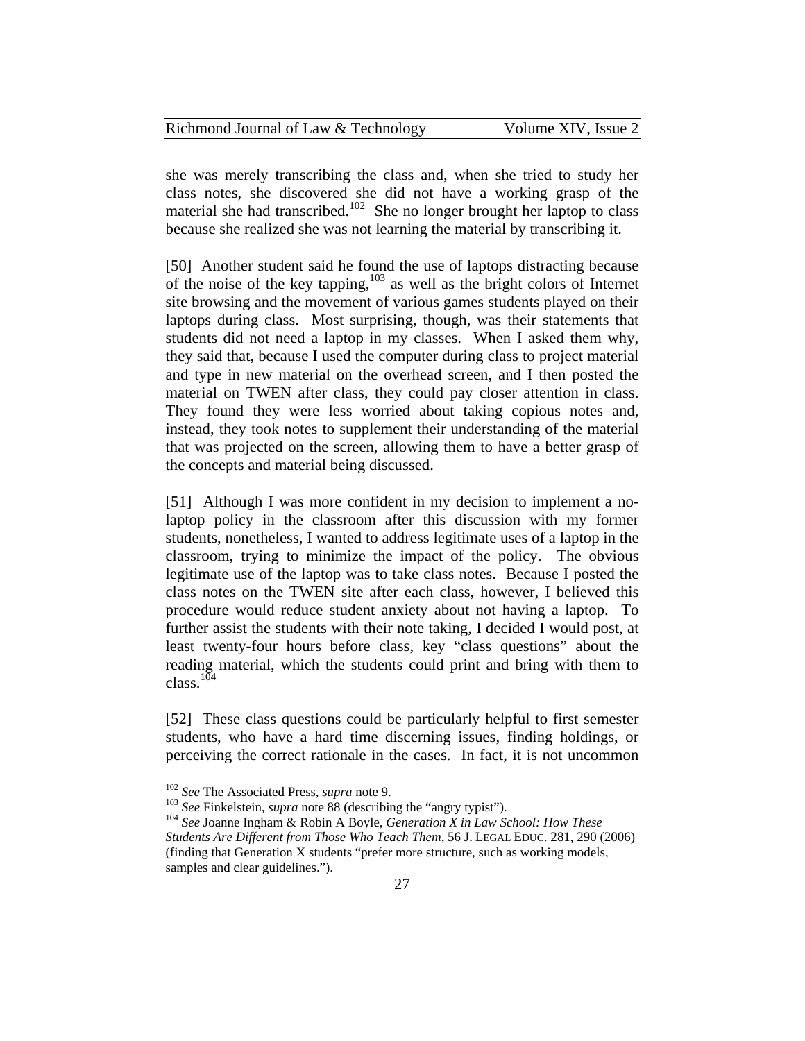she was merely transcribing the class and, when she tried to study her class notes, she discovered she did not have a working grasp of the material she had transcribed.[102] She no longer brought her laptop to class because she realized she was not learning the material by transcribing it.

[50] Another student said he found the use of laptops distracting because of the noise of the key tapping,[103] as well as the bright colors of Internet site browsing and the movement of various games students played on their laptops during class. Most surprising, though, was their statements that students did not need a laptop in my classes. When I asked them why, they said that, because I used the computer during class to project material and type in new material on the overhead screen, and I then posted the material on TWEN after class, they could pay closer attention in class. They found they were less worried about taking copious notes and, instead, they took notes to supplement their understanding of the material that was projected on the screen, allowing them to have a better grasp of the concepts and material being discussed.

[51] Although I was more confident in my decision to implement a no-laptop policy in the classroom after this discussion with my former students, nonetheless, I wanted to address legitimate uses of a laptop in the classroom, trying to minimize the impact of the policy. The obvious legitimate use of the laptop was to take class notes. Because I posted the class notes on the TWEN site after each class, however, I believed this procedure would reduce student anxiety about not having a laptop. To further assist the students with their note taking, I decided I would post, at least twenty-four hours before class, key "class questions" about the reading material, which the students could print and bring with them to class.[104]

[52] These class questions could be particularly helpful to first semester students, who have a hard time discerning issues, finding holdings, or perceiving the correct rationale in the cases. In fact, it is not uncommon

---

[102] *See* The Associated Press, *supra* note 9.

[103] *See* Finkelstein, *supra* note 88 (describing the "angry typist").

[104] *See* Joanne Ingham & Robin A Boyle, *Generation X in Law School: How These Students Are Different from Those Who Teach Them*, 56 J. LEGAL EDUC. 281, 290 (2006) (finding that Generation X students "prefer more structure, such as working models, samples and clear guidelines.").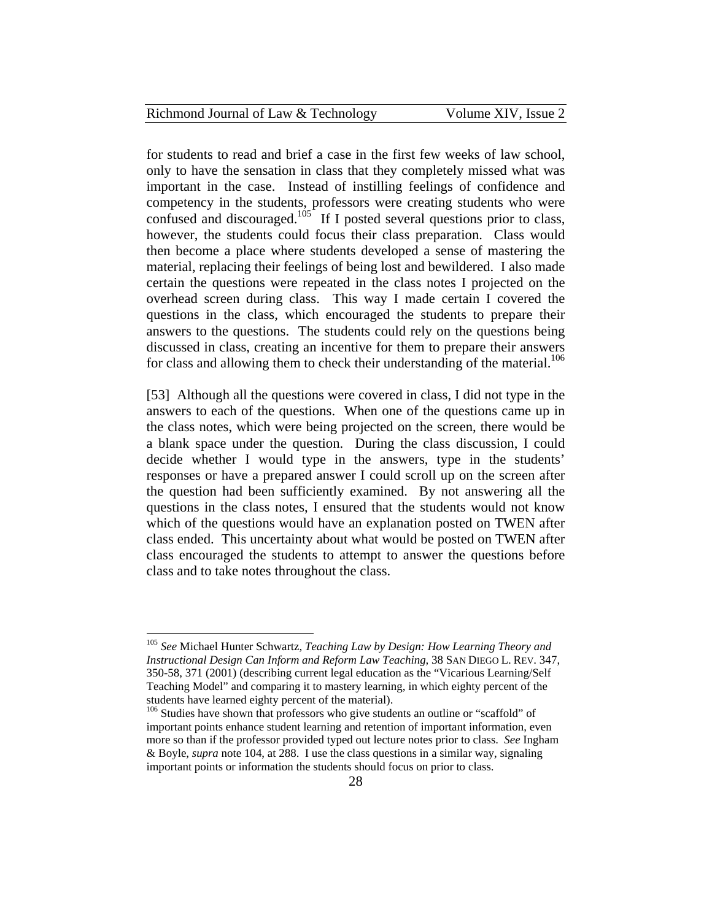for students to read and brief a case in the first few weeks of law school, only to have the sensation in class that they completely missed what was important in the case. Instead of instilling feelings of confidence and competency in the students, professors were creating students who were confused and discouraged.[105] If I posted several questions prior to class, however, the students could focus their class preparation. Class would then become a place where students developed a sense of mastering the material, replacing their feelings of being lost and bewildered. I also made certain the questions were repeated in the class notes I projected on the overhead screen during class. This way I made certain I covered the questions in the class, which encouraged the students to prepare their answers to the questions. The students could rely on the questions being discussed in class, creating an incentive for them to prepare their answers for class and allowing them to check their understanding of the material.[106]

[53] Although all the questions were covered in class, I did not type in the answers to each of the questions. When one of the questions came up in the class notes, which were being projected on the screen, there would be a blank space under the question. During the class discussion, I could decide whether I would type in the answers, type in the students' responses or have a prepared answer I could scroll up on the screen after the question had been sufficiently examined. By not answering all the questions in the class notes, I ensured that the students would not know which of the questions would have an explanation posted on TWEN after class ended. This uncertainty about what would be posted on TWEN after class encouraged the students to attempt to answer the questions before class and to take notes throughout the class.

---

[105] *See* Michael Hunter Schwartz, *Teaching Law by Design: How Learning Theory and Instructional Design Can Inform and Reform Law Teaching*, 38 SAN DIEGO L. REV. 347, 350-58, 371 (2001) (describing current legal education as the "Vicarious Learning/Self Teaching Model" and comparing it to mastery learning, in which eighty percent of the students have learned eighty percent of the material).

[106] Studies have shown that professors who give students an outline or "scaffold" of important points enhance student learning and retention of important information, even more so than if the professor provided typed out lecture notes prior to class. *See* Ingham & Boyle, *supra* note 104, at 288. I use the class questions in a similar way, signaling important points or information the students should focus on prior to class.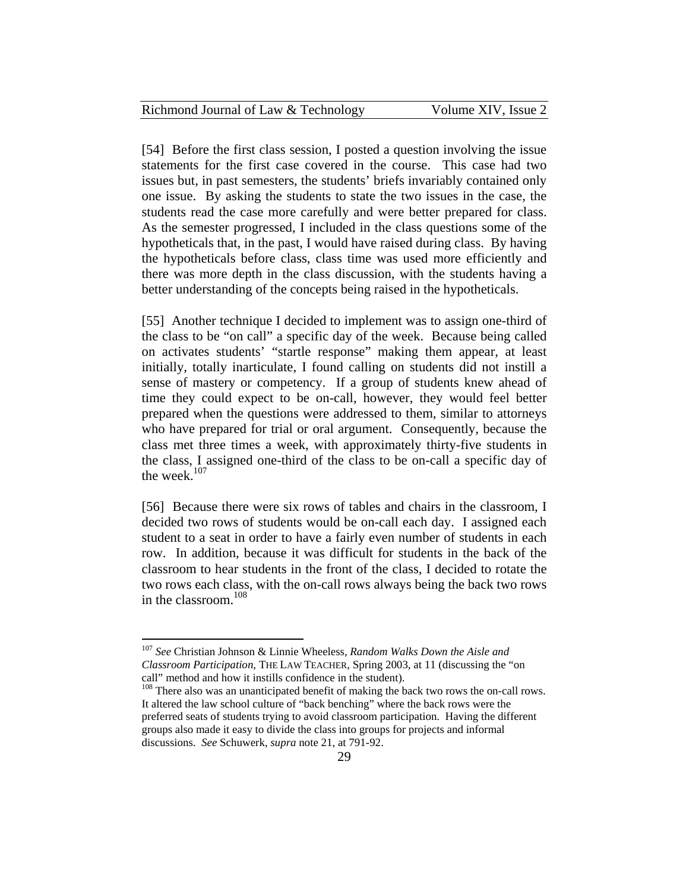[54] Before the first class session, I posted a question involving the issue statements for the first case covered in the course. This case had two issues but, in past semesters, the students' briefs invariably contained only one issue. By asking the students to state the two issues in the case, the students read the case more carefully and were better prepared for class. As the semester progressed, I included in the class questions some of the hypotheticals that, in the past, I would have raised during class. By having the hypotheticals before class, class time was used more efficiently and there was more depth in the class discussion, with the students having a better understanding of the concepts being raised in the hypotheticals.

[55] Another technique I decided to implement was to assign one-third of the class to be "on call" a specific day of the week. Because being called on activates students' "startle response" making them appear, at least initially, totally inarticulate, I found calling on students did not instill a sense of mastery or competency. If a group of students knew ahead of time they could expect to be on-call, however, they would feel better prepared when the questions were addressed to them, similar to attorneys who have prepared for trial or oral argument. Consequently, because the class met three times a week, with approximately thirty-five students in the class, I assigned one-third of the class to be on-call a specific day of the week.[107]

[56] Because there were six rows of tables and chairs in the classroom, I decided two rows of students would be on-call each day. I assigned each student to a seat in order to have a fairly even number of students in each row. In addition, because it was difficult for students in the back of the classroom to hear students in the front of the class, I decided to rotate the two rows each class, with the on-call rows always being the back two rows in the classroom.[108]

---

[107] *See* Christian Johnson & Linnie Wheeless, *Random Walks Down the Aisle and Classroom Participation*, THE LAW TEACHER, Spring 2003, at 11 (discussing the "on call" method and how it instills confidence in the student).

[108] There also was an unanticipated benefit of making the back two rows the on-call rows. It altered the law school culture of "back benching" where the back rows were the preferred seats of students trying to avoid classroom participation. Having the different groups also made it easy to divide the class into groups for projects and informal discussions. *See* Schuwerk, *supra* note 21, at 791-92.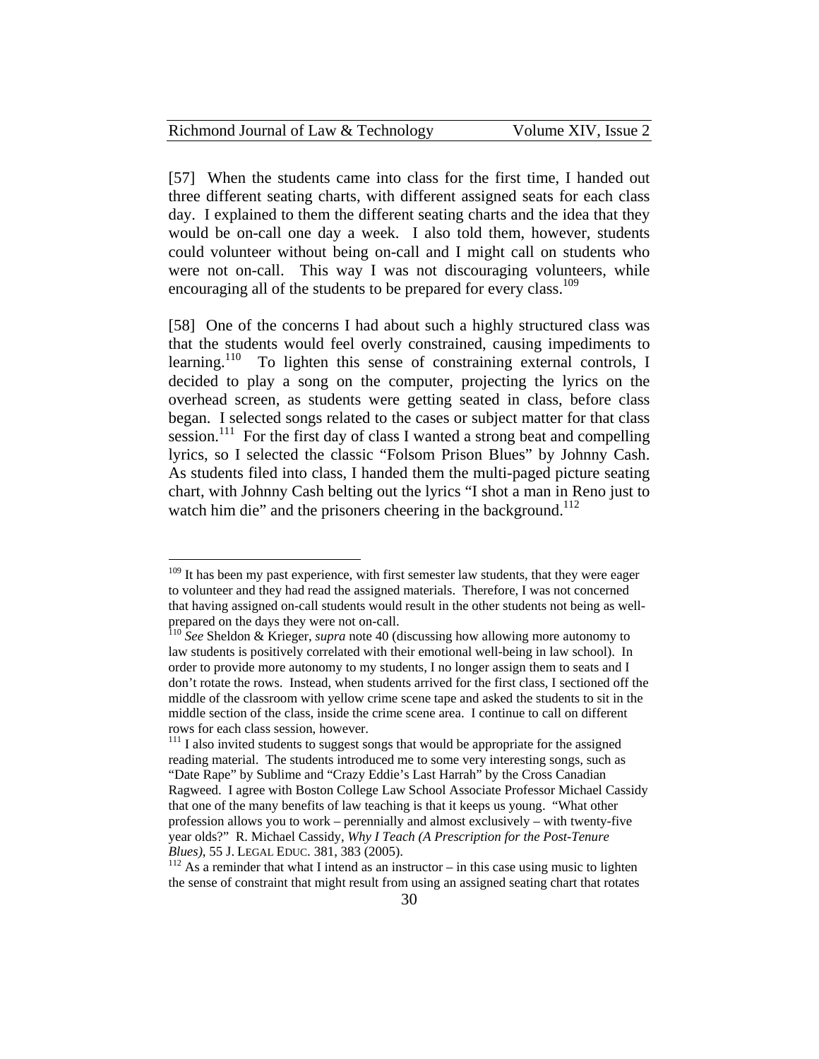[57] When the students came into class for the first time, I handed out three different seating charts, with different assigned seats for each class day. I explained to them the different seating charts and the idea that they would be on-call one day a week. I also told them, however, students could volunteer without being on-call and I might call on students who were not on-call. This way I was not discouraging volunteers, while encouraging all of the students to be prepared for every class.[109]

[58] One of the concerns I had about such a highly structured class was that the students would feel overly constrained, causing impediments to learning.[110] To lighten this sense of constraining external controls, I decided to play a song on the computer, projecting the lyrics on the overhead screen, as students were getting seated in class, before class began. I selected songs related to the cases or subject matter for that class session.[111] For the first day of class I wanted a strong beat and compelling lyrics, so I selected the classic "Folsom Prison Blues" by Johnny Cash. As students filed into class, I handed them the multi-paged picture seating chart, with Johnny Cash belting out the lyrics "I shot a man in Reno just to watch him die" and the prisoners cheering in the background.[112]

---

[109] It has been my past experience, with first semester law students, that they were eager to volunteer and they had read the assigned materials. Therefore, I was not concerned that having assigned on-call students would result in the other students not being as well-prepared on the days they were not on-call.

[110] *See* Sheldon & Krieger, *supra* note 40 (discussing how allowing more autonomy to law students is positively correlated with their emotional well-being in law school). In order to provide more autonomy to my students, I no longer assign them to seats and I don't rotate the rows. Instead, when students arrived for the first class, I sectioned off the middle of the classroom with yellow crime scene tape and asked the students to sit in the middle section of the class, inside the crime scene area. I continue to call on different rows for each class session, however.

[111] I also invited students to suggest songs that would be appropriate for the assigned reading material. The students introduced me to some very interesting songs, such as "Date Rape" by Sublime and "Crazy Eddie's Last Harrah" by the Cross Canadian Ragweed. I agree with Boston College Law School Associate Professor Michael Cassidy that one of the many benefits of law teaching is that it keeps us young. "What other profession allows you to work – perennially and almost exclusively – with twenty-five year olds?" R. Michael Cassidy, *Why I Teach (A Prescription for the Post-Tenure Blues)*, 55 J. LEGAL EDUC. 381, 383 (2005).

[112] As a reminder that what I intend as an instructor – in this case using music to lighten the sense of constraint that might result from using an assigned seating chart that rotates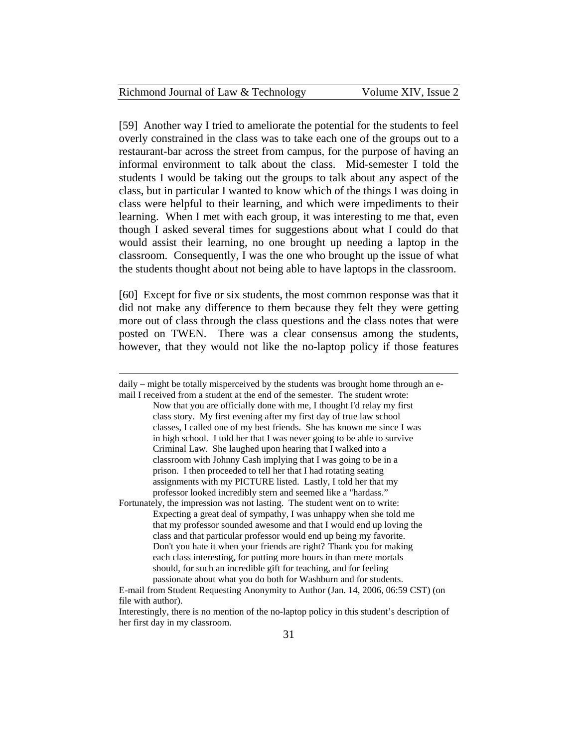[59] Another way I tried to ameliorate the potential for the students to feel overly constrained in the class was to take each one of the groups out to a restaurant-bar across the street from campus, for the purpose of having an informal environment to talk about the class. Mid-semester I told the students I would be taking out the groups to talk about any aspect of the class, but in particular I wanted to know which of the things I was doing in class were helpful to their learning, and which were impediments to their learning. When I met with each group, it was interesting to me that, even though I asked several times for suggestions about what I could do that would assist their learning, no one brought up needing a laptop in the classroom. Consequently, I was the one who brought up the issue of what the students thought about not being able to have laptops in the classroom.

[60] Except for five or six students, the most common response was that it did not make any difference to them because they felt they were getting more out of class through the class questions and the class notes that were posted on TWEN. There was a clear consensus among the students, however, that they would not like the no-laptop policy if those features

---

daily – might be totally misperceived by the students was brought home through an e-mail I received from a student at the end of the semester. The student wrote:

> Now that you are officially done with me, I thought I'd relay my first class story. My first evening after my first day of true law school classes, I called one of my best friends. She has known me since I was in high school. I told her that I was never going to be able to survive Criminal Law. She laughed upon hearing that I walked into a classroom with Johnny Cash implying that I was going to be in a prison. I then proceeded to tell her that I had rotating seating assignments with my PICTURE listed. Lastly, I told her that my professor looked incredibly stern and seemed like a "hardass."

Fortunately, the impression was not lasting. The student went on to write:

> Expecting a great deal of sympathy, I was unhappy when she told me that my professor sounded awesome and that I would end up loving the class and that particular professor would end up being my favorite. Don't you hate it when your friends are right? Thank you for making each class interesting, for putting more hours in than mere mortals should, for such an incredible gift for teaching, and for feeling passionate about what you do both for Washburn and for students.

E-mail from Student Requesting Anonymity to Author (Jan. 14, 2006, 06:59 CST) (on file with author).

Interestingly, there is no mention of the no-laptop policy in this student's description of her first day in my classroom.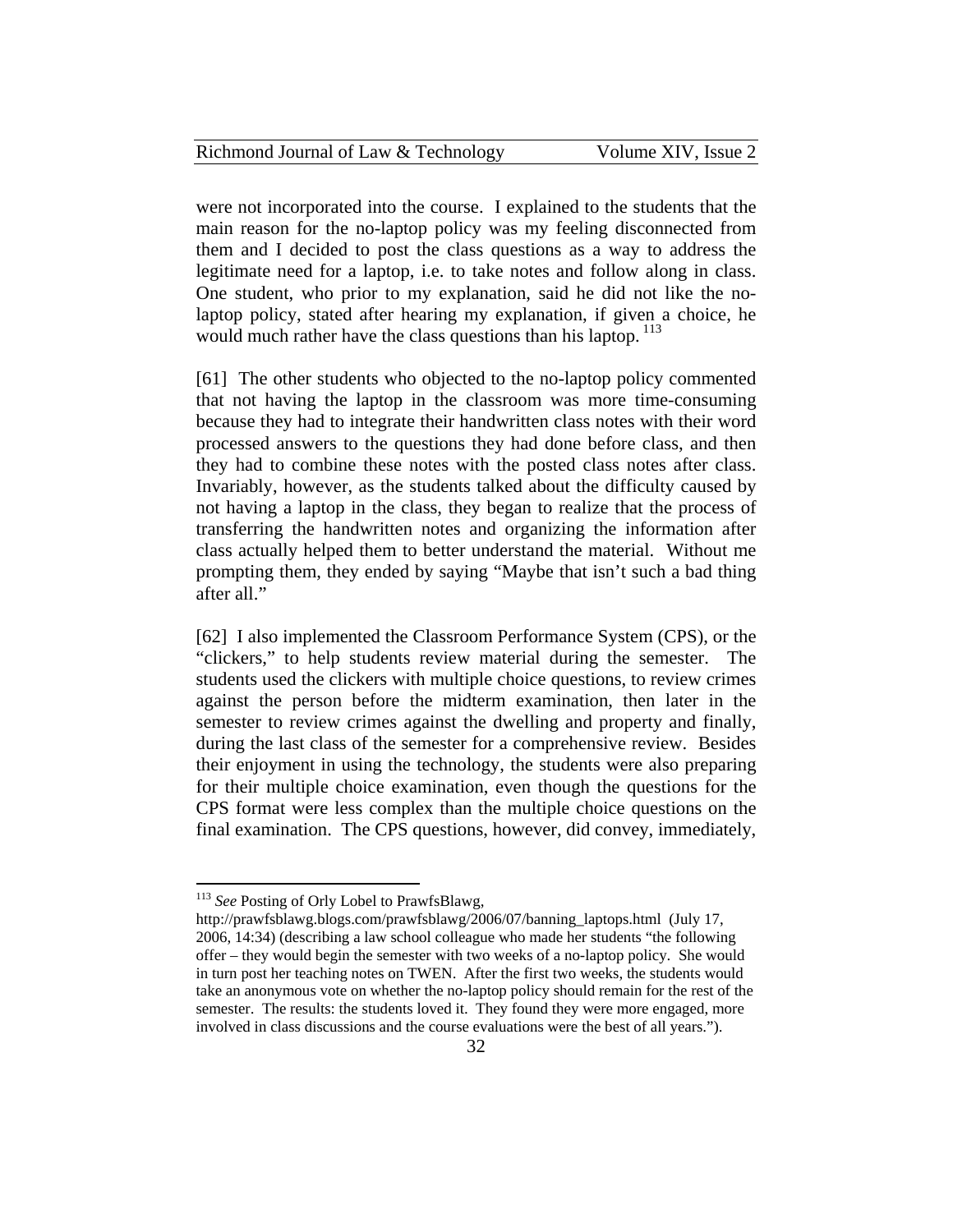were not incorporated into the course. I explained to the students that the main reason for the no-laptop policy was my feeling disconnected from them and I decided to post the class questions as a way to address the legitimate need for a laptop, i.e. to take notes and follow along in class. One student, who prior to my explanation, said he did not like the no-laptop policy, stated after hearing my explanation, if given a choice, he would much rather have the class questions than his laptop. [113]

[61] The other students who objected to the no-laptop policy commented that not having the laptop in the classroom was more time-consuming because they had to integrate their handwritten class notes with their word processed answers to the questions they had done before class, and then they had to combine these notes with the posted class notes after class. Invariably, however, as the students talked about the difficulty caused by not having a laptop in the class, they began to realize that the process of transferring the handwritten notes and organizing the information after class actually helped them to better understand the material. Without me prompting them, they ended by saying "Maybe that isn't such a bad thing after all."

[62] I also implemented the Classroom Performance System (CPS), or the "clickers," to help students review material during the semester. The students used the clickers with multiple choice questions, to review crimes against the person before the midterm examination, then later in the semester to review crimes against the dwelling and property and finally, during the last class of the semester for a comprehensive review. Besides their enjoyment in using the technology, the students were also preparing for their multiple choice examination, even though the questions for the CPS format were less complex than the multiple choice questions on the final examination. The CPS questions, however, did convey, immediately,

---

[113] *See* Posting of Orly Lobel to PrawfsBlawg, http://prawfsblawg.blogs.com/prawfsblawg/2006/07/banning_laptops.html (July 17, 2006, 14:34) (describing a law school colleague who made her students "the following offer – they would begin the semester with two weeks of a no-laptop policy. She would in turn post her teaching notes on TWEN. After the first two weeks, the students would take an anonymous vote on whether the no-laptop policy should remain for the rest of the semester. The results: the students loved it. They found they were more engaged, more involved in class discussions and the course evaluations were the best of all years.").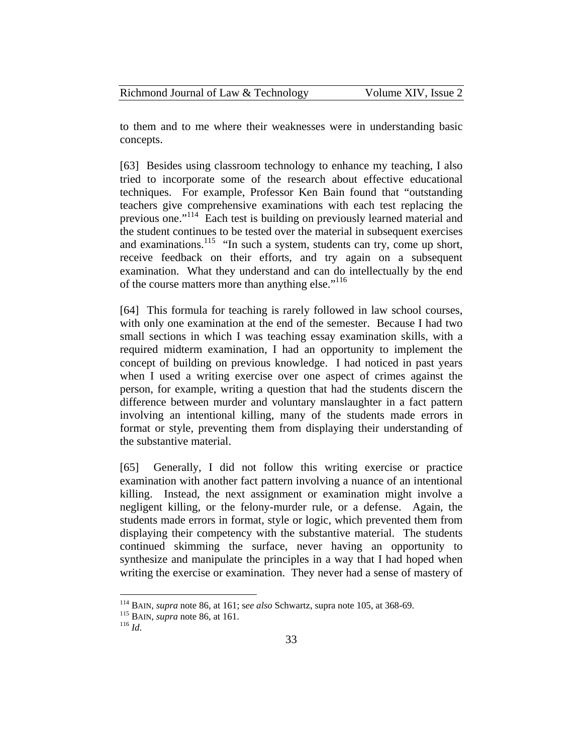to them and to me where their weaknesses were in understanding basic concepts.

[63] Besides using classroom technology to enhance my teaching, I also tried to incorporate some of the research about effective educational techniques. For example, Professor Ken Bain found that "outstanding teachers give comprehensive examinations with each test replacing the previous one."[114] Each test is building on previously learned material and the student continues to be tested over the material in subsequent exercises and examinations.[115] "In such a system, students can try, come up short, receive feedback on their efforts, and try again on a subsequent examination. What they understand and can do intellectually by the end of the course matters more than anything else."[116]

[64] This formula for teaching is rarely followed in law school courses, with only one examination at the end of the semester. Because I had two small sections in which I was teaching essay examination skills, with a required midterm examination, I had an opportunity to implement the concept of building on previous knowledge. I had noticed in past years when I used a writing exercise over one aspect of crimes against the person, for example, writing a question that had the students discern the difference between murder and voluntary manslaughter in a fact pattern involving an intentional killing, many of the students made errors in format or style, preventing them from displaying their understanding of the substantive material.

[65] Generally, I did not follow this writing exercise or practice examination with another fact pattern involving a nuance of an intentional killing. Instead, the next assignment or examination might involve a negligent killing, or the felony-murder rule, or a defense. Again, the students made errors in format, style or logic, which prevented them from displaying their competency with the substantive material. The students continued skimming the surface, never having an opportunity to synthesize and manipulate the principles in a way that I had hoped when writing the exercise or examination. They never had a sense of mastery of

---

[114] BAIN, *supra* note 86, at 161; s*ee also* Schwartz, supra note 105, at 368-69.

[115] BAIN, *supra* note 86, at 161.

[116] *Id*.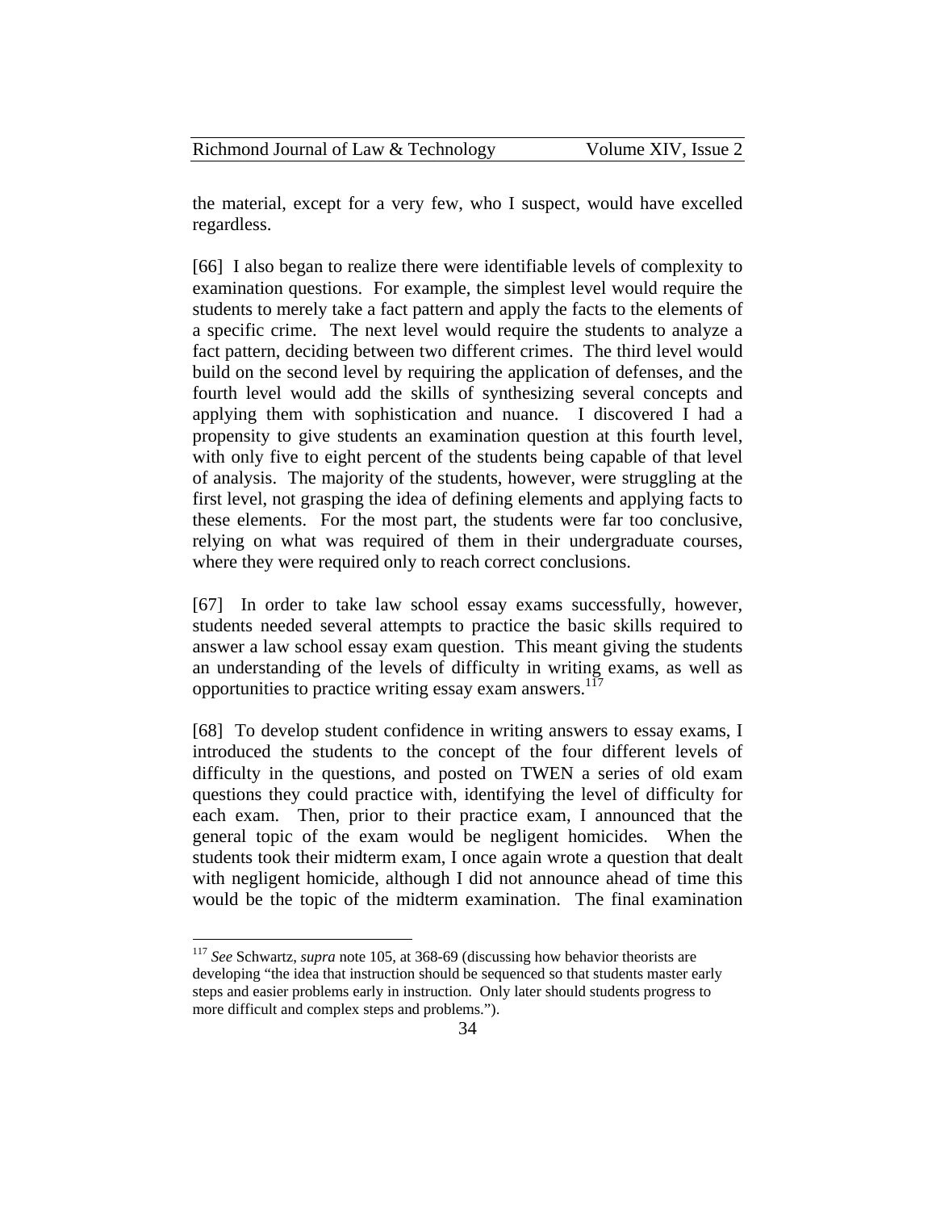the material, except for a very few, who I suspect, would have excelled regardless.

[66] I also began to realize there were identifiable levels of complexity to examination questions. For example, the simplest level would require the students to merely take a fact pattern and apply the facts to the elements of a specific crime. The next level would require the students to analyze a fact pattern, deciding between two different crimes. The third level would build on the second level by requiring the application of defenses, and the fourth level would add the skills of synthesizing several concepts and applying them with sophistication and nuance. I discovered I had a propensity to give students an examination question at this fourth level, with only five to eight percent of the students being capable of that level of analysis. The majority of the students, however, were struggling at the first level, not grasping the idea of defining elements and applying facts to these elements. For the most part, the students were far too conclusive, relying on what was required of them in their undergraduate courses, where they were required only to reach correct conclusions.

[67] In order to take law school essay exams successfully, however, students needed several attempts to practice the basic skills required to answer a law school essay exam question. This meant giving the students an understanding of the levels of difficulty in writing exams, as well as opportunities to practice writing essay exam answers.[117]

[68] To develop student confidence in writing answers to essay exams, I introduced the students to the concept of the four different levels of difficulty in the questions, and posted on TWEN a series of old exam questions they could practice with, identifying the level of difficulty for each exam. Then, prior to their practice exam, I announced that the general topic of the exam would be negligent homicides. When the students took their midterm exam, I once again wrote a question that dealt with negligent homicide, although I did not announce ahead of time this would be the topic of the midterm examination. The final examination

---

[117] *See* Schwartz, *supra* note 105, at 368-69 (discussing how behavior theorists are developing "the idea that instruction should be sequenced so that students master early steps and easier problems early in instruction. Only later should students progress to more difficult and complex steps and problems.").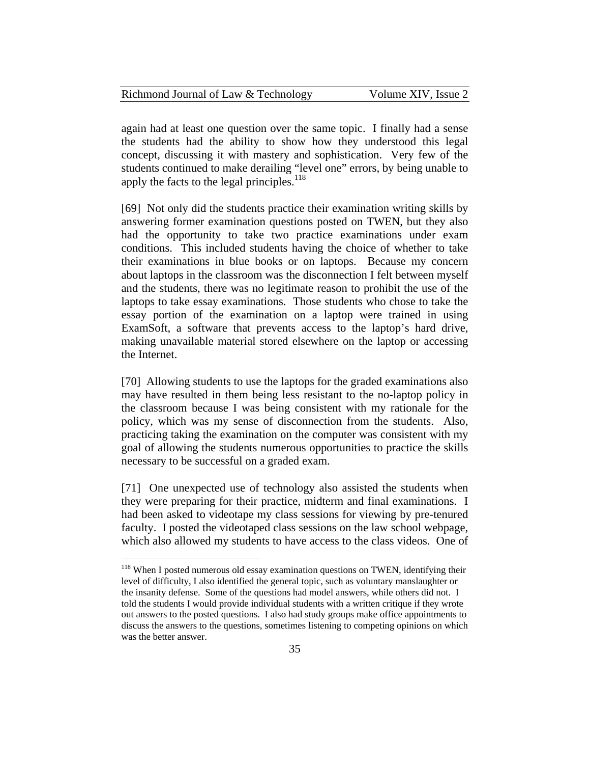again had at least one question over the same topic. I finally had a sense the students had the ability to show how they understood this legal concept, discussing it with mastery and sophistication. Very few of the students continued to make derailing "level one" errors, by being unable to apply the facts to the legal principles.[118]

[69] Not only did the students practice their examination writing skills by answering former examination questions posted on TWEN, but they also had the opportunity to take two practice examinations under exam conditions. This included students having the choice of whether to take their examinations in blue books or on laptops. Because my concern about laptops in the classroom was the disconnection I felt between myself and the students, there was no legitimate reason to prohibit the use of the laptops to take essay examinations. Those students who chose to take the essay portion of the examination on a laptop were trained in using ExamSoft, a software that prevents access to the laptop's hard drive, making unavailable material stored elsewhere on the laptop or accessing the Internet.

[70] Allowing students to use the laptops for the graded examinations also may have resulted in them being less resistant to the no-laptop policy in the classroom because I was being consistent with my rationale for the policy, which was my sense of disconnection from the students. Also, practicing taking the examination on the computer was consistent with my goal of allowing the students numerous opportunities to practice the skills necessary to be successful on a graded exam.

[71] One unexpected use of technology also assisted the students when they were preparing for their practice, midterm and final examinations. I had been asked to videotape my class sessions for viewing by pre-tenured faculty. I posted the videotaped class sessions on the law school webpage, which also allowed my students to have access to the class videos. One of

---

[118] When I posted numerous old essay examination questions on TWEN, identifying their level of difficulty, I also identified the general topic, such as voluntary manslaughter or the insanity defense. Some of the questions had model answers, while others did not. I told the students I would provide individual students with a written critique if they wrote out answers to the posted questions. I also had study groups make office appointments to discuss the answers to the questions, sometimes listening to competing opinions on which was the better answer.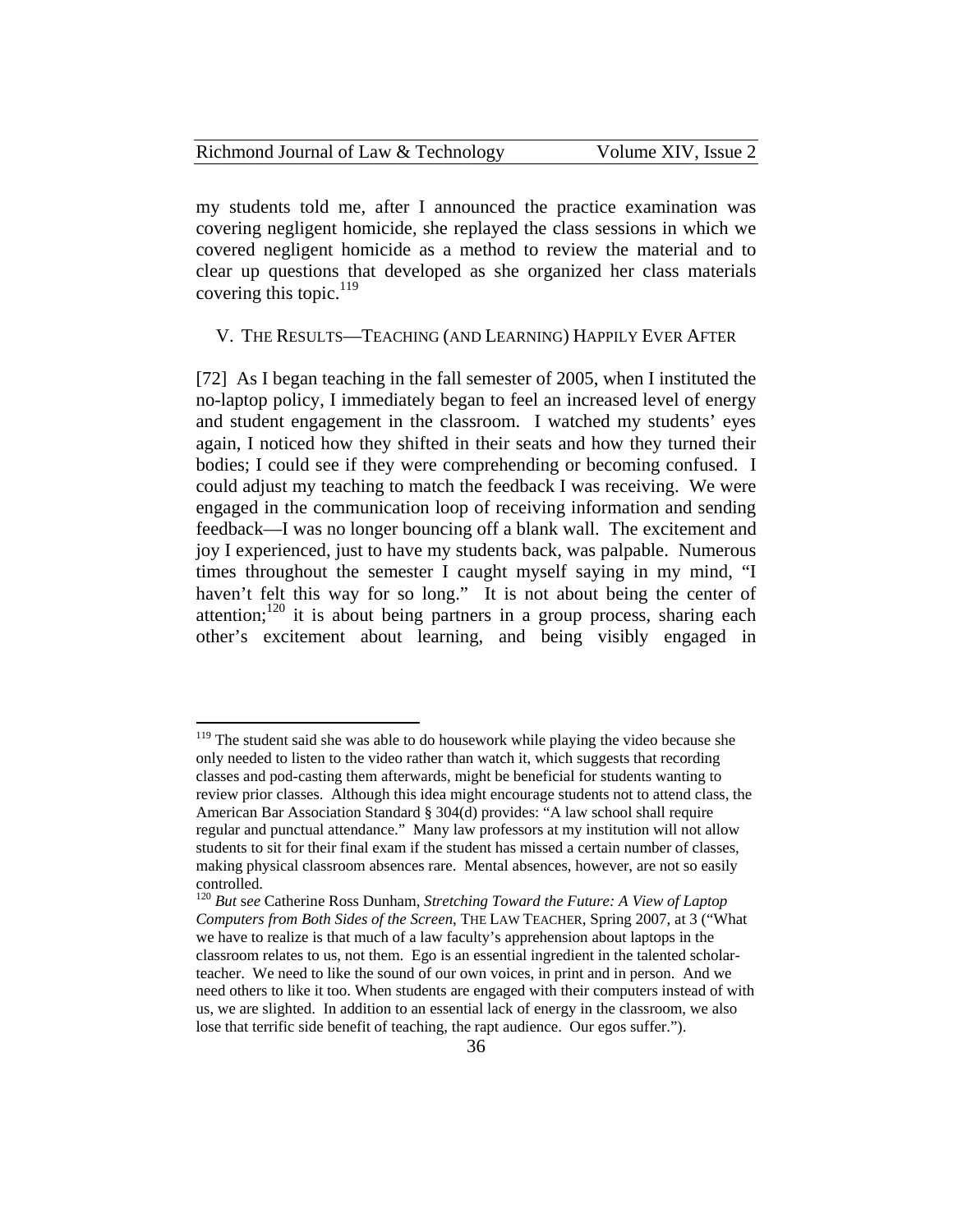my students told me, after I announced the practice examination was covering negligent homicide, she replayed the class sessions in which we covered negligent homicide as a method to review the material and to clear up questions that developed as she organized her class materials covering this topic.[119]

## V. THE RESULTS—TEACHING (AND LEARNING) HAPPILY EVER AFTER

[72] As I began teaching in the fall semester of 2005, when I instituted the no-laptop policy, I immediately began to feel an increased level of energy and student engagement in the classroom. I watched my students' eyes again, I noticed how they shifted in their seats and how they turned their bodies; I could see if they were comprehending or becoming confused. I could adjust my teaching to match the feedback I was receiving. We were engaged in the communication loop of receiving information and sending feedback—I was no longer bouncing off a blank wall. The excitement and joy I experienced, just to have my students back, was palpable. Numerous times throughout the semester I caught myself saying in my mind, "I haven't felt this way for so long." It is not about being the center of attention;[120] it is about being partners in a group process, sharing each other's excitement about learning, and being visibly engaged in

---

[119] The student said she was able to do housework while playing the video because she only needed to listen to the video rather than watch it, which suggests that recording classes and pod-casting them afterwards, might be beneficial for students wanting to review prior classes. Although this idea might encourage students not to attend class, the American Bar Association Standard § 304(d) provides: "A law school shall require regular and punctual attendance." Many law professors at my institution will not allow students to sit for their final exam if the student has missed a certain number of classes, making physical classroom absences rare. Mental absences, however, are not so easily controlled.

[120] *But see* Catherine Ross Dunham, *Stretching Toward the Future: A View of Laptop Computers from Both Sides of the Screen*, THE LAW TEACHER, Spring 2007, at 3 ("What we have to realize is that much of a law faculty's apprehension about laptops in the classroom relates to us, not them. Ego is an essential ingredient in the talented scholar-teacher. We need to like the sound of our own voices, in print and in person. And we need others to like it too. When students are engaged with their computers instead of with us, we are slighted. In addition to an essential lack of energy in the classroom, we also lose that terrific side benefit of teaching, the rapt audience. Our egos suffer.").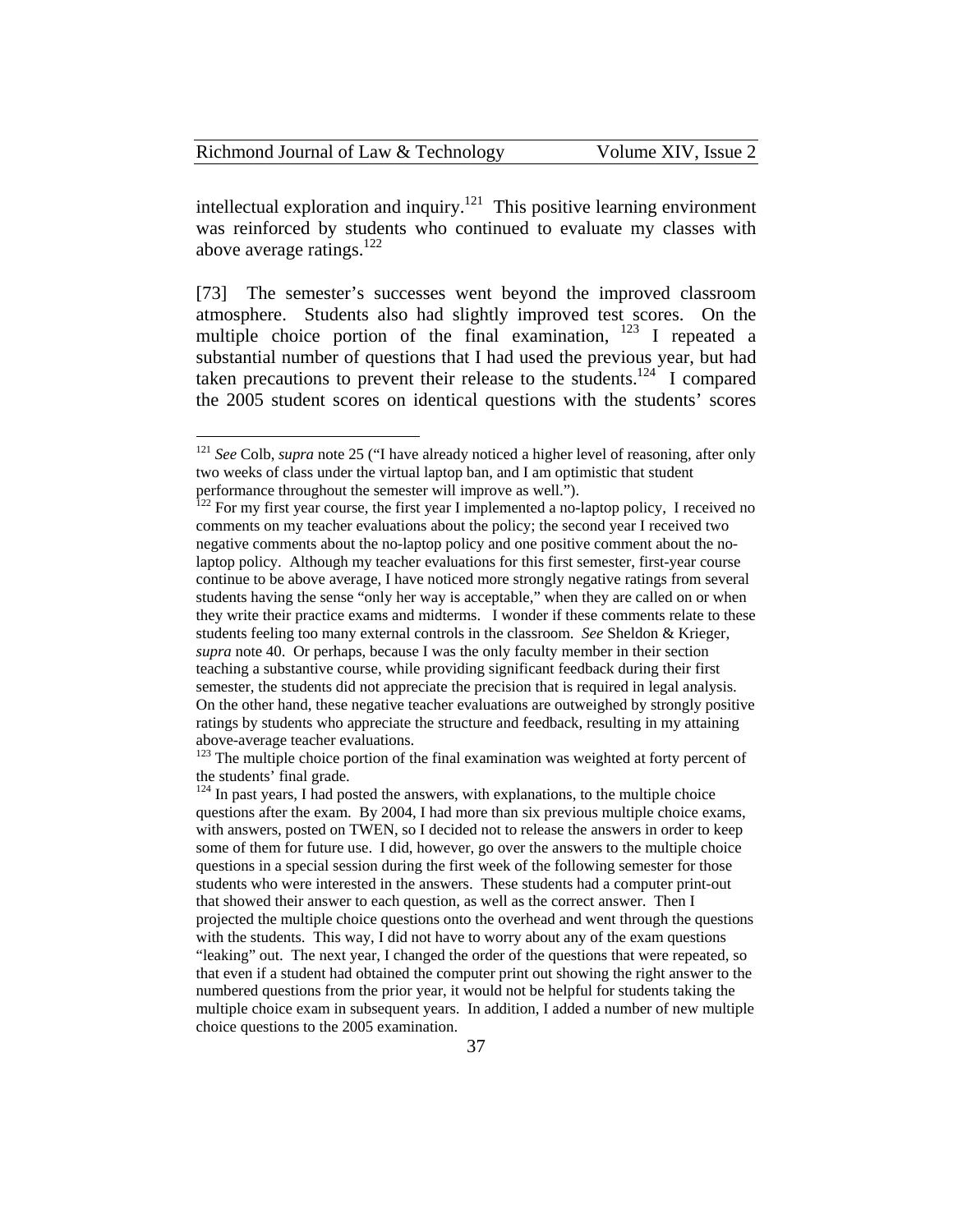intellectual exploration and inquiry.[121] This positive learning environment was reinforced by students who continued to evaluate my classes with above average ratings.[122]

[73] The semester's successes went beyond the improved classroom atmosphere. Students also had slightly improved test scores. On the multiple choice portion of the final examination, [123] I repeated a substantial number of questions that I had used the previous year, but had taken precautions to prevent their release to the students.[124] I compared the 2005 student scores on identical questions with the students' scores

---

[121] *See* Colb, *supra* note 25 ("I have already noticed a higher level of reasoning, after only two weeks of class under the virtual laptop ban, and I am optimistic that student performance throughout the semester will improve as well.").

[122] For my first year course, the first year I implemented a no-laptop policy, I received no comments on my teacher evaluations about the policy; the second year I received two negative comments about the no-laptop policy and one positive comment about the no-laptop policy. Although my teacher evaluations for this first semester, first-year course continue to be above average, I have noticed more strongly negative ratings from several students having the sense "only her way is acceptable," when they are called on or when they write their practice exams and midterms. I wonder if these comments relate to these students feeling too many external controls in the classroom. *See* Sheldon & Krieger, *supra* note 40. Or perhaps, because I was the only faculty member in their section teaching a substantive course, while providing significant feedback during their first semester, the students did not appreciate the precision that is required in legal analysis. On the other hand, these negative teacher evaluations are outweighed by strongly positive ratings by students who appreciate the structure and feedback, resulting in my attaining above-average teacher evaluations.

[123] The multiple choice portion of the final examination was weighted at forty percent of the students' final grade.

[124] In past years, I had posted the answers, with explanations, to the multiple choice questions after the exam. By 2004, I had more than six previous multiple choice exams, with answers, posted on TWEN, so I decided not to release the answers in order to keep some of them for future use. I did, however, go over the answers to the multiple choice questions in a special session during the first week of the following semester for those students who were interested in the answers. These students had a computer print-out that showed their answer to each question, as well as the correct answer. Then I projected the multiple choice questions onto the overhead and went through the questions with the students. This way, I did not have to worry about any of the exam questions "leaking" out. The next year, I changed the order of the questions that were repeated, so that even if a student had obtained the computer print out showing the right answer to the numbered questions from the prior year, it would not be helpful for students taking the multiple choice exam in subsequent years. In addition, I added a number of new multiple choice questions to the 2005 examination.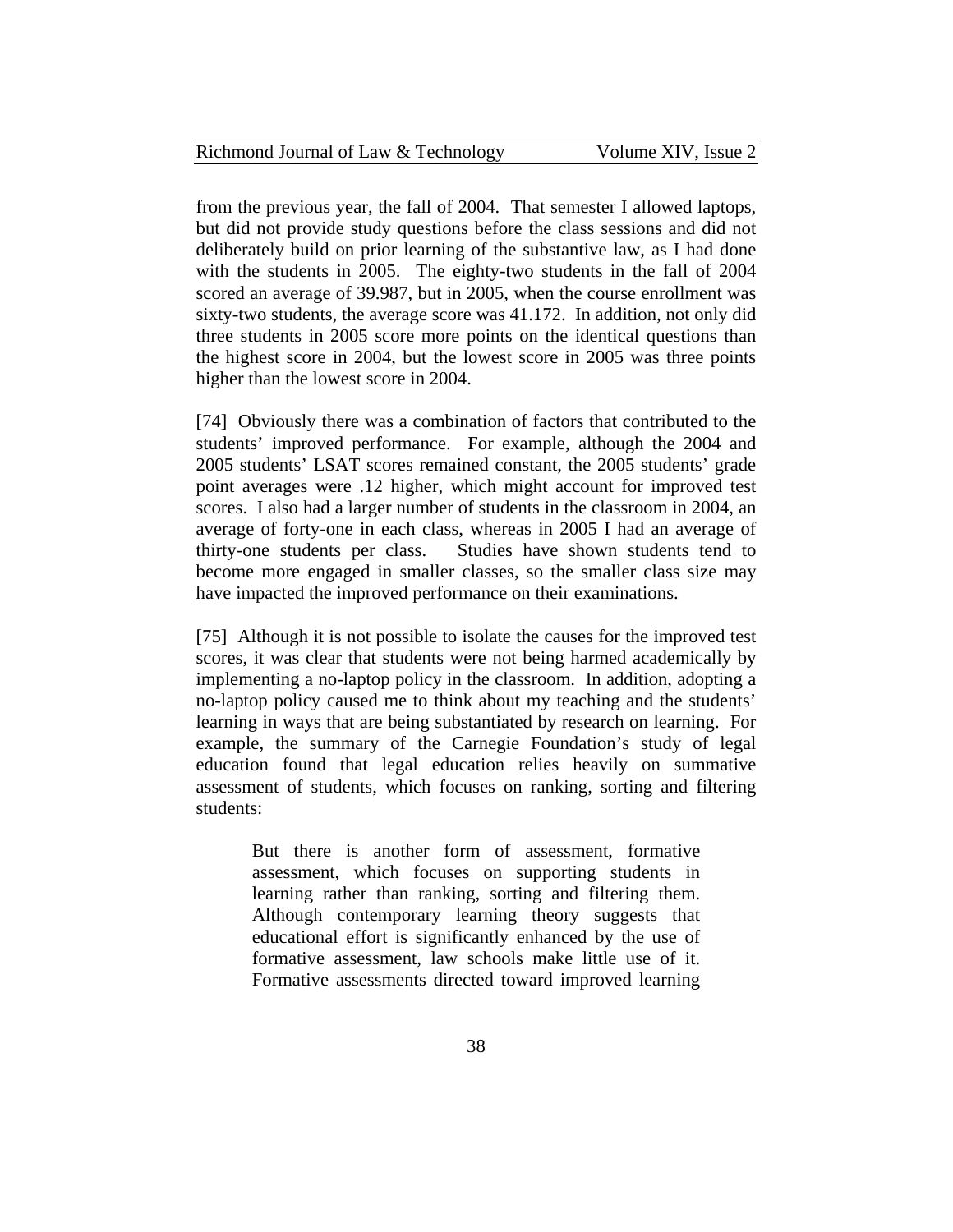from the previous year, the fall of 2004. That semester I allowed laptops, but did not provide study questions before the class sessions and did not deliberately build on prior learning of the substantive law, as I had done with the students in 2005. The eighty-two students in the fall of 2004 scored an average of 39.987, but in 2005, when the course enrollment was sixty-two students, the average score was 41.172. In addition, not only did three students in 2005 score more points on the identical questions than the highest score in 2004, but the lowest score in 2005 was three points higher than the lowest score in 2004.

[74] Obviously there was a combination of factors that contributed to the students' improved performance. For example, although the 2004 and 2005 students' LSAT scores remained constant, the 2005 students' grade point averages were .12 higher, which might account for improved test scores. I also had a larger number of students in the classroom in 2004, an average of forty-one in each class, whereas in 2005 I had an average of thirty-one students per class. Studies have shown students tend to become more engaged in smaller classes, so the smaller class size may have impacted the improved performance on their examinations.

[75] Although it is not possible to isolate the causes for the improved test scores, it was clear that students were not being harmed academically by implementing a no-laptop policy in the classroom. In addition, adopting a no-laptop policy caused me to think about my teaching and the students' learning in ways that are being substantiated by research on learning. For example, the summary of the Carnegie Foundation's study of legal education found that legal education relies heavily on summative assessment of students, which focuses on ranking, sorting and filtering students:

> But there is another form of assessment, formative assessment, which focuses on supporting students in learning rather than ranking, sorting and filtering them. Although contemporary learning theory suggests that educational effort is significantly enhanced by the use of formative assessment, law schools make little use of it. Formative assessments directed toward improved learning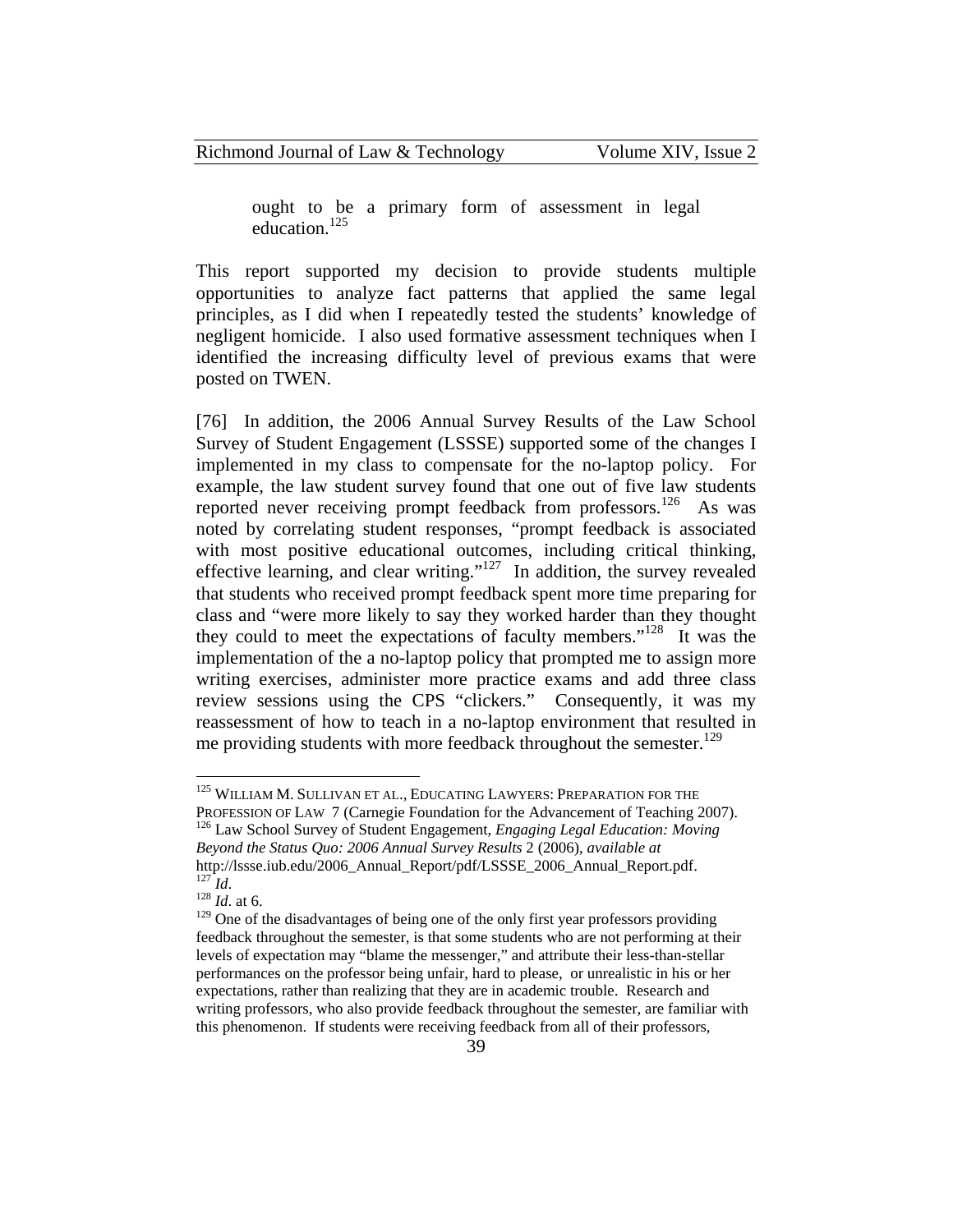> ought to be a primary form of assessment in legal education.[125]

This report supported my decision to provide students multiple opportunities to analyze fact patterns that applied the same legal principles, as I did when I repeatedly tested the students' knowledge of negligent homicide. I also used formative assessment techniques when I identified the increasing difficulty level of previous exams that were posted on TWEN.

[76] In addition, the 2006 Annual Survey Results of the Law School Survey of Student Engagement (LSSSE) supported some of the changes I implemented in my class to compensate for the no-laptop policy. For example, the law student survey found that one out of five law students reported never receiving prompt feedback from professors.[126] As was noted by correlating student responses, "prompt feedback is associated with most positive educational outcomes, including critical thinking, effective learning, and clear writing."[127] In addition, the survey revealed that students who received prompt feedback spent more time preparing for class and "were more likely to say they worked harder than they thought they could to meet the expectations of faculty members."[128] It was the implementation of the a no-laptop policy that prompted me to assign more writing exercises, administer more practice exams and add three class review sessions using the CPS "clickers." Consequently, it was my reassessment of how to teach in a no-laptop environment that resulted in me providing students with more feedback throughout the semester.[129]

---

[125] WILLIAM M. SULLIVAN ET AL., EDUCATING LAWYERS: PREPARATION FOR THE PROFESSION OF LAW 7 (Carnegie Foundation for the Advancement of Teaching 2007).

[126] Law School Survey of Student Engagement, *Engaging Legal Education: Moving Beyond the Status Quo: 2006 Annual Survey Results* 2 (2006), *available at* http://lssse.iub.edu/2006_Annual_Report/pdf/LSSSE_2006_Annual_Report.pdf.

[127] *Id*.

[128] *Id*. at 6.

[129] One of the disadvantages of being one of the only first year professors providing feedback throughout the semester, is that some students who are not performing at their levels of expectation may "blame the messenger," and attribute their less-than-stellar performances on the professor being unfair, hard to please, or unrealistic in his or her expectations, rather than realizing that they are in academic trouble. Research and writing professors, who also provide feedback throughout the semester, are familiar with this phenomenon. If students were receiving feedback from all of their professors,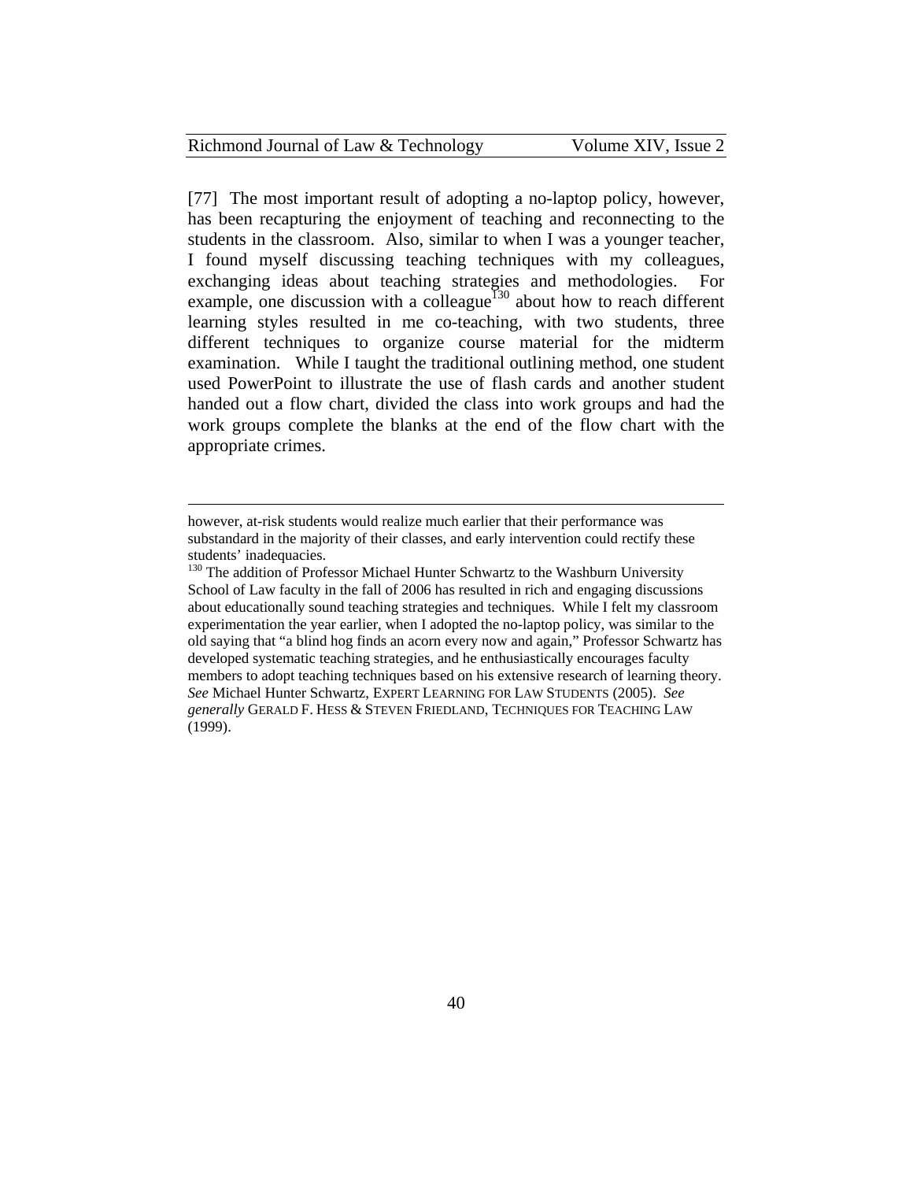[77] The most important result of adopting a no-laptop policy, however, has been recapturing the enjoyment of teaching and reconnecting to the students in the classroom. Also, similar to when I was a younger teacher, I found myself discussing teaching techniques with my colleagues, exchanging ideas about teaching strategies and methodologies. For example, one discussion with a colleague[130] about how to reach different learning styles resulted in me co-teaching, with two students, three different techniques to organize course material for the midterm examination. While I taught the traditional outlining method, one student used PowerPoint to illustrate the use of flash cards and another student handed out a flow chart, divided the class into work groups and had the work groups complete the blanks at the end of the flow chart with the appropriate crimes.

---

however, at-risk students would realize much earlier that their performance was substandard in the majority of their classes, and early intervention could rectify these students' inadequacies.

[130] The addition of Professor Michael Hunter Schwartz to the Washburn University School of Law faculty in the fall of 2006 has resulted in rich and engaging discussions about educationally sound teaching strategies and techniques. While I felt my classroom experimentation the year earlier, when I adopted the no-laptop policy, was similar to the old saying that "a blind hog finds an acorn every now and again," Professor Schwartz has developed systematic teaching strategies, and he enthusiastically encourages faculty members to adopt teaching techniques based on his extensive research of learning theory. *See* Michael Hunter Schwartz, EXPERT LEARNING FOR LAW STUDENTS (2005). *See generally* GERALD F. HESS & STEVEN FRIEDLAND, TECHNIQUES FOR TEACHING LAW (1999).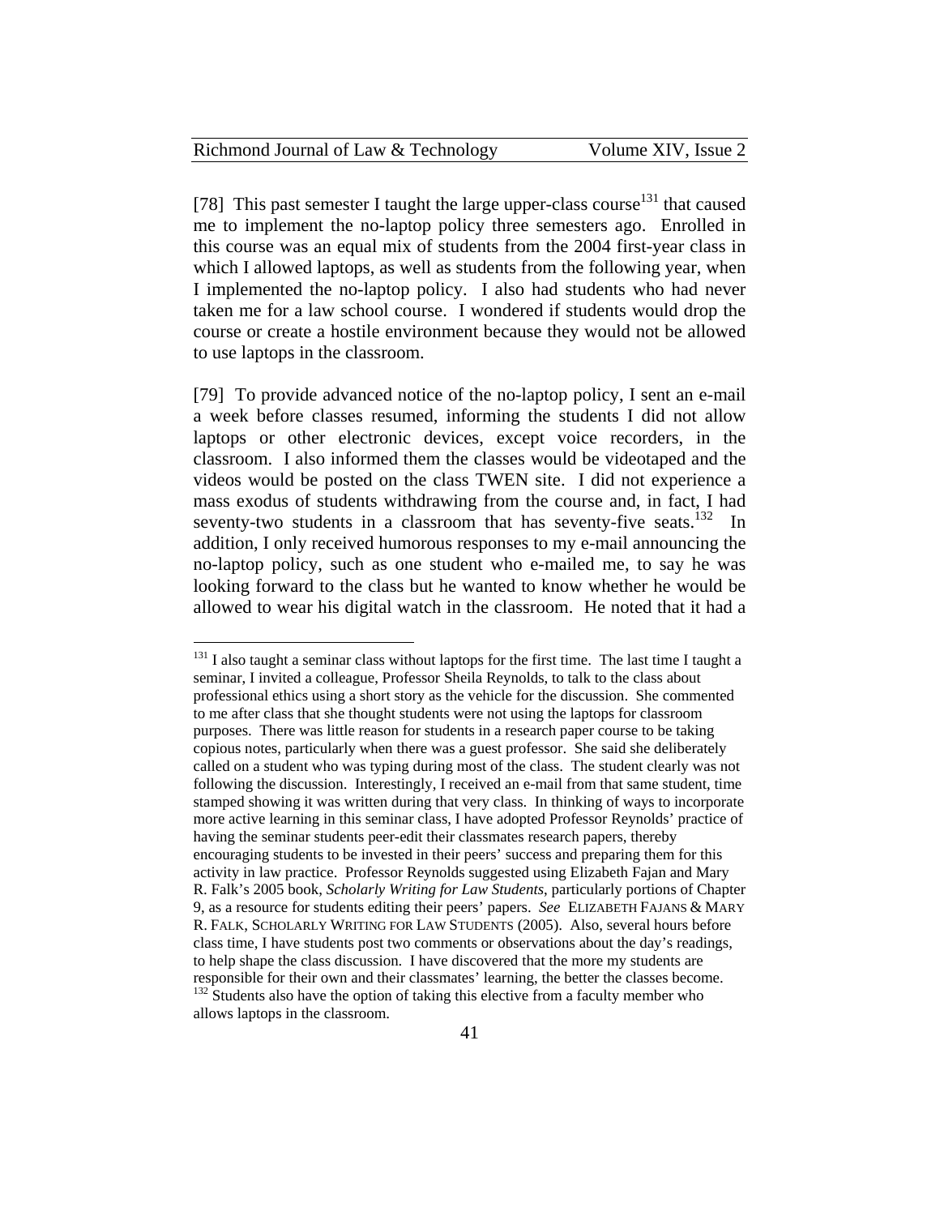[78] This past semester I taught the large upper-class course[131] that caused me to implement the no-laptop policy three semesters ago. Enrolled in this course was an equal mix of students from the 2004 first-year class in which I allowed laptops, as well as students from the following year, when I implemented the no-laptop policy. I also had students who had never taken me for a law school course. I wondered if students would drop the course or create a hostile environment because they would not be allowed to use laptops in the classroom.

[79] To provide advanced notice of the no-laptop policy, I sent an e-mail a week before classes resumed, informing the students I did not allow laptops or other electronic devices, except voice recorders, in the classroom. I also informed them the classes would be videotaped and the videos would be posted on the class TWEN site. I did not experience a mass exodus of students withdrawing from the course and, in fact, I had seventy-two students in a classroom that has seventy-five seats.[132] In addition, I only received humorous responses to my e-mail announcing the no-laptop policy, such as one student who e-mailed me, to say he was looking forward to the class but he wanted to know whether he would be allowed to wear his digital watch in the classroom. He noted that it had a

---

[131] I also taught a seminar class without laptops for the first time. The last time I taught a seminar, I invited a colleague, Professor Sheila Reynolds, to talk to the class about professional ethics using a short story as the vehicle for the discussion. She commented to me after class that she thought students were not using the laptops for classroom purposes. There was little reason for students in a research paper course to be taking copious notes, particularly when there was a guest professor. She said she deliberately called on a student who was typing during most of the class. The student clearly was not following the discussion. Interestingly, I received an e-mail from that same student, time stamped showing it was written during that very class. In thinking of ways to incorporate more active learning in this seminar class, I have adopted Professor Reynolds' practice of having the seminar students peer-edit their classmates research papers, thereby encouraging students to be invested in their peers' success and preparing them for this activity in law practice. Professor Reynolds suggested using Elizabeth Fajan and Mary R. Falk's 2005 book, *Scholarly Writing for Law Students*, particularly portions of Chapter 9, as a resource for students editing their peers' papers. *See* ELIZABETH FAJANS & MARY R. FALK, SCHOLARLY WRITING FOR LAW STUDENTS (2005). Also, several hours before class time, I have students post two comments or observations about the day's readings, to help shape the class discussion. I have discovered that the more my students are responsible for their own and their classmates' learning, the better the classes become.

[132] Students also have the option of taking this elective from a faculty member who allows laptops in the classroom.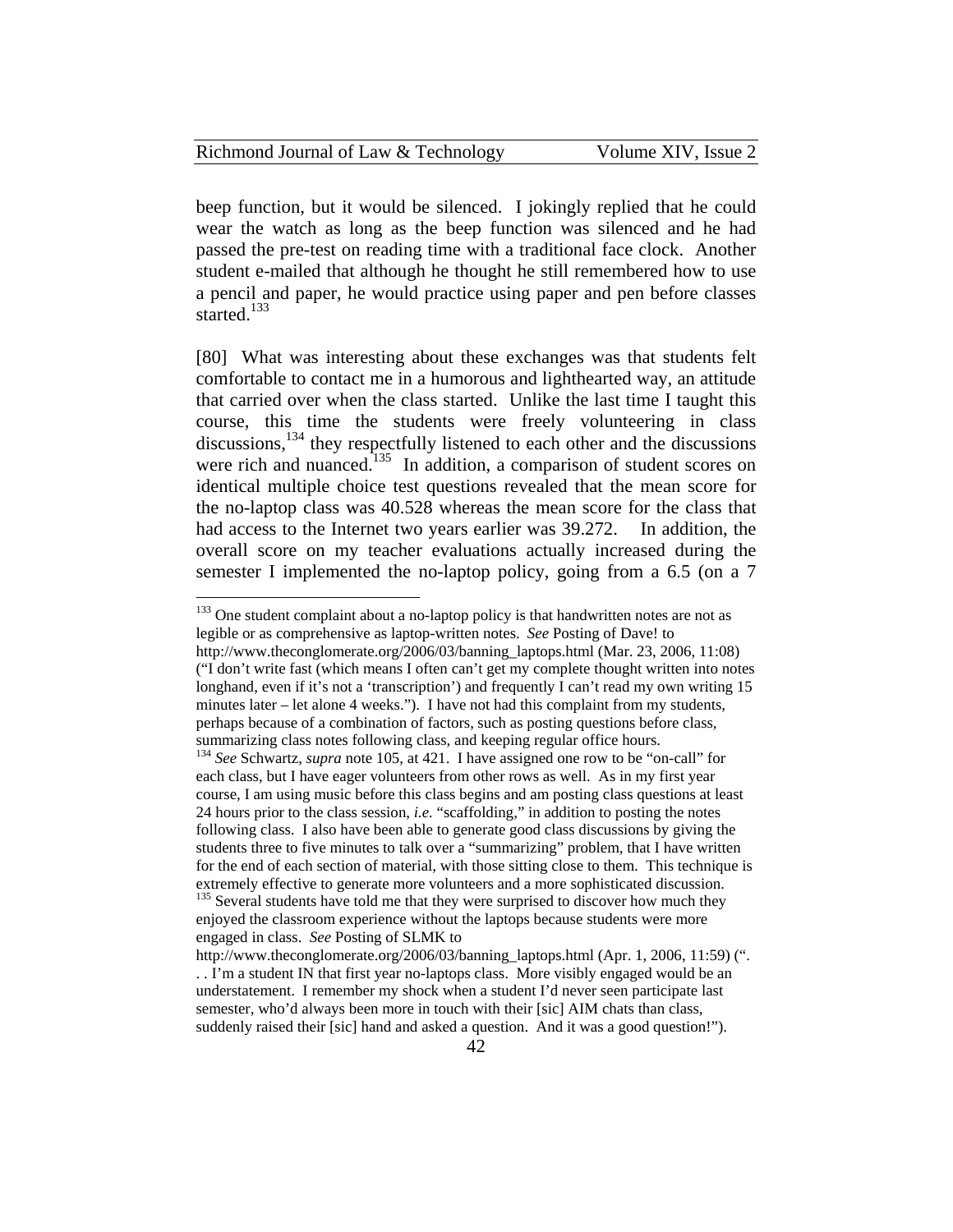beep function, but it would be silenced. I jokingly replied that he could wear the watch as long as the beep function was silenced and he had passed the pre-test on reading time with a traditional face clock. Another student e-mailed that although he thought he still remembered how to use a pencil and paper, he would practice using paper and pen before classes started.[133]

[80] What was interesting about these exchanges was that students felt comfortable to contact me in a humorous and lighthearted way, an attitude that carried over when the class started. Unlike the last time I taught this course, this time the students were freely volunteering in class discussions,[134] they respectfully listened to each other and the discussions were rich and nuanced.[135] In addition, a comparison of student scores on identical multiple choice test questions revealed that the mean score for the no-laptop class was 40.528 whereas the mean score for the class that had access to the Internet two years earlier was 39.272. In addition, the overall score on my teacher evaluations actually increased during the semester I implemented the no-laptop policy, going from a 6.5 (on a 7

---

[133] One student complaint about a no-laptop policy is that handwritten notes are not as legible or as comprehensive as laptop-written notes. *See* Posting of Dave! to http://www.theconglomerate.org/2006/03/banning_laptops.html (Mar. 23, 2006, 11:08) ("I don't write fast (which means I often can't get my complete thought written into notes longhand, even if it's not a 'transcription') and frequently I can't read my own writing 15 minutes later – let alone 4 weeks."). I have not had this complaint from my students, perhaps because of a combination of factors, such as posting questions before class, summarizing class notes following class, and keeping regular office hours.

[134] *See* Schwartz, *supra* note 105, at 421. I have assigned one row to be "on-call" for each class, but I have eager volunteers from other rows as well. As in my first year course, I am using music before this class begins and am posting class questions at least 24 hours prior to the class session, *i.e.* "scaffolding," in addition to posting the notes following class. I also have been able to generate good class discussions by giving the students three to five minutes to talk over a "summarizing" problem, that I have written for the end of each section of material, with those sitting close to them. This technique is extremely effective to generate more volunteers and a more sophisticated discussion.

[135] Several students have told me that they were surprised to discover how much they enjoyed the classroom experience without the laptops because students were more engaged in class. *See* Posting of SLMK to http://www.theconglomerate.org/2006/03/banning_laptops.html (Apr. 1, 2006, 11:59) (". . . I'm a student IN that first year no-laptops class. More visibly engaged would be an understatement. I remember my shock when a student I'd never seen participate last semester, who'd always been more in touch with their [sic] AIM chats than class, suddenly raised their [sic] hand and asked a question. And it was a good question!").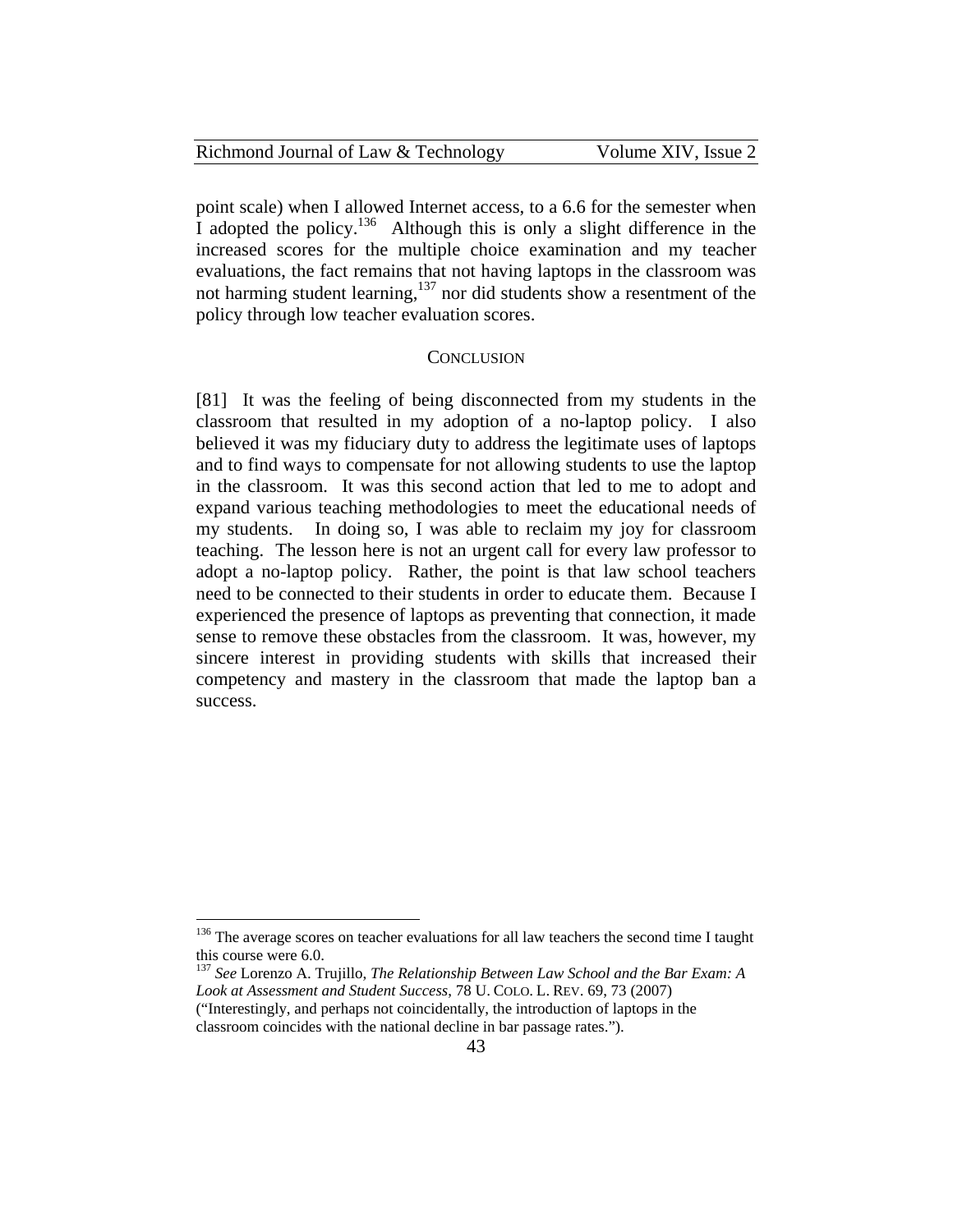point scale) when I allowed Internet access, to a 6.6 for the semester when I adopted the policy.[136] Although this is only a slight difference in the increased scores for the multiple choice examination and my teacher evaluations, the fact remains that not having laptops in the classroom was not harming student learning,[137] nor did students show a resentment of the policy through low teacher evaluation scores.

## CONCLUSION

[81] It was the feeling of being disconnected from my students in the classroom that resulted in my adoption of a no-laptop policy. I also believed it was my fiduciary duty to address the legitimate uses of laptops and to find ways to compensate for not allowing students to use the laptop in the classroom. It was this second action that led to me to adopt and expand various teaching methodologies to meet the educational needs of my students. In doing so, I was able to reclaim my joy for classroom teaching. The lesson here is not an urgent call for every law professor to adopt a no-laptop policy. Rather, the point is that law school teachers need to be connected to their students in order to educate them. Because I experienced the presence of laptops as preventing that connection, it made sense to remove these obstacles from the classroom. It was, however, my sincere interest in providing students with skills that increased their competency and mastery in the classroom that made the laptop ban a success.

---

[136] The average scores on teacher evaluations for all law teachers the second time I taught this course were 6.0.

[137] *See* Lorenzo A. Trujillo, *The Relationship Between Law School and the Bar Exam: A Look at Assessment and Student Success*, 78 U. COLO. L. REV. 69, 73 (2007) ("Interestingly, and perhaps not coincidentally, the introduction of laptops in the classroom coincides with the national decline in bar passage rates.").